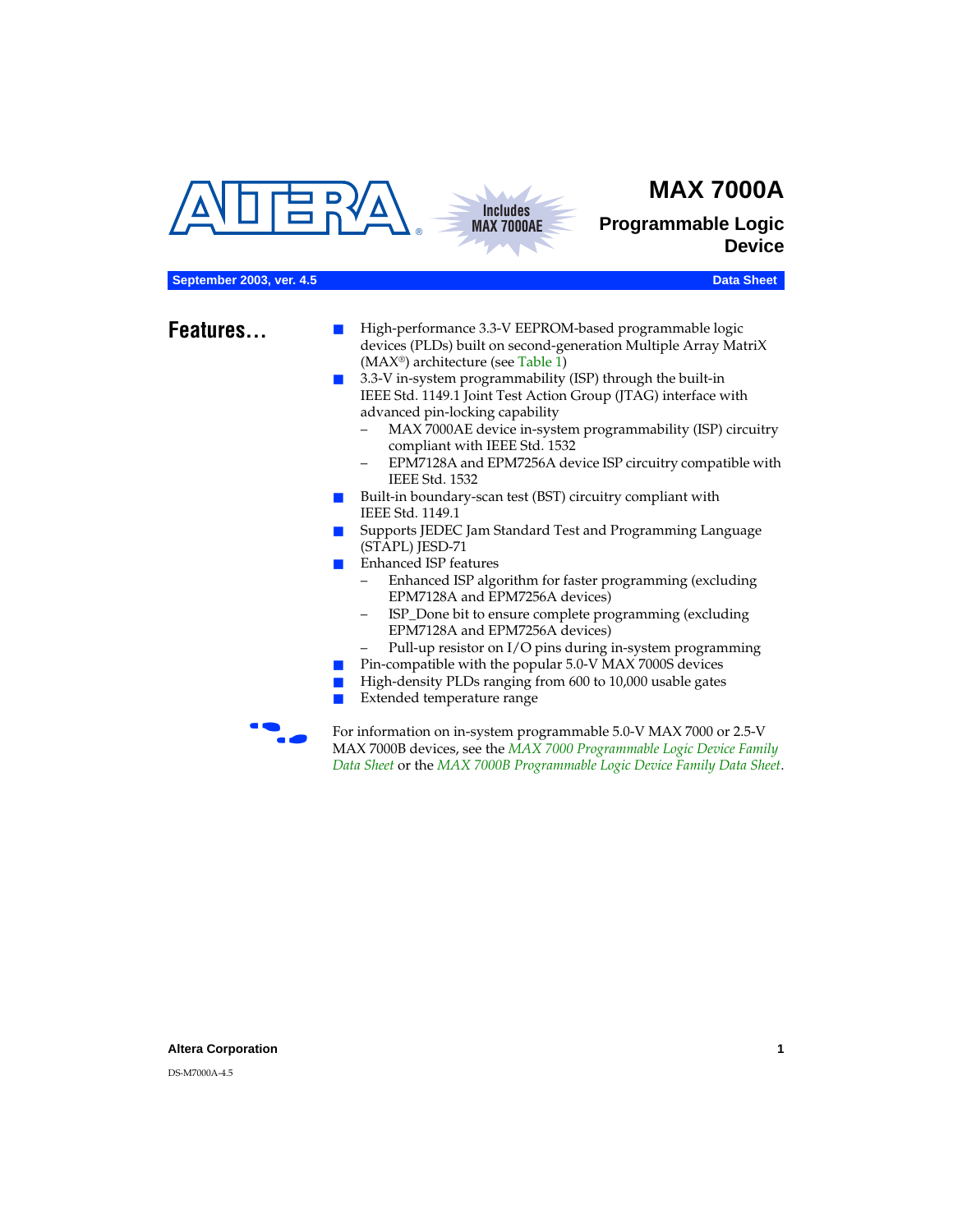# MAX 7000A

## Programmable Logic Device

Includes MAX 7000AE

September 2003, ver. 4.5 — Data Sheet

## Features...

- High-performance 3.3-V EEPROM-based programmable logic devices (PLDs) built on second-generation Multiple Array MatriX (MAX®) architecture (see Table 1)
- 3.3-V in-system programmability (ISP) through the built-in IEEE Std. 1149.1 Joint Test Action Group (JTAG) interface with advanced pin-locking capability
  - MAX 7000AE device in-system programmability (ISP) circuitry compliant with IEEE Std. 1532
  - EPM7128A and EPM7256A device ISP circuitry compatible with IEEE Std. 1532
- Built-in boundary-scan test (BST) circuitry compliant with IEEE Std. 1149.1
- Supports JEDEC Jam Standard Test and Programming Language (STAPL) JESD-71
- Enhanced ISP features
  - Enhanced ISP algorithm for faster programming (excluding EPM7128A and EPM7256A devices)
  - ISP_Done bit to ensure complete programming (excluding EPM7128A and EPM7256A devices)
  - Pull-up resistor on I/O pins during in-system programming
- Pin-compatible with the popular 5.0-V MAX 7000S devices
- High-density PLDs ranging from 600 to 10,000 usable gates
- Extended temperature range

For information on in-system programmable 5.0-V MAX 7000 or 2.5-V MAX 7000B devices, see the *MAX 7000 Programmable Logic Device Family Data Sheet* or the *MAX 7000B Programmable Logic Device Family Data Sheet*.

DS-M7000A-4.5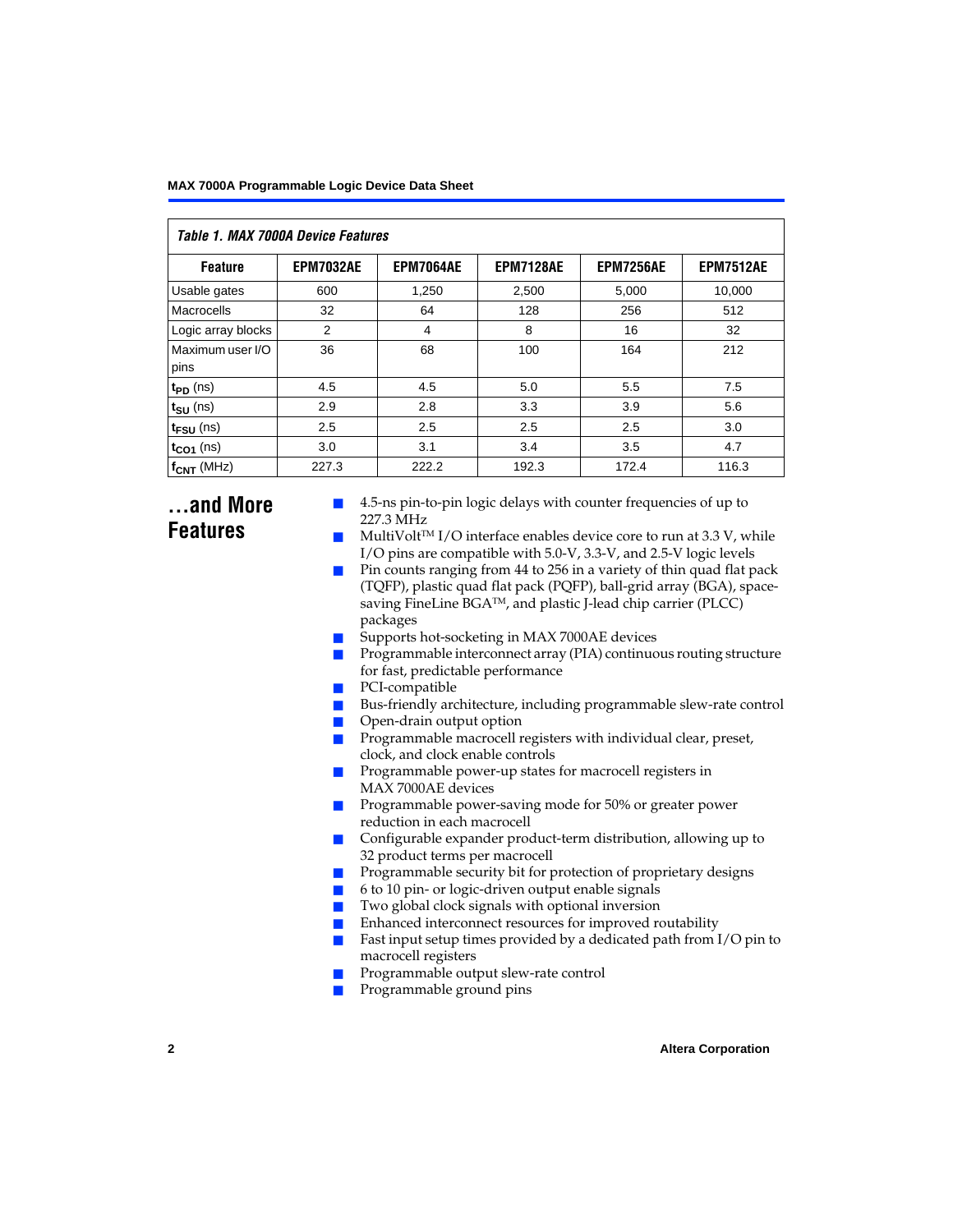*Table 1. MAX 7000A Device Features*

| Feature | EPM7032AE | EPM7064AE | EPM7128AE | EPM7256AE | EPM7512AE |
|---|---|---|---|---|---|
| Usable gates | 600 | 1,250 | 2,500 | 5,000 | 10,000 |
| Macrocells | 32 | 64 | 128 | 256 | 512 |
| Logic array blocks | 2 | 4 | 8 | 16 | 32 |
| Maximum user I/O pins | 36 | 68 | 100 | 164 | 212 |
| $t_{PD}$ (ns) | 4.5 | 4.5 | 5.0 | 5.5 | 7.5 |
| $t_{SU}$ (ns) | 2.9 | 2.8 | 3.3 | 3.9 | 5.6 |
| $t_{FSU}$ (ns) | 2.5 | 2.5 | 2.5 | 2.5 | 3.0 |
| $t_{CO1}$ (ns) | 3.0 | 3.1 | 3.4 | 3.5 | 4.7 |
| $f_{CNT}$ (MHz) | 227.3 | 222.2 | 192.3 | 172.4 | 116.3 |

## ...and More Features

- 4.5-ns pin-to-pin logic delays with counter frequencies of up to 227.3 MHz
- MultiVolt™ I/O interface enables device core to run at 3.3 V, while I/O pins are compatible with 5.0-V, 3.3-V, and 2.5-V logic levels
- Pin counts ranging from 44 to 256 in a variety of thin quad flat pack (TQFP), plastic quad flat pack (PQFP), ball-grid array (BGA), space-saving FineLine BGA™, and plastic J-lead chip carrier (PLCC) packages
- Supports hot-socketing in MAX 7000AE devices
- Programmable interconnect array (PIA) continuous routing structure for fast, predictable performance
- PCI-compatible
- Bus-friendly architecture, including programmable slew-rate control
- Open-drain output option
- Programmable macrocell registers with individual clear, preset, clock, and clock enable controls
- Programmable power-up states for macrocell registers in MAX 7000AE devices
- Programmable power-saving mode for 50% or greater power reduction in each macrocell
- Configurable expander product-term distribution, allowing up to 32 product terms per macrocell
- Programmable security bit for protection of proprietary designs
- 6 to 10 pin- or logic-driven output enable signals
- Two global clock signals with optional inversion
- Enhanced interconnect resources for improved routability
- Fast input setup times provided by a dedicated path from I/O pin to macrocell registers
- Programmable output slew-rate control
- Programmable ground pins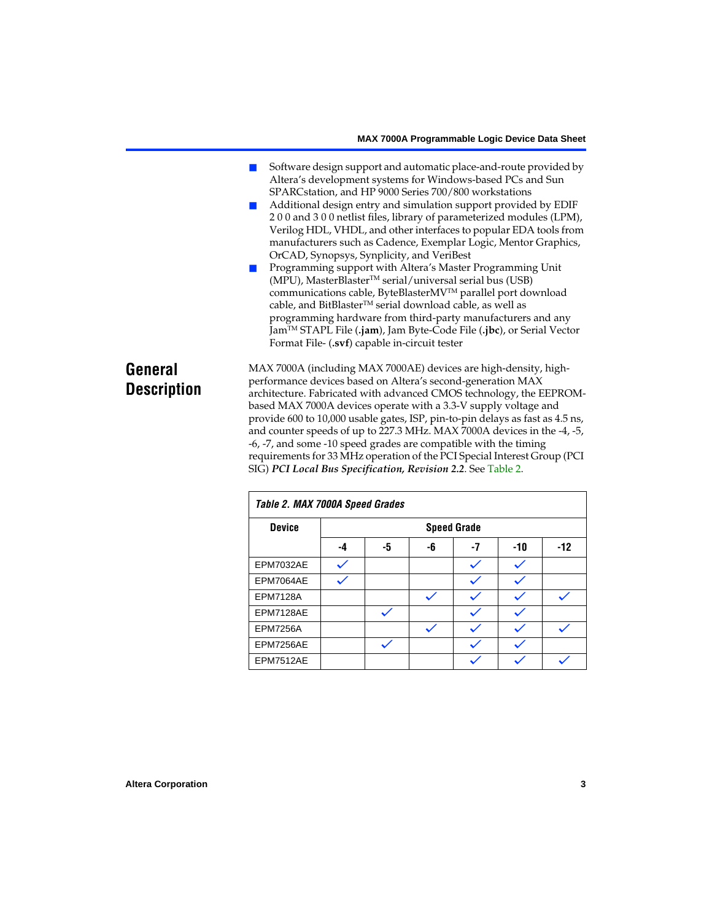- Software design support and automatic place-and-route provided by Altera's development systems for Windows-based PCs and Sun SPARCstation, and HP 9000 Series 700/800 workstations
- Additional design entry and simulation support provided by EDIF 2 0 0 and 3 0 0 netlist files, library of parameterized modules (LPM), Verilog HDL, VHDL, and other interfaces to popular EDA tools from manufacturers such as Cadence, Exemplar Logic, Mentor Graphics, OrCAD, Synopsys, Synplicity, and VeriBest
- Programming support with Altera's Master Programming Unit (MPU), MasterBlaster™ serial/universal serial bus (USB) communications cable, ByteBlasterMV™ parallel port download cable, and BitBlaster™ serial download cable, as well as programming hardware from third-party manufacturers and any Jam™ STAPL File (**.jam**), Jam Byte-Code File (**.jbc**), or Serial Vector Format File- (**.svf**) capable in-circuit tester

## General Description

MAX 7000A (including MAX 7000AE) devices are high-density, high-performance devices based on Altera's second-generation MAX architecture. Fabricated with advanced CMOS technology, the EEPROM-based MAX 7000A devices operate with a 3.3-V supply voltage and provide 600 to 10,000 usable gates, ISP, pin-to-pin delays as fast as 4.5 ns, and counter speeds of up to 227.3 MHz. MAX 7000A devices in the -4, -5, -6, -7, and some -10 speed grades are compatible with the timing requirements for 33 MHz operation of the PCI Special Interest Group (PCI SIG) ***PCI Local Bus Specification, Revision 2.2***. See Table 2.

*Table 2. MAX 7000A Speed Grades*

| Device | Speed Grade | | | | | |
|---|---|---|---|---|---|---|
| | -4 | -5 | -6 | -7 | -10 | -12 |
| EPM7032AE | ✓ | | | ✓ | ✓ | |
| EPM7064AE | ✓ | | | ✓ | ✓ | |
| EPM7128A | | | ✓ | ✓ | ✓ | ✓ |
| EPM7128AE | | ✓ | | ✓ | ✓ | |
| EPM7256A | | | ✓ | ✓ | ✓ | ✓ |
| EPM7256AE | | ✓ | | ✓ | ✓ | |
| EPM7512AE | | | | ✓ | ✓ | ✓ |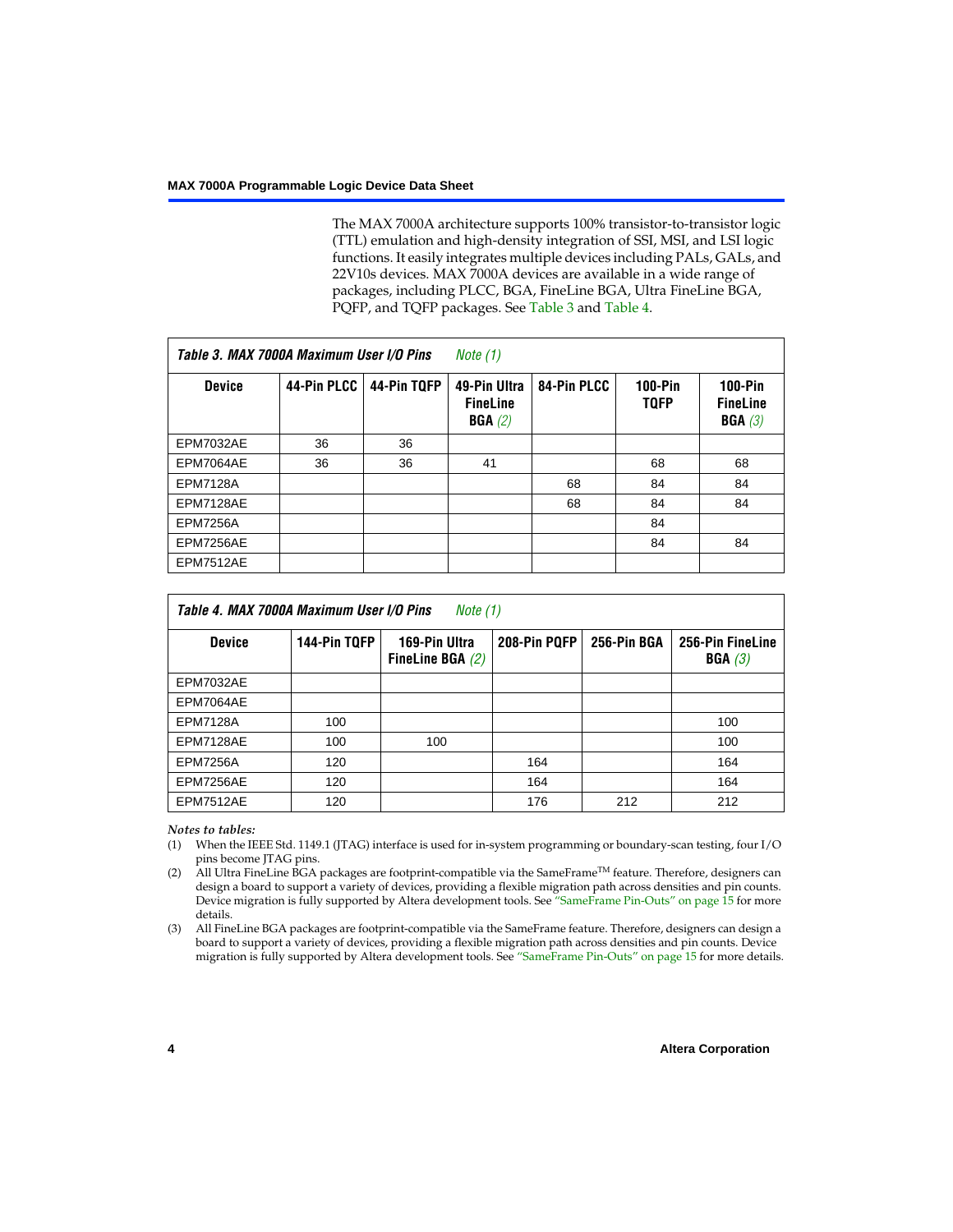The MAX 7000A architecture supports 100% transistor-to-transistor logic (TTL) emulation and high-density integration of SSI, MSI, and LSI logic functions. It easily integrates multiple devices including PALs, GALs, and 22V10s devices. MAX 7000A devices are available in a wide range of packages, including PLCC, BGA, FineLine BGA, Ultra FineLine BGA, PQFP, and TQFP packages. See Table 3 and Table 4.

**Table 3. MAX 7000A Maximum User I/O Pins** *Note (1)*

| Device | 44-Pin PLCC | 44-Pin TQFP | 49-Pin Ultra FineLine BGA *(2)* | 84-Pin PLCC | 100-Pin TQFP | 100-Pin FineLine BGA *(3)* |
|---|---|---|---|---|---|---|
| EPM7032AE | 36 | 36 | | | | |
| EPM7064AE | 36 | 36 | 41 | | 68 | 68 |
| EPM7128A | | | | 68 | 84 | 84 |
| EPM7128AE | | | | 68 | 84 | 84 |
| EPM7256A | | | | | 84 | |
| EPM7256AE | | | | | 84 | 84 |
| EPM7512AE | | | | | | |

**Table 4. MAX 7000A Maximum User I/O Pins** *Note (1)*

| Device | 144-Pin TQFP | 169-Pin Ultra FineLine BGA *(2)* | 208-Pin PQFP | 256-Pin BGA | 256-Pin FineLine BGA *(3)* |
|---|---|---|---|---|---|
| EPM7032AE | | | | | |
| EPM7064AE | | | | | |
| EPM7128A | 100 | | | | 100 |
| EPM7128AE | 100 | 100 | | | 100 |
| EPM7256A | 120 | | 164 | | 164 |
| EPM7256AE | 120 | | 164 | | 164 |
| EPM7512AE | 120 | | 176 | 212 | 212 |

*Notes to tables:*

(1) When the IEEE Std. 1149.1 (JTAG) interface is used for in-system programming or boundary-scan testing, four I/O pins become JTAG pins.

(2) All Ultra FineLine BGA packages are footprint-compatible via the SameFrame™ feature. Therefore, designers can design a board to support a variety of devices, providing a flexible migration path across densities and pin counts. Device migration is fully supported by Altera development tools. See "SameFrame Pin-Outs" on page 15 for more details.

(3) All FineLine BGA packages are footprint-compatible via the SameFrame feature. Therefore, designers can design a board to support a variety of devices, providing a flexible migration path across densities and pin counts. Device migration is fully supported by Altera development tools. See "SameFrame Pin-Outs" on page 15 for more details.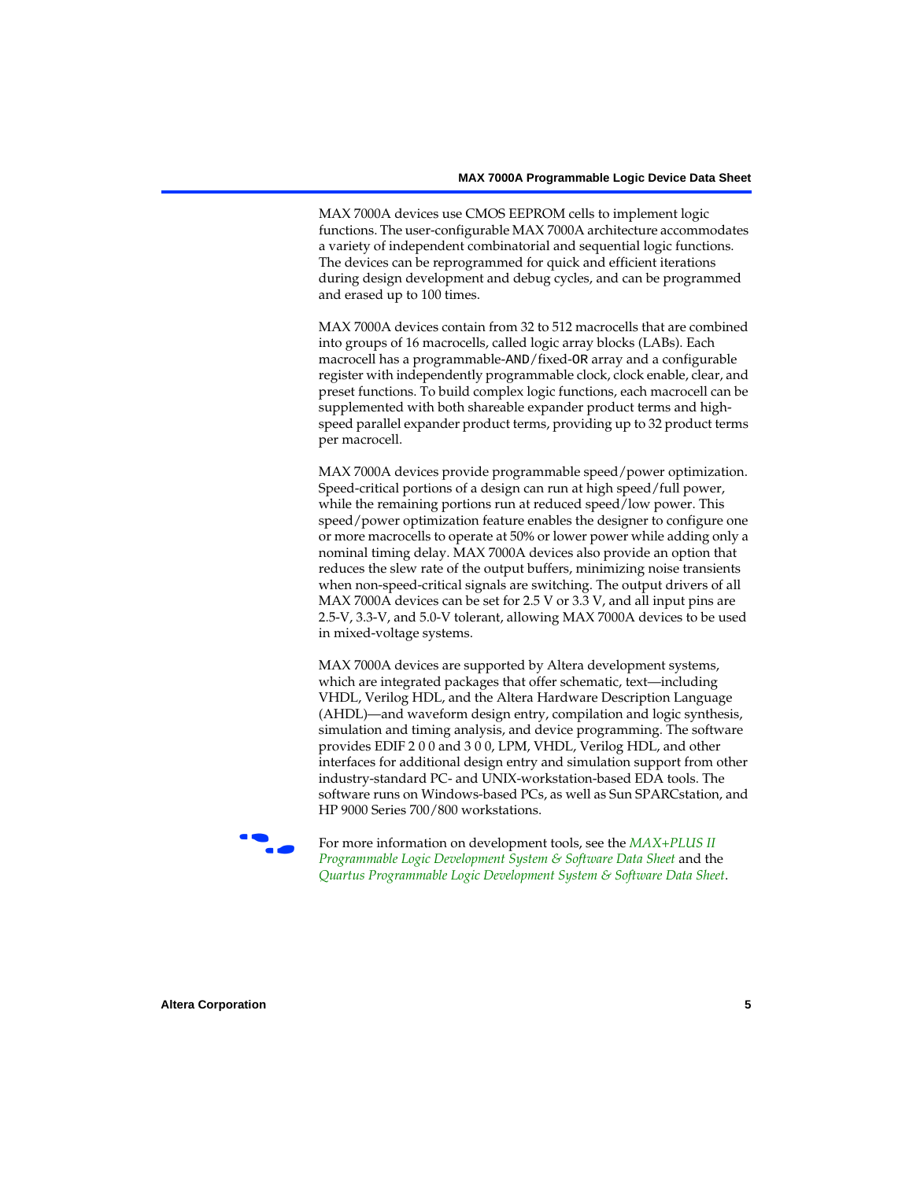MAX 7000A devices use CMOS EEPROM cells to implement logic functions. The user-configurable MAX 7000A architecture accommodates a variety of independent combinatorial and sequential logic functions. The devices can be reprogrammed for quick and efficient iterations during design development and debug cycles, and can be programmed and erased up to 100 times.

MAX 7000A devices contain from 32 to 512 macrocells that are combined into groups of 16 macrocells, called logic array blocks (LABs). Each macrocell has a programmable-AND/fixed-OR array and a configurable register with independently programmable clock, clock enable, clear, and preset functions. To build complex logic functions, each macrocell can be supplemented with both shareable expander product terms and high-speed parallel expander product terms, providing up to 32 product terms per macrocell.

MAX 7000A devices provide programmable speed/power optimization. Speed-critical portions of a design can run at high speed/full power, while the remaining portions run at reduced speed/low power. This speed/power optimization feature enables the designer to configure one or more macrocells to operate at 50% or lower power while adding only a nominal timing delay. MAX 7000A devices also provide an option that reduces the slew rate of the output buffers, minimizing noise transients when non-speed-critical signals are switching. The output drivers of all MAX 7000A devices can be set for 2.5 V or 3.3 V, and all input pins are 2.5-V, 3.3-V, and 5.0-V tolerant, allowing MAX 7000A devices to be used in mixed-voltage systems.

MAX 7000A devices are supported by Altera development systems, which are integrated packages that offer schematic, text—including VHDL, Verilog HDL, and the Altera Hardware Description Language (AHDL)—and waveform design entry, compilation and logic synthesis, simulation and timing analysis, and device programming. The software provides EDIF 2 0 0 and 3 0 0, LPM, VHDL, Verilog HDL, and other interfaces for additional design entry and simulation support from other industry-standard PC- and UNIX-workstation-based EDA tools. The software runs on Windows-based PCs, as well as Sun SPARCstation, and HP 9000 Series 700/800 workstations.

For more information on development tools, see the *MAX+PLUS II Programmable Logic Development System & Software Data Sheet* and the *Quartus Programmable Logic Development System & Software Data Sheet*.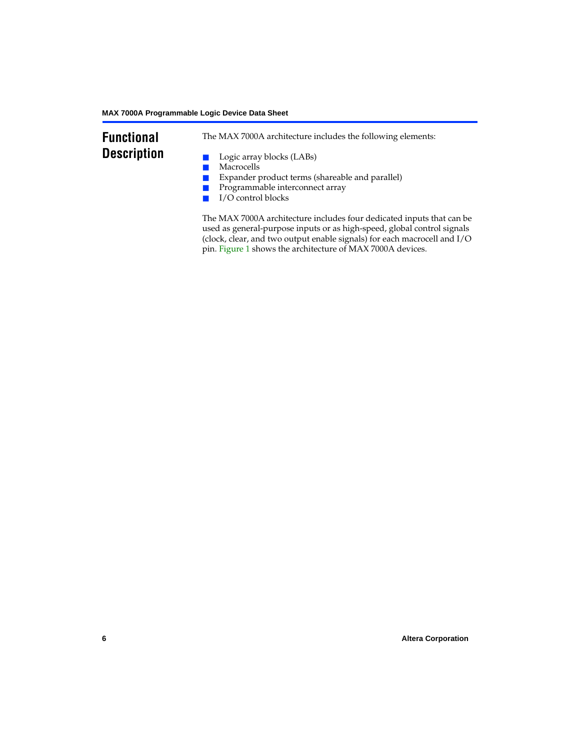## Functional Description

The MAX 7000A architecture includes the following elements:

- Logic array blocks (LABs)
- Macrocells
- Expander product terms (shareable and parallel)
- Programmable interconnect array
- I/O control blocks

The MAX 7000A architecture includes four dedicated inputs that can be used as general-purpose inputs or as high-speed, global control signals (clock, clear, and two output enable signals) for each macrocell and I/O pin. Figure 1 shows the architecture of MAX 7000A devices.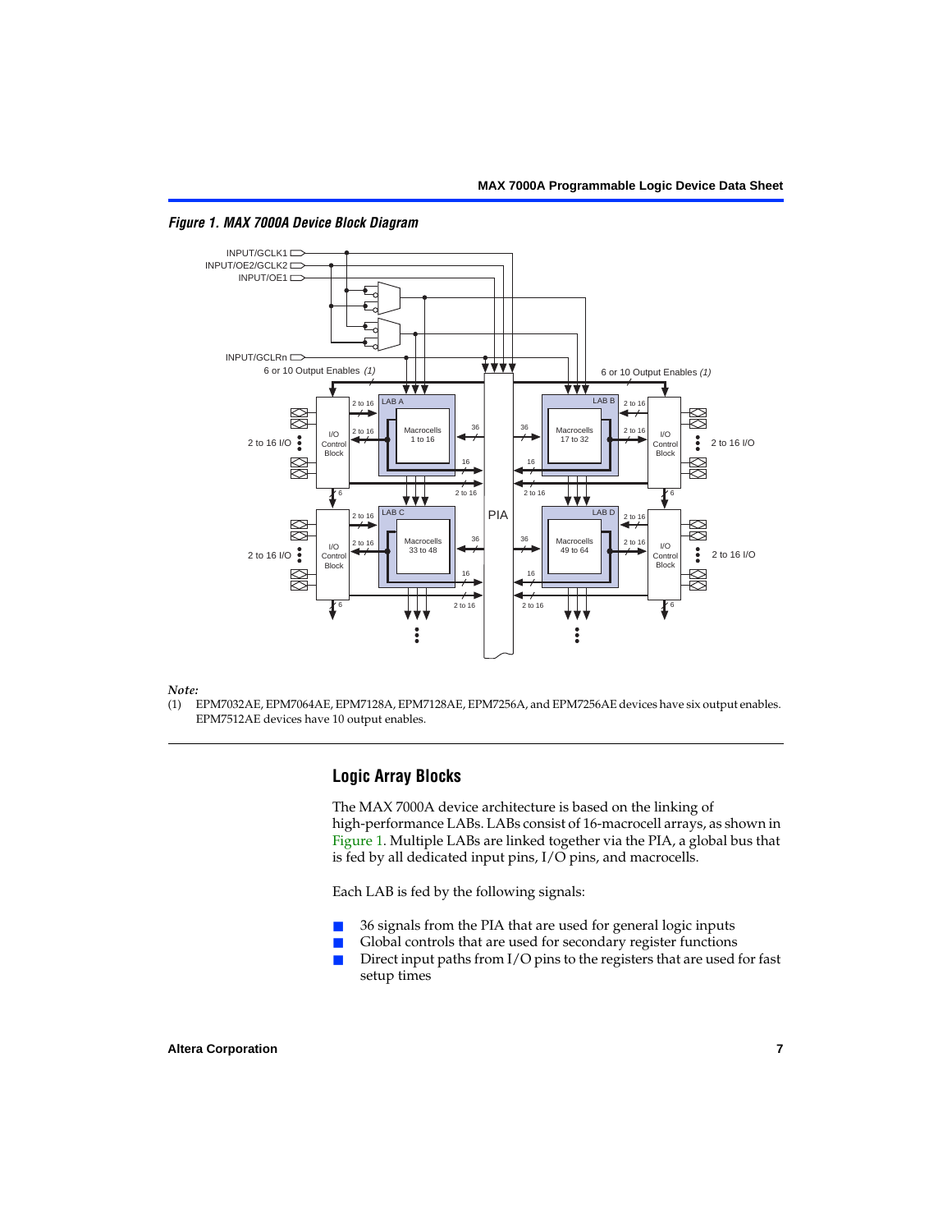*Figure 1. MAX 7000A Device Block Diagram*

*Note:*

(1) EPM7032AE, EPM7064AE, EPM7128A, EPM7128AE, EPM7256A, and EPM7256AE devices have six output enables. EPM7512AE devices have 10 output enables.

## Logic Array Blocks

The MAX 7000A device architecture is based on the linking of high-performance LABs. LABs consist of 16-macrocell arrays, as shown in Figure 1. Multiple LABs are linked together via the PIA, a global bus that is fed by all dedicated input pins, I/O pins, and macrocells.

Each LAB is fed by the following signals:

- 36 signals from the PIA that are used for general logic inputs
- Global controls that are used for secondary register functions
- Direct input paths from I/O pins to the registers that are used for fast setup times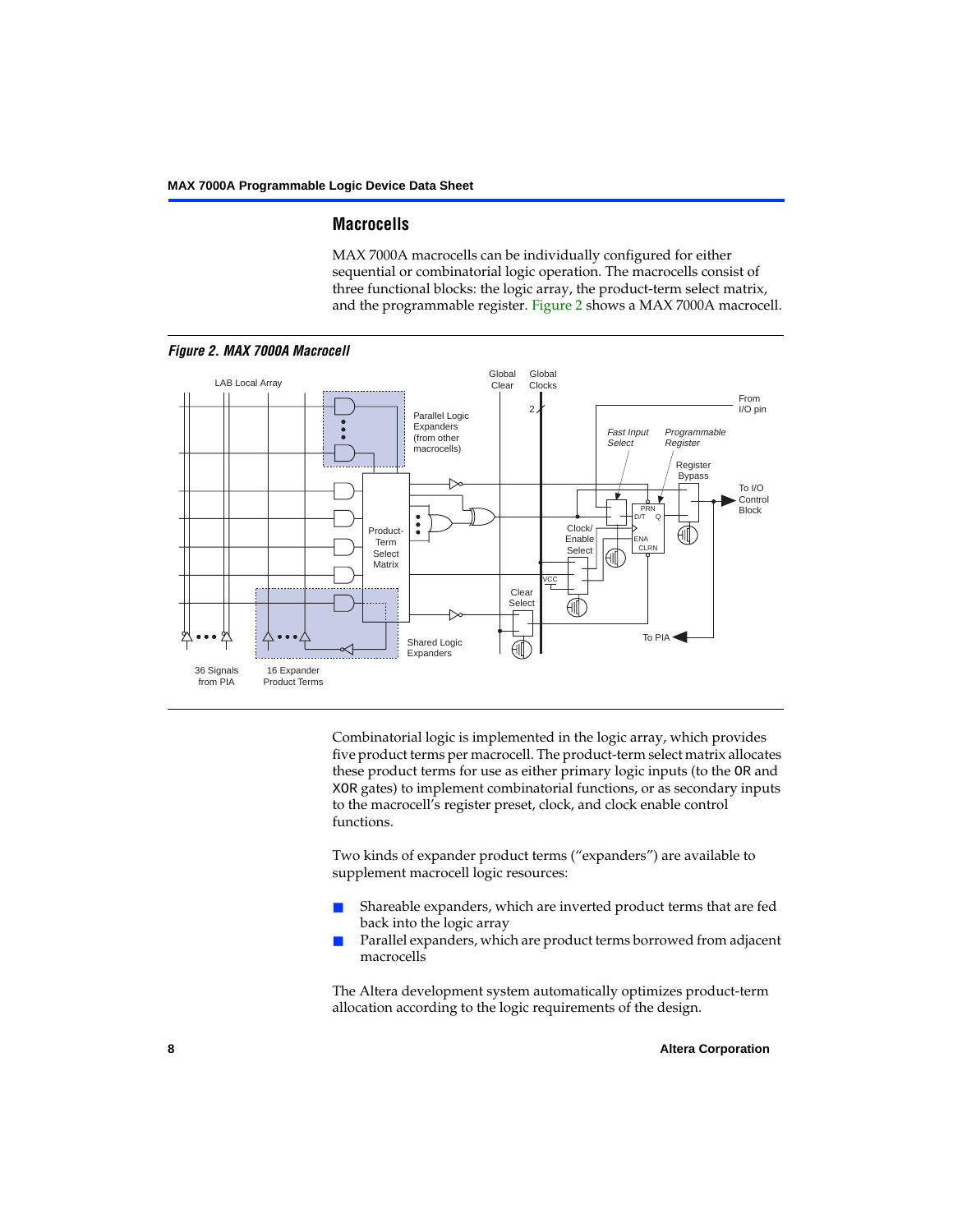## Macrocells

MAX 7000A macrocells can be individually configured for either sequential or combinatorial logic operation. The macrocells consist of three functional blocks: the logic array, the product-term select matrix, and the programmable register. Figure 2 shows a MAX 7000A macrocell.

***Figure 2. MAX 7000A Macrocell***

Combinatorial logic is implemented in the logic array, which provides five product terms per macrocell. The product-term select matrix allocates these product terms for use as either primary logic inputs (to the OR and XOR gates) to implement combinatorial functions, or as secondary inputs to the macrocell's register preset, clock, and clock enable control functions.

Two kinds of expander product terms ("expanders") are available to supplement macrocell logic resources:

- Shareable expanders, which are inverted product terms that are fed back into the logic array
- Parallel expanders, which are product terms borrowed from adjacent macrocells

The Altera development system automatically optimizes product-term allocation according to the logic requirements of the design.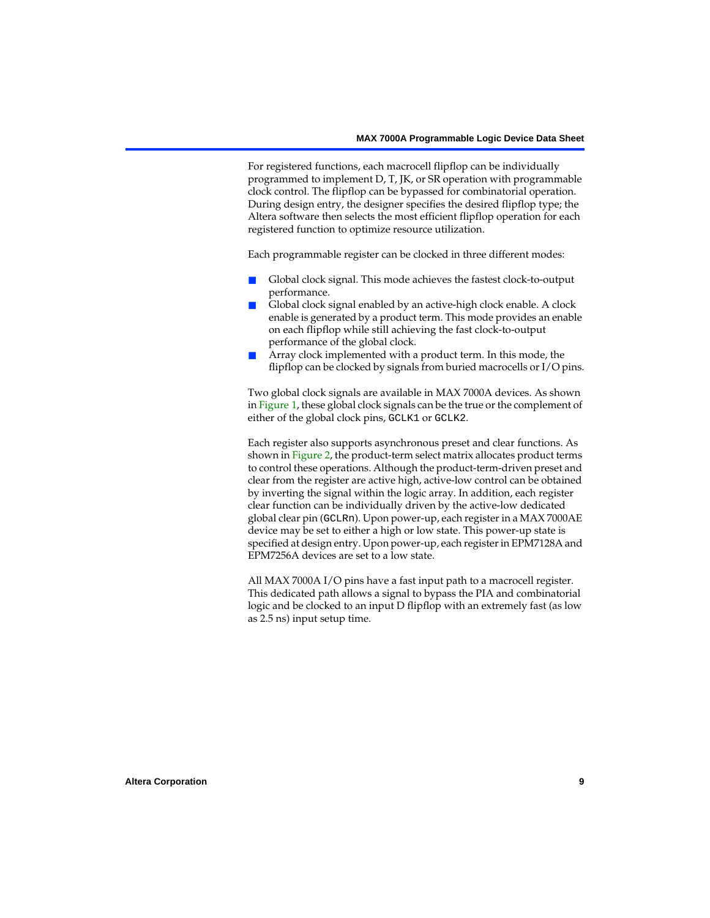For registered functions, each macrocell flipflop can be individually programmed to implement D, T, JK, or SR operation with programmable clock control. The flipflop can be bypassed for combinatorial operation. During design entry, the designer specifies the desired flipflop type; the Altera software then selects the most efficient flipflop operation for each registered function to optimize resource utilization.

Each programmable register can be clocked in three different modes:

- Global clock signal. This mode achieves the fastest clock-to-output performance.
- Global clock signal enabled by an active-high clock enable. A clock enable is generated by a product term. This mode provides an enable on each flipflop while still achieving the fast clock-to-output performance of the global clock.
- Array clock implemented with a product term. In this mode, the flipflop can be clocked by signals from buried macrocells or I/O pins.

Two global clock signals are available in MAX 7000A devices. As shown in Figure 1, these global clock signals can be the true or the complement of either of the global clock pins, `GCLK1` or `GCLK2`.

Each register also supports asynchronous preset and clear functions. As shown in Figure 2, the product-term select matrix allocates product terms to control these operations. Although the product-term-driven preset and clear from the register are active high, active-low control can be obtained by inverting the signal within the logic array. In addition, each register clear function can be individually driven by the active-low dedicated global clear pin (`GCLRn`). Upon power-up, each register in a MAX 7000AE device may be set to either a high or low state. This power-up state is specified at design entry. Upon power-up, each register in EPM7128A and EPM7256A devices are set to a low state.

All MAX 7000A I/O pins have a fast input path to a macrocell register. This dedicated path allows a signal to bypass the PIA and combinatorial logic and be clocked to an input D flipflop with an extremely fast (as low as 2.5 ns) input setup time.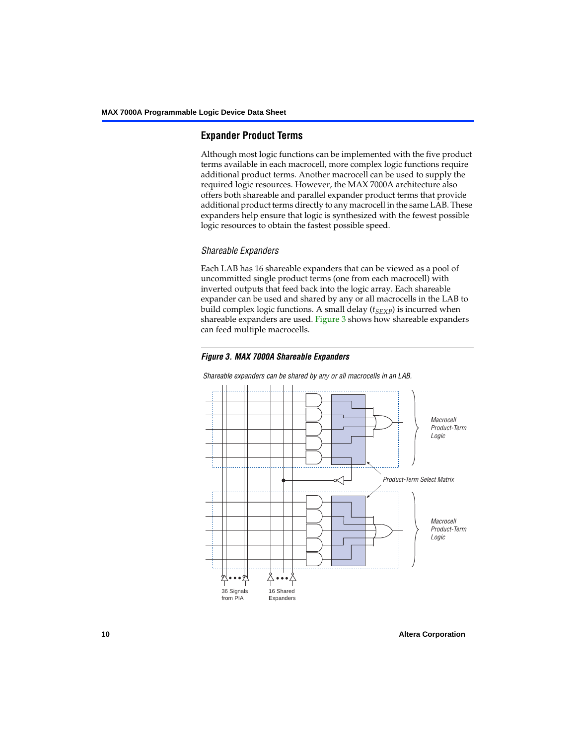## Expander Product Terms

Although most logic functions can be implemented with the five product terms available in each macrocell, more complex logic functions require additional product terms. Another macrocell can be used to supply the required logic resources. However, the MAX 7000A architecture also offers both shareable and parallel expander product terms that provide additional product terms directly to any macrocell in the same LAB. These expanders help ensure that logic is synthesized with the fewest possible logic resources to obtain the fastest possible speed.

### *Shareable Expanders*

Each LAB has 16 shareable expanders that can be viewed as a pool of uncommitted single product terms (one from each macrocell) with inverted outputs that feed back into the logic array. Each shareable expander can be used and shared by any or all macrocells in the LAB to build complex logic functions. A small delay ($t_{SEXP}$) is incurred when shareable expanders are used. Figure 3 shows how shareable expanders can feed multiple macrocells.

***Figure 3. MAX 7000A Shareable Expanders***

*Shareable expanders can be shared by any or all macrocells in an LAB.*

*Macrocell Product-Term Logic*

*Product-Term Select Matrix*

*Macrocell Product-Term Logic*

36 Signals from PIA

16 Shared Expanders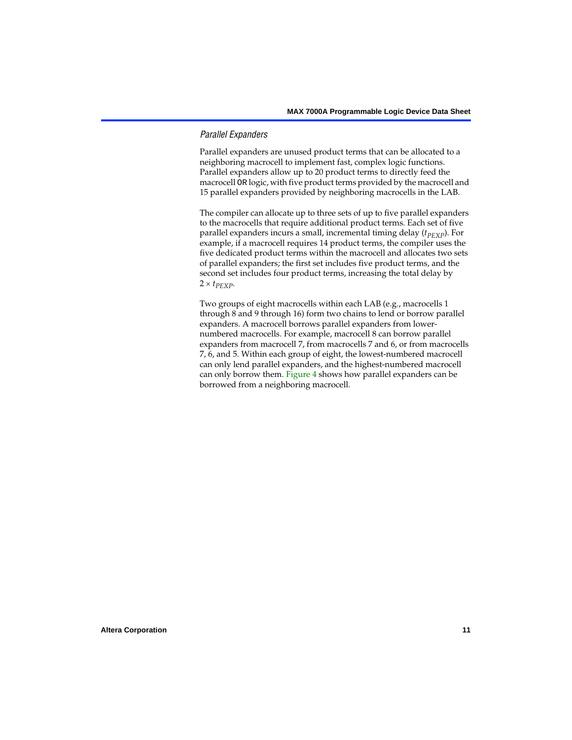### *Parallel Expanders*

Parallel expanders are unused product terms that can be allocated to a neighboring macrocell to implement fast, complex logic functions. Parallel expanders allow up to 20 product terms to directly feed the macrocell `OR` logic, with five product terms provided by the macrocell and 15 parallel expanders provided by neighboring macrocells in the LAB.

The compiler can allocate up to three sets of up to five parallel expanders to the macrocells that require additional product terms. Each set of five parallel expanders incurs a small, incremental timing delay ($t_{PEXP}$). For example, if a macrocell requires 14 product terms, the compiler uses the five dedicated product terms within the macrocell and allocates two sets of parallel expanders; the first set includes five product terms, and the second set includes four product terms, increasing the total delay by $2 \times t_{PEXP}$.

Two groups of eight macrocells within each LAB (e.g., macrocells 1 through 8 and 9 through 16) form two chains to lend or borrow parallel expanders. A macrocell borrows parallel expanders from lower-numbered macrocells. For example, macrocell 8 can borrow parallel expanders from macrocell 7, from macrocells 7 and 6, or from macrocells 7, 6, and 5. Within each group of eight, the lowest-numbered macrocell can only lend parallel expanders, and the highest-numbered macrocell can only borrow them. Figure 4 shows how parallel expanders can be borrowed from a neighboring macrocell.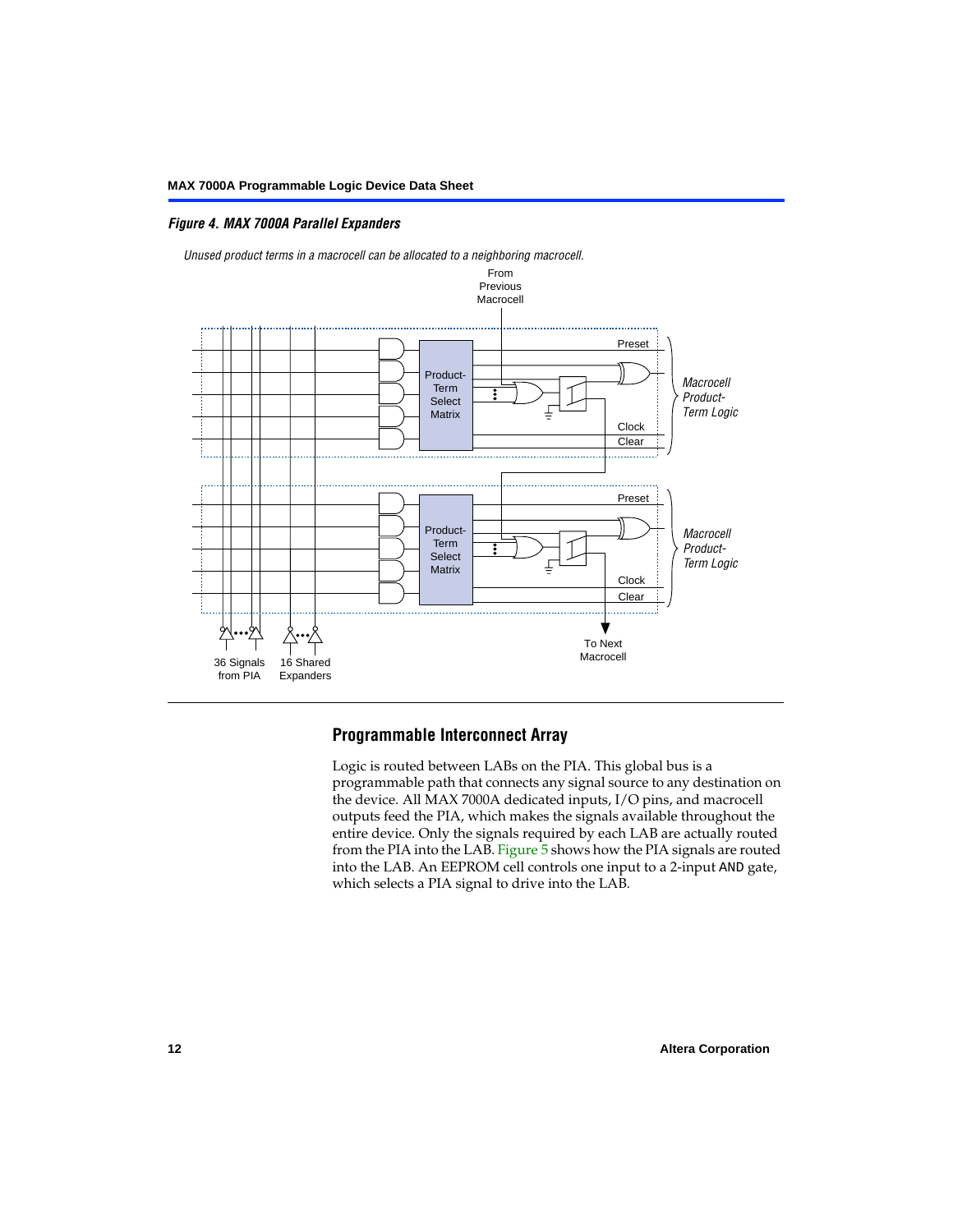*Figure 4. MAX 7000A Parallel Expanders*

*Unused product terms in a macrocell can be allocated to a neighboring macrocell.*

From Previous Macrocell

Preset

Product-Term Select Matrix

*Macrocell Product-Term Logic*

Clock

Clear

Preset

Product-Term Select Matrix

*Macrocell Product-Term Logic*

Clock

Clear

36 Signals from PIA

16 Shared Expanders

To Next Macrocell

## Programmable Interconnect Array

Logic is routed between LABs on the PIA. This global bus is a programmable path that connects any signal source to any destination on the device. All MAX 7000A dedicated inputs, I/O pins, and macrocell outputs feed the PIA, which makes the signals available throughout the entire device. Only the signals required by each LAB are actually routed from the PIA into the LAB. Figure 5 shows how the PIA signals are routed into the LAB. An EEPROM cell controls one input to a 2-input AND gate, which selects a PIA signal to drive into the LAB.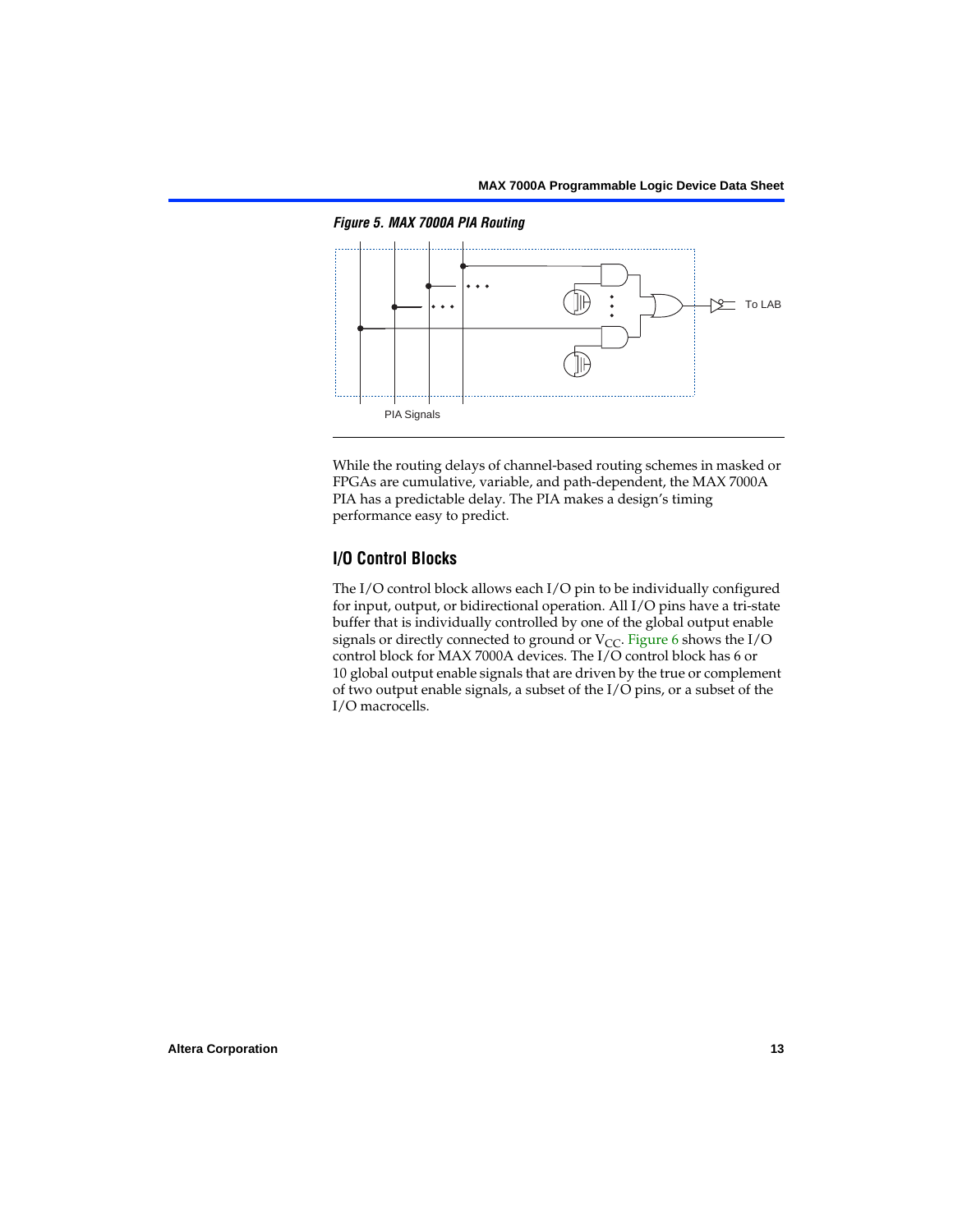*Figure 5. MAX 7000A PIA Routing*

To LAB

PIA Signals

While the routing delays of channel-based routing schemes in masked or FPGAs are cumulative, variable, and path-dependent, the MAX 7000A PIA has a predictable delay. The PIA makes a design's timing performance easy to predict.

## I/O Control Blocks

The I/O control block allows each I/O pin to be individually configured for input, output, or bidirectional operation. All I/O pins have a tri-state buffer that is individually controlled by one of the global output enable signals or directly connected to ground or $V_{CC}$. Figure 6 shows the I/O control block for MAX 7000A devices. The I/O control block has 6 or 10 global output enable signals that are driven by the true or complement of two output enable signals, a subset of the I/O pins, or a subset of the I/O macrocells.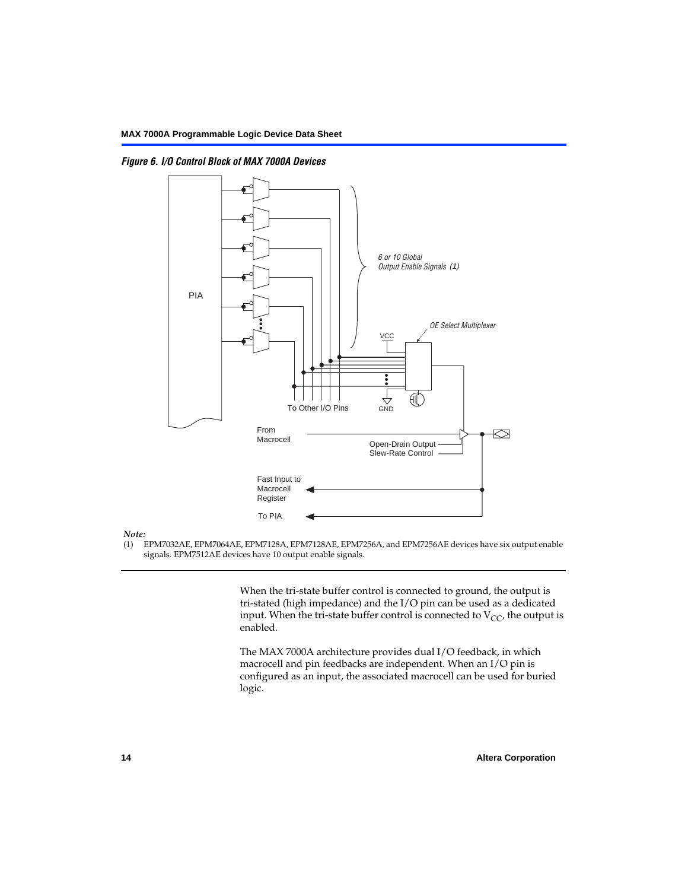*Figure 6. I/O Control Block of MAX 7000A Devices*

*Note:*

(1) EPM7032AE, EPM7064AE, EPM7128A, EPM7128AE, EPM7256A, and EPM7256AE devices have six output enable signals. EPM7512AE devices have 10 output enable signals.

When the tri-state buffer control is connected to ground, the output is tri-stated (high impedance) and the I/O pin can be used as a dedicated input. When the tri-state buffer control is connected to $V_{CC}$, the output is enabled.

The MAX 7000A architecture provides dual I/O feedback, in which macrocell and pin feedbacks are independent. When an I/O pin is configured as an input, the associated macrocell can be used for buried logic.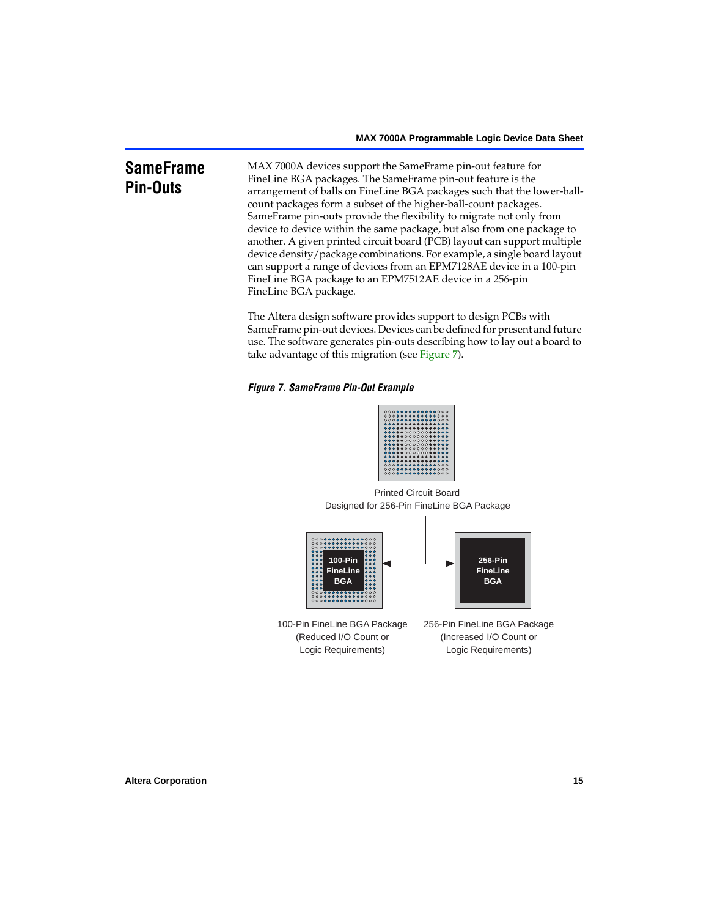## SameFrame Pin-Outs

MAX 7000A devices support the SameFrame pin-out feature for FineLine BGA packages. The SameFrame pin-out feature is the arrangement of balls on FineLine BGA packages such that the lower-ball-count packages form a subset of the higher-ball-count packages. SameFrame pin-outs provide the flexibility to migrate not only from device to device within the same package, but also from one package to another. A given printed circuit board (PCB) layout can support multiple device density/package combinations. For example, a single board layout can support a range of devices from an EPM7128AE device in a 100-pin FineLine BGA package to an EPM7512AE device in a 256-pin FineLine BGA package.

The Altera design software provides support to design PCBs with SameFrame pin-out devices. Devices can be defined for present and future use. The software generates pin-outs describing how to lay out a board to take advantage of this migration (see Figure 7).

***Figure 7. SameFrame Pin-Out Example***

Printed Circuit Board
Designed for 256-Pin FineLine BGA Package

100-Pin FineLine BGA

256-Pin FineLine BGA

100-Pin FineLine BGA Package
(Reduced I/O Count or
Logic Requirements)

256-Pin FineLine BGA Package
(Increased I/O Count or
Logic Requirements)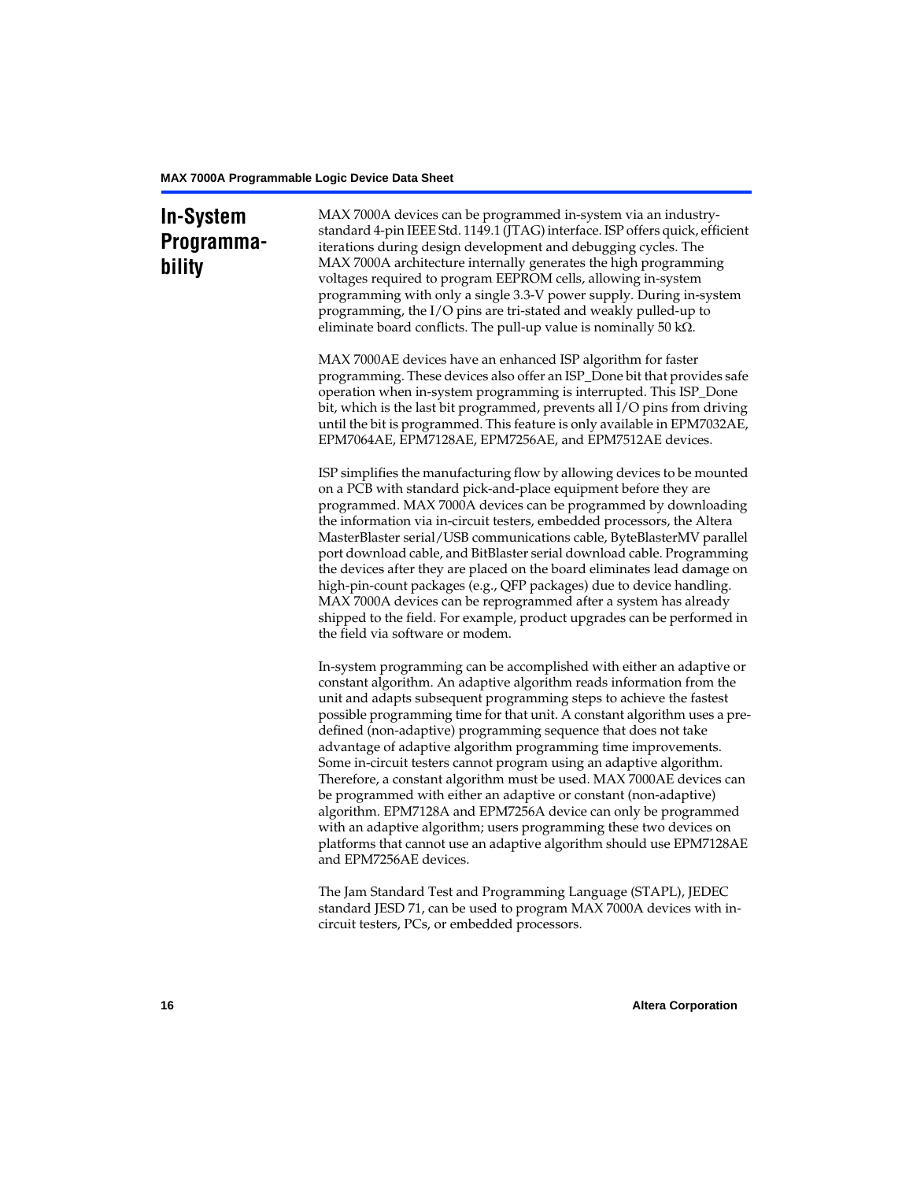## In-System Programmability

MAX 7000A devices can be programmed in-system via an industry-standard 4-pin IEEE Std. 1149.1 (JTAG) interface. ISP offers quick, efficient iterations during design development and debugging cycles. The MAX 7000A architecture internally generates the high programming voltages required to program EEPROM cells, allowing in-system programming with only a single 3.3-V power supply. During in-system programming, the I/O pins are tri-stated and weakly pulled-up to eliminate board conflicts. The pull-up value is nominally 50 kΩ.

MAX 7000AE devices have an enhanced ISP algorithm for faster programming. These devices also offer an ISP_Done bit that provides safe operation when in-system programming is interrupted. This ISP_Done bit, which is the last bit programmed, prevents all I/O pins from driving until the bit is programmed. This feature is only available in EPM7032AE, EPM7064AE, EPM7128AE, EPM7256AE, and EPM7512AE devices.

ISP simplifies the manufacturing flow by allowing devices to be mounted on a PCB with standard pick-and-place equipment before they are programmed. MAX 7000A devices can be programmed by downloading the information via in-circuit testers, embedded processors, the Altera MasterBlaster serial/USB communications cable, ByteBlasterMV parallel port download cable, and BitBlaster serial download cable. Programming the devices after they are placed on the board eliminates lead damage on high-pin-count packages (e.g., QFP packages) due to device handling. MAX 7000A devices can be reprogrammed after a system has already shipped to the field. For example, product upgrades can be performed in the field via software or modem.

In-system programming can be accomplished with either an adaptive or constant algorithm. An adaptive algorithm reads information from the unit and adapts subsequent programming steps to achieve the fastest possible programming time for that unit. A constant algorithm uses a pre-defined (non-adaptive) programming sequence that does not take advantage of adaptive algorithm programming time improvements. Some in-circuit testers cannot program using an adaptive algorithm. Therefore, a constant algorithm must be used. MAX 7000AE devices can be programmed with either an adaptive or constant (non-adaptive) algorithm. EPM7128A and EPM7256A device can only be programmed with an adaptive algorithm; users programming these two devices on platforms that cannot use an adaptive algorithm should use EPM7128AE and EPM7256AE devices.

The Jam Standard Test and Programming Language (STAPL), JEDEC standard JESD 71, can be used to program MAX 7000A devices with in-circuit testers, PCs, or embedded processors.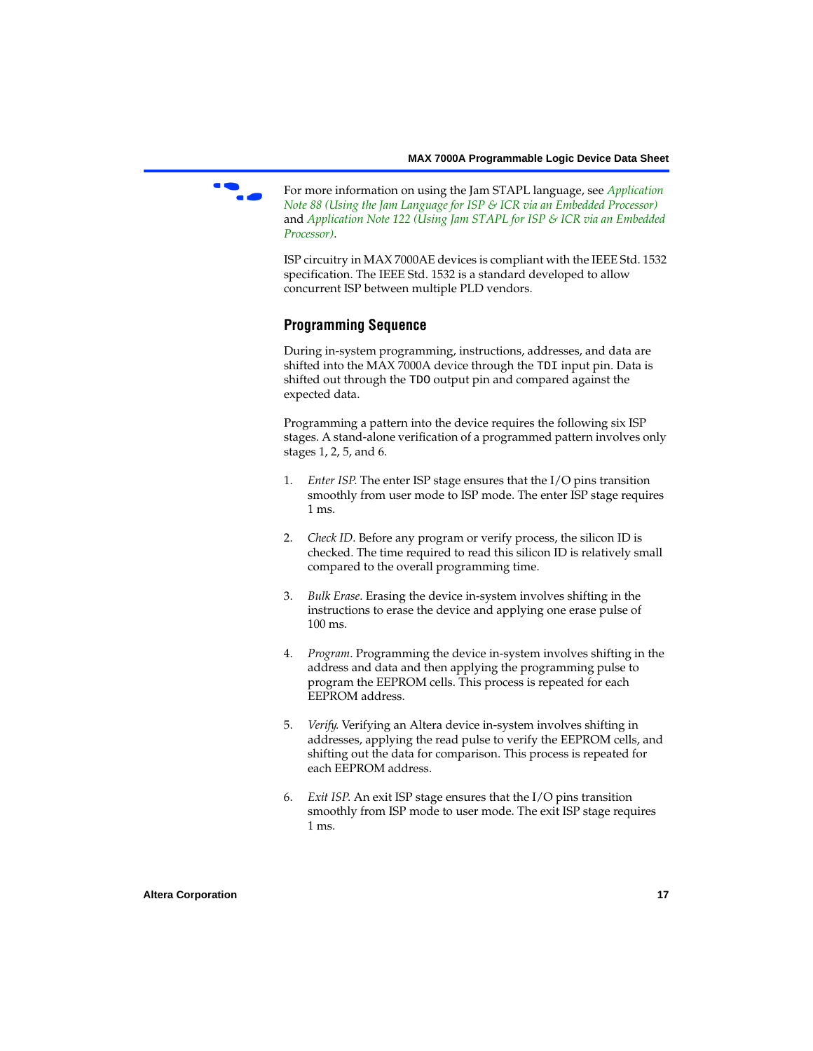For more information on using the Jam STAPL language, see *Application Note 88 (Using the Jam Language for ISP & ICR via an Embedded Processor)* and *Application Note 122 (Using Jam STAPL for ISP & ICR via an Embedded Processor)*.

ISP circuitry in MAX 7000AE devices is compliant with the IEEE Std. 1532 specification. The IEEE Std. 1532 is a standard developed to allow concurrent ISP between multiple PLD vendors.

## Programming Sequence

During in-system programming, instructions, addresses, and data are shifted into the MAX 7000A device through the `TDI` input pin. Data is shifted out through the `TDO` output pin and compared against the expected data.

Programming a pattern into the device requires the following six ISP stages. A stand-alone verification of a programmed pattern involves only stages 1, 2, 5, and 6.

1. *Enter ISP*. The enter ISP stage ensures that the I/O pins transition smoothly from user mode to ISP mode. The enter ISP stage requires 1 ms.

2. *Check ID*. Before any program or verify process, the silicon ID is checked. The time required to read this silicon ID is relatively small compared to the overall programming time.

3. *Bulk Erase*. Erasing the device in-system involves shifting in the instructions to erase the device and applying one erase pulse of 100 ms.

4. *Program*. Programming the device in-system involves shifting in the address and data and then applying the programming pulse to program the EEPROM cells. This process is repeated for each EEPROM address.

5. *Verify*. Verifying an Altera device in-system involves shifting in addresses, applying the read pulse to verify the EEPROM cells, and shifting out the data for comparison. This process is repeated for each EEPROM address.

6. *Exit ISP*. An exit ISP stage ensures that the I/O pins transition smoothly from ISP mode to user mode. The exit ISP stage requires 1 ms.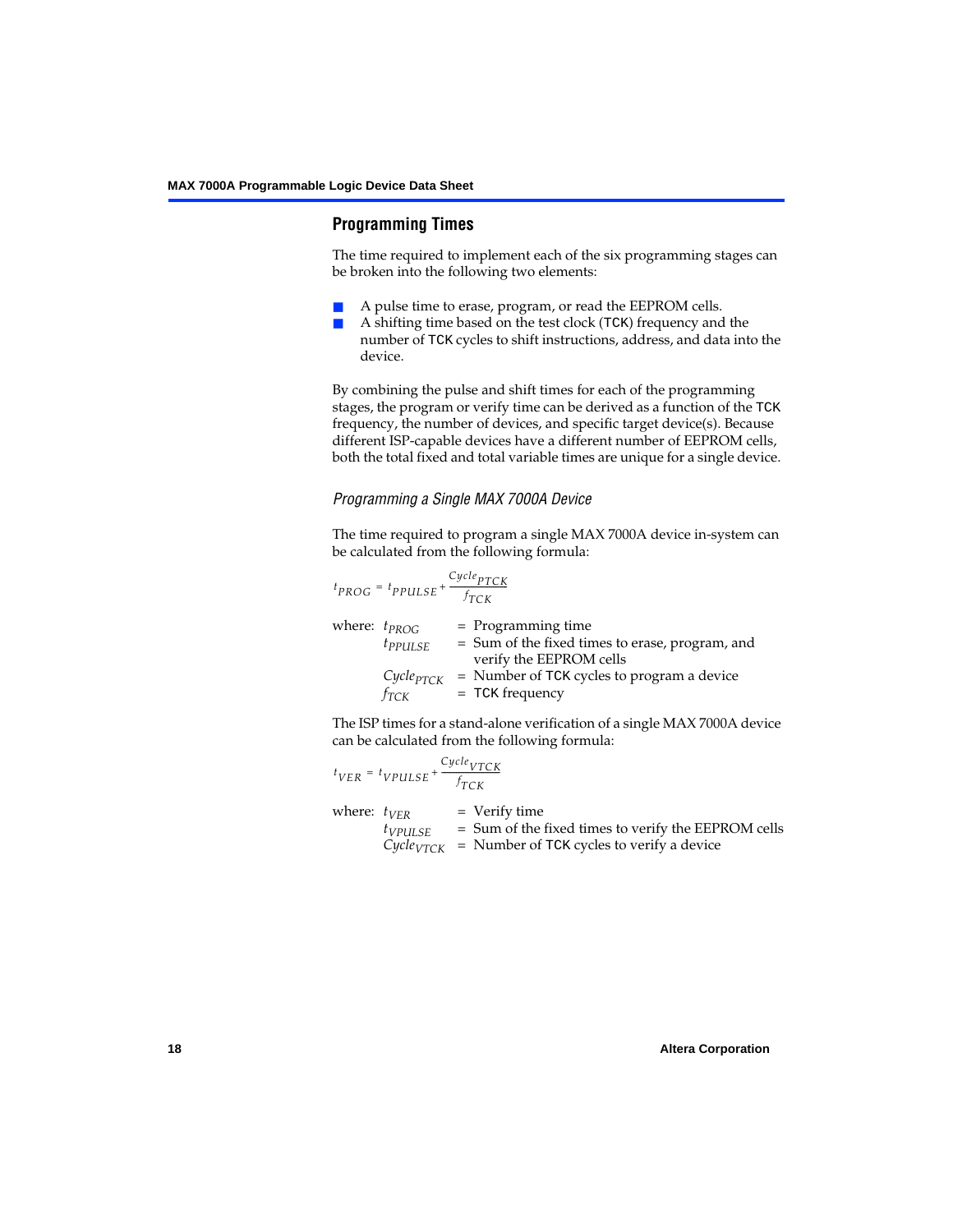## Programming Times

The time required to implement each of the six programming stages can be broken into the following two elements:

- A pulse time to erase, program, or read the EEPROM cells.
- A shifting time based on the test clock (TCK) frequency and the number of TCK cycles to shift instructions, address, and data into the device.

By combining the pulse and shift times for each of the programming stages, the program or verify time can be derived as a function of the TCK frequency, the number of devices, and specific target device(s). Because different ISP-capable devices have a different number of EEPROM cells, both the total fixed and total variable times are unique for a single device.

### *Programming a Single MAX 7000A Device*

The time required to program a single MAX 7000A device in-system can be calculated from the following formula:

$$t_{PROG} = t_{PPULSE} + \frac{Cycle_{PTCK}}{f_{TCK}}$$

where: $t_{PROG}$ = Programming time
$t_{PPULSE}$ = Sum of the fixed times to erase, program, and verify the EEPROM cells
$Cycle_{PTCK}$ = Number of TCK cycles to program a device
$f_{TCK}$ = TCK frequency

The ISP times for a stand-alone verification of a single MAX 7000A device can be calculated from the following formula:

$$t_{VER} = t_{VPULSE} + \frac{Cycle_{VTCK}}{f_{TCK}}$$

where: $t_{VER}$ = Verify time
$t_{VPULSE}$ = Sum of the fixed times to verify the EEPROM cells
$Cycle_{VTCK}$ = Number of TCK cycles to verify a device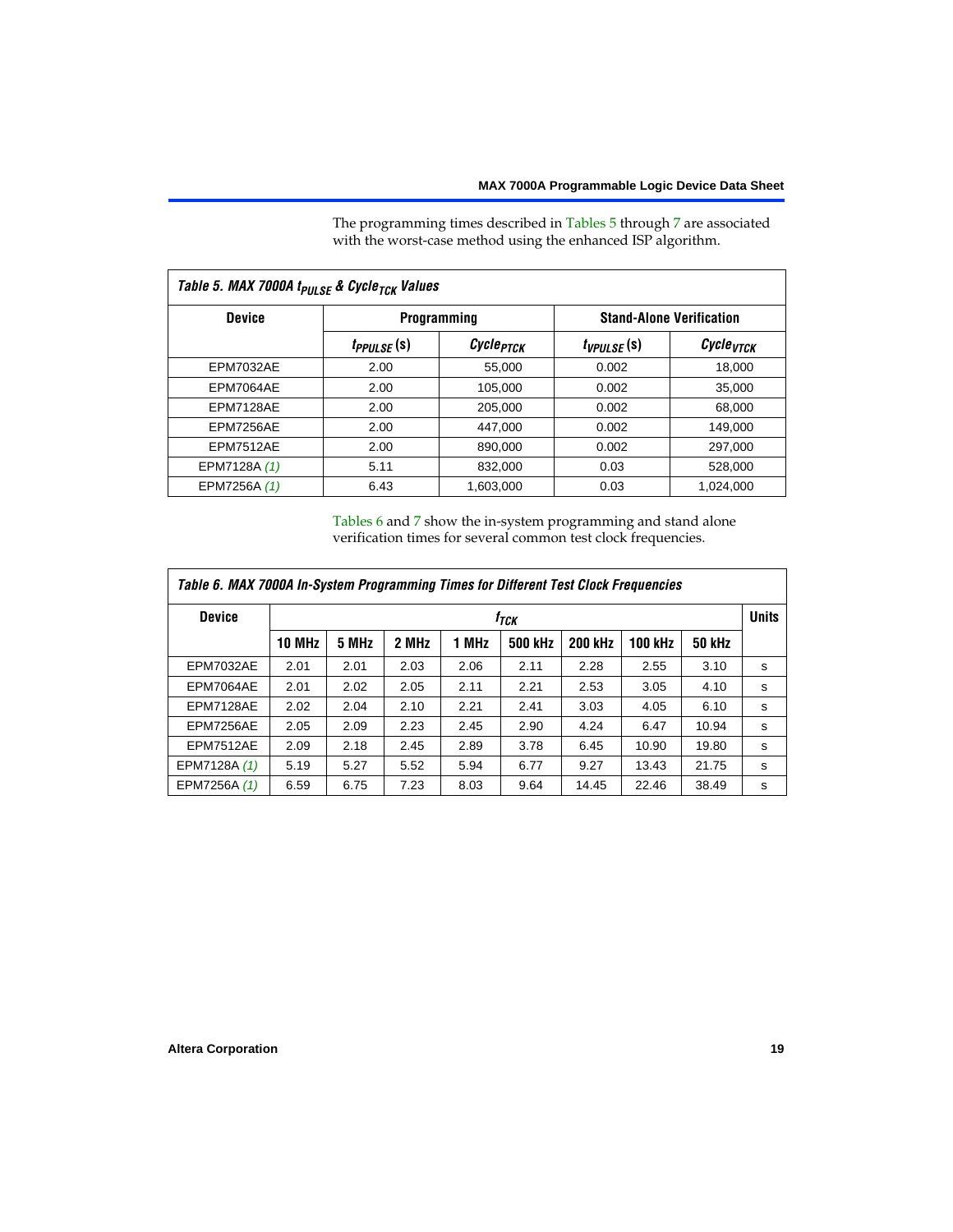The programming times described in Tables 5 through 7 are associated with the worst-case method using the enhanced ISP algorithm.

**Table 5. MAX 7000A $t_{PULSE}$ & $Cycle_{TCK}$ Values**

| Device | Programming | | Stand-Alone Verification | |
|---|---|---|---|---|
| | $t_{PPULSE}$ (s) | $Cycle_{PTCK}$ | $t_{VPULSE}$ (s) | $Cycle_{VTCK}$ |
| EPM7032AE | 2.00 | 55,000 | 0.002 | 18,000 |
| EPM7064AE | 2.00 | 105,000 | 0.002 | 35,000 |
| EPM7128AE | 2.00 | 205,000 | 0.002 | 68,000 |
| EPM7256AE | 2.00 | 447,000 | 0.002 | 149,000 |
| EPM7512AE | 2.00 | 890,000 | 0.002 | 297,000 |
| EPM7128A *(1)* | 5.11 | 832,000 | 0.03 | 528,000 |
| EPM7256A *(1)* | 6.43 | 1,603,000 | 0.03 | 1,024,000 |

Tables 6 and 7 show the in-system programming and stand alone verification times for several common test clock frequencies.

**Table 6. MAX 7000A In-System Programming Times for Different Test Clock Frequencies**

| Device | $f_{TCK}$ | | | | | | | | Units |
|---|---|---|---|---|---|---|---|---|---|
| | 10 MHz | 5 MHz | 2 MHz | 1 MHz | 500 kHz | 200 kHz | 100 kHz | 50 kHz | |
| EPM7032AE | 2.01 | 2.01 | 2.03 | 2.06 | 2.11 | 2.28 | 2.55 | 3.10 | s |
| EPM7064AE | 2.01 | 2.02 | 2.05 | 2.11 | 2.21 | 2.53 | 3.05 | 4.10 | s |
| EPM7128AE | 2.02 | 2.04 | 2.10 | 2.21 | 2.41 | 3.03 | 4.05 | 6.10 | s |
| EPM7256AE | 2.05 | 2.09 | 2.23 | 2.45 | 2.90 | 4.24 | 6.47 | 10.94 | s |
| EPM7512AE | 2.09 | 2.18 | 2.45 | 2.89 | 3.78 | 6.45 | 10.90 | 19.80 | s |
| EPM7128A *(1)* | 5.19 | 5.27 | 5.52 | 5.94 | 6.77 | 9.27 | 13.43 | 21.75 | s |
| EPM7256A *(1)* | 6.59 | 6.75 | 7.23 | 8.03 | 9.64 | 14.45 | 22.46 | 38.49 | s |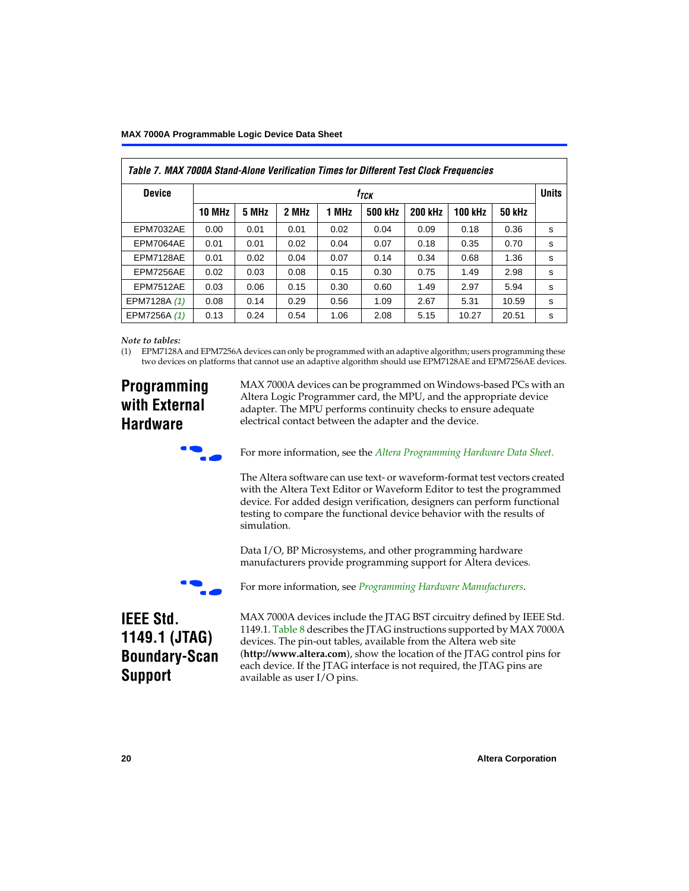**Table 7. MAX 7000A Stand-Alone Verification Times for Different Test Clock Frequencies**

| Device | $f_{TCK}$ | | | | | | | | Units |
|---|---|---|---|---|---|---|---|---|---|
| | 10 MHz | 5 MHz | 2 MHz | 1 MHz | 500 kHz | 200 kHz | 100 kHz | 50 kHz | |
| EPM7032AE | 0.00 | 0.01 | 0.01 | 0.02 | 0.04 | 0.09 | 0.18 | 0.36 | s |
| EPM7064AE | 0.01 | 0.01 | 0.02 | 0.04 | 0.07 | 0.18 | 0.35 | 0.70 | s |
| EPM7128AE | 0.01 | 0.02 | 0.04 | 0.07 | 0.14 | 0.34 | 0.68 | 1.36 | s |
| EPM7256AE | 0.02 | 0.03 | 0.08 | 0.15 | 0.30 | 0.75 | 1.49 | 2.98 | s |
| EPM7512AE | 0.03 | 0.06 | 0.15 | 0.30 | 0.60 | 1.49 | 2.97 | 5.94 | s |
| EPM7128A *(1)* | 0.08 | 0.14 | 0.29 | 0.56 | 1.09 | 2.67 | 5.31 | 10.59 | s |
| EPM7256A *(1)* | 0.13 | 0.24 | 0.54 | 1.06 | 2.08 | 5.15 | 10.27 | 20.51 | s |

*Note to tables:*

(1) EPM7128A and EPM7256A devices can only be programmed with an adaptive algorithm; users programming these two devices on platforms that cannot use an adaptive algorithm should use EPM7128AE and EPM7256AE devices.

## Programming with External Hardware

MAX 7000A devices can be programmed on Windows-based PCs with an Altera Logic Programmer card, the MPU, and the appropriate device adapter. The MPU performs continuity checks to ensure adequate electrical contact between the adapter and the device.

For more information, see the *Altera Programming Hardware Data Sheet.*

The Altera software can use text- or waveform-format test vectors created with the Altera Text Editor or Waveform Editor to test the programmed device. For added design verification, designers can perform functional testing to compare the functional device behavior with the results of simulation.

Data I/O, BP Microsystems, and other programming hardware manufacturers provide programming support for Altera devices.

For more information, see *Programming Hardware Manufacturers*.

## IEEE Std. 1149.1 (JTAG) Boundary-Scan Support

MAX 7000A devices include the JTAG BST circuitry defined by IEEE Std. 1149.1. Table 8 describes the JTAG instructions supported by MAX 7000A devices. The pin-out tables, available from the Altera web site (**http://www.altera.com**), show the location of the JTAG control pins for each device. If the JTAG interface is not required, the JTAG pins are available as user I/O pins.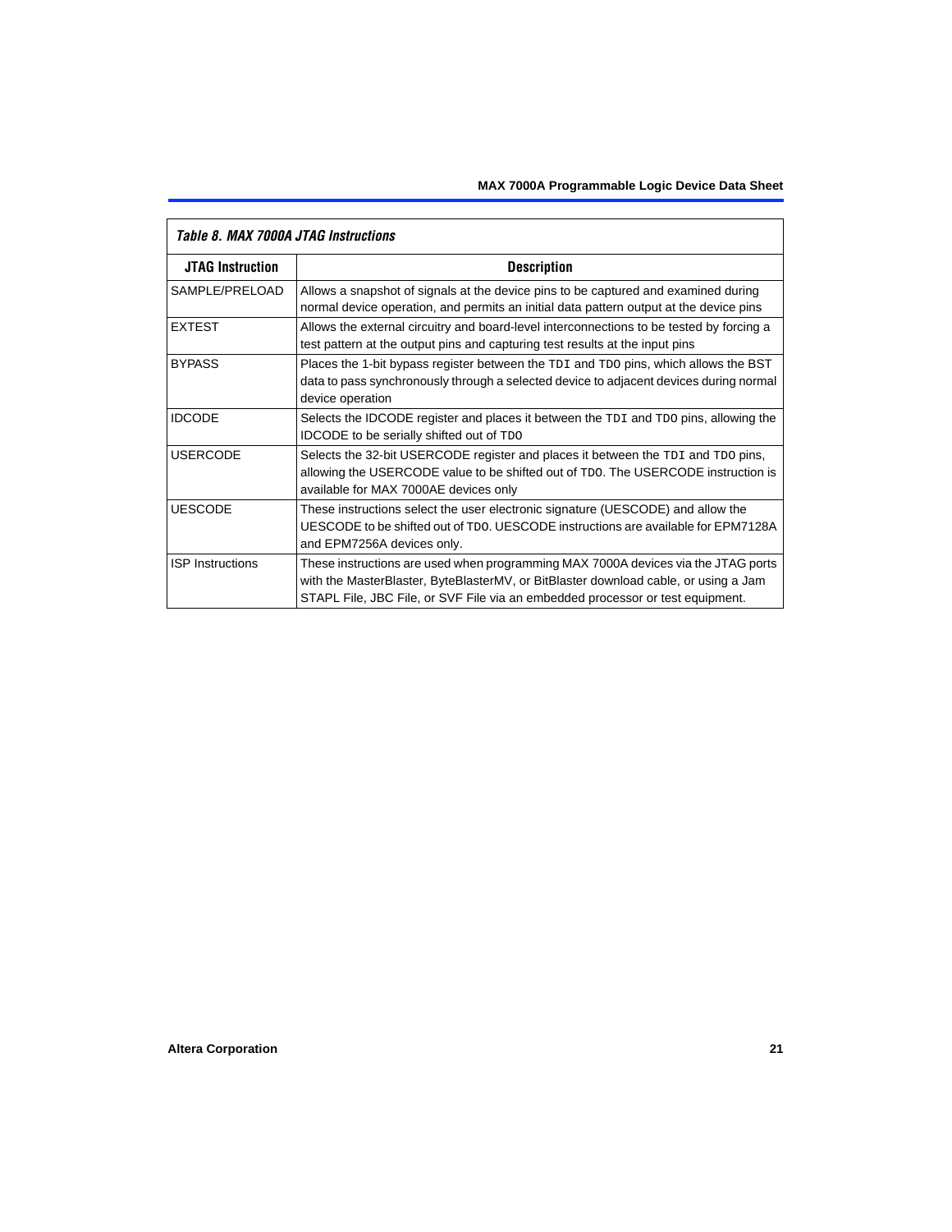*Table 8. MAX 7000A JTAG Instructions*

| JTAG Instruction | Description |
|---|---|
| SAMPLE/PRELOAD | Allows a snapshot of signals at the device pins to be captured and examined during normal device operation, and permits an initial data pattern output at the device pins |
| EXTEST | Allows the external circuitry and board-level interconnections to be tested by forcing a test pattern at the output pins and capturing test results at the input pins |
| BYPASS | Places the 1-bit bypass register between the `TDI` and `TDO` pins, which allows the BST data to pass synchronously through a selected device to adjacent devices during normal device operation |
| IDCODE | Selects the IDCODE register and places it between the `TDI` and `TDO` pins, allowing the IDCODE to be serially shifted out of `TDO` |
| USERCODE | Selects the 32-bit USERCODE register and places it between the `TDI` and `TDO` pins, allowing the USERCODE value to be shifted out of `TDO`. The USERCODE instruction is available for MAX 7000AE devices only |
| UESCODE | These instructions select the user electronic signature (UESCODE) and allow the UESCODE to be shifted out of `TDO`. UESCODE instructions are available for EPM7128A and EPM7256A devices only. |
| ISP Instructions | These instructions are used when programming MAX 7000A devices via the JTAG ports with the MasterBlaster, ByteBlasterMV, or BitBlaster download cable, or using a Jam STAPL File, JBC File, or SVF File via an embedded processor or test equipment. |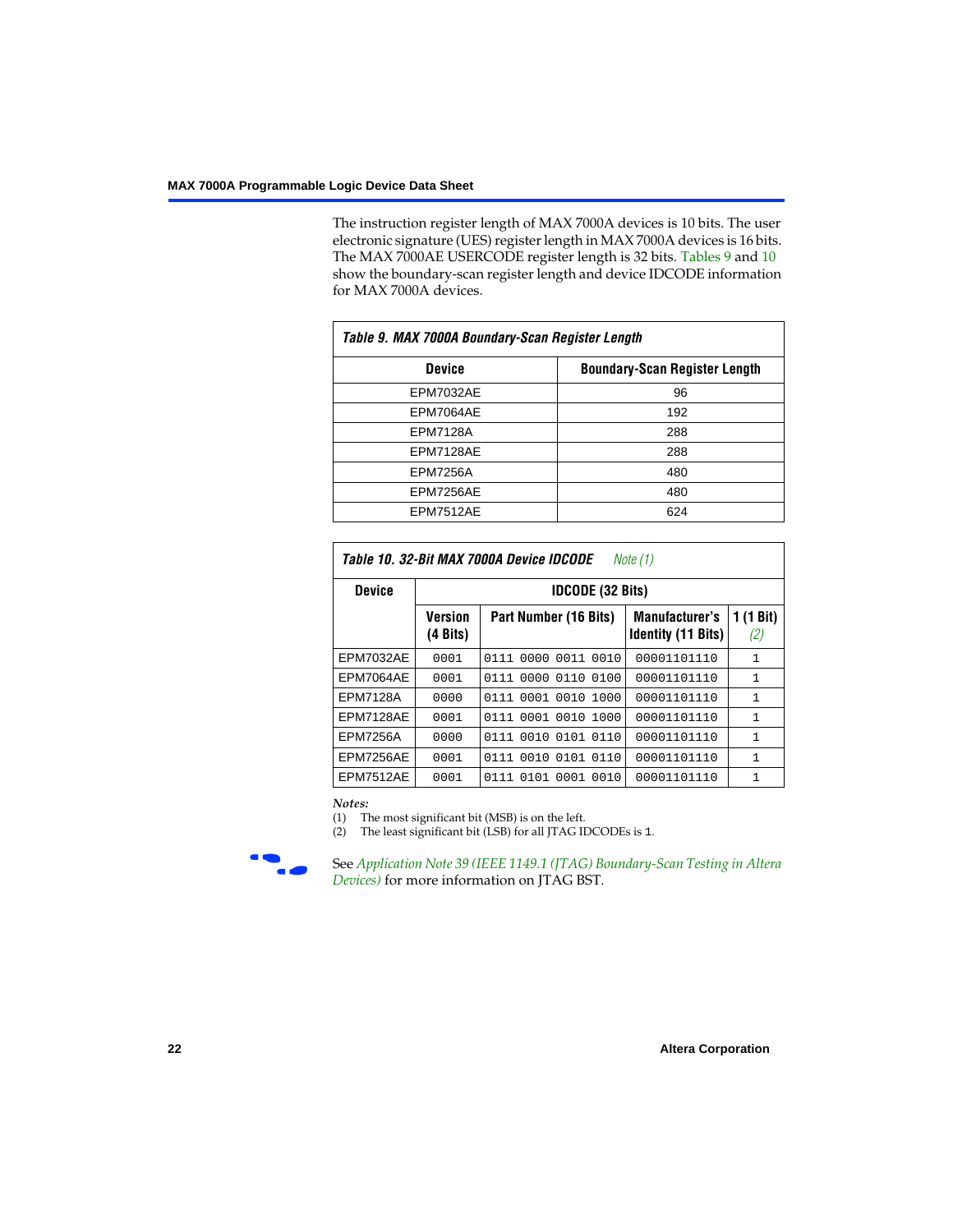The instruction register length of MAX 7000A devices is 10 bits. The user electronic signature (UES) register length in MAX 7000A devices is 16 bits. The MAX 7000AE USERCODE register length is 32 bits. Tables 9 and 10 show the boundary-scan register length and device IDCODE information for MAX 7000A devices.

**Table 9. MAX 7000A Boundary-Scan Register Length**

| Device | Boundary-Scan Register Length |
|---|---|
| EPM7032AE | 96 |
| EPM7064AE | 192 |
| EPM7128A | 288 |
| EPM7128AE | 288 |
| EPM7256A | 480 |
| EPM7256AE | 480 |
| EPM7512AE | 624 |

**Table 10. 32-Bit MAX 7000A Device IDCODE** *Note (1)*

| Device | IDCODE (32 Bits) | | | |
|---|---|---|---|---|
| | Version (4 Bits) | Part Number (16 Bits) | Manufacturer's Identity (11 Bits) | 1 (1 Bit) *(2)* |
| EPM7032AE | 0001 | 0111 0000 0011 0010 | 00001101110 | 1 |
| EPM7064AE | 0001 | 0111 0000 0110 0100 | 00001101110 | 1 |
| EPM7128A | 0000 | 0111 0001 0010 1000 | 00001101110 | 1 |
| EPM7128AE | 0001 | 0111 0001 0010 1000 | 00001101110 | 1 |
| EPM7256A | 0000 | 0111 0010 0101 0110 | 00001101110 | 1 |
| EPM7256AE | 0001 | 0111 0010 0101 0110 | 00001101110 | 1 |
| EPM7512AE | 0001 | 0111 0101 0001 0010 | 00001101110 | 1 |

*Notes:*
(1) The most significant bit (MSB) is on the left.
(2) The least significant bit (LSB) for all JTAG IDCODEs is 1.

See *Application Note 39 (IEEE 1149.1 (JTAG) Boundary-Scan Testing in Altera Devices)* for more information on JTAG BST.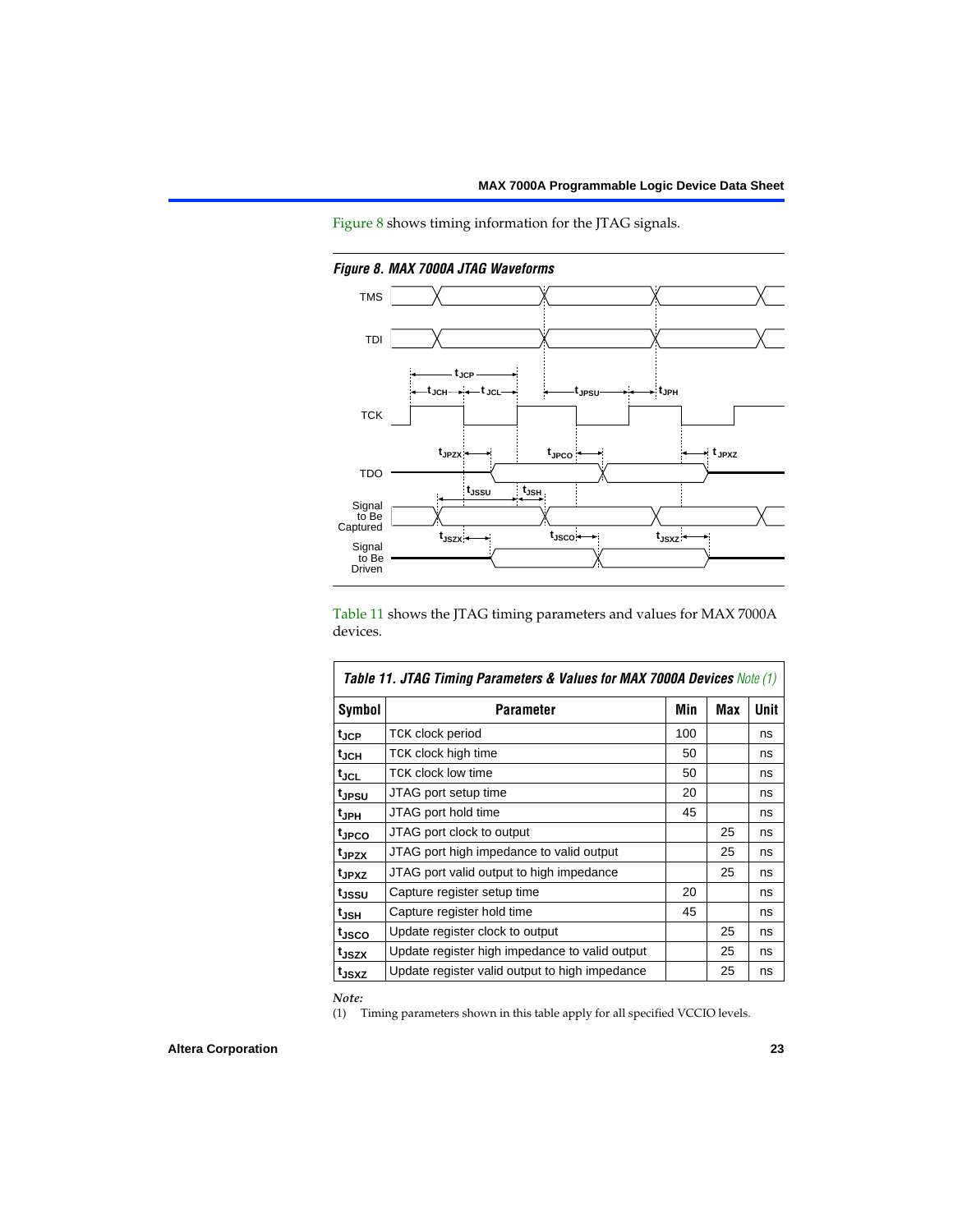Figure 8 shows timing information for the JTAG signals.

*Figure 8. MAX 7000A JTAG Waveforms*

Table 11 shows the JTAG timing parameters and values for MAX 7000A devices.

| Symbol | Parameter | Min | Max | Unit |
|---|---|---|---|---|
| $t_{JCP}$ | TCK clock period | 100 | | ns |
| $t_{JCH}$ | TCK clock high time | 50 | | ns |
| $t_{JCL}$ | TCK clock low time | 50 | | ns |
| $t_{JPSU}$ | JTAG port setup time | 20 | | ns |
| $t_{JPH}$ | JTAG port hold time | 45 | | ns |
| $t_{JPCO}$ | JTAG port clock to output | | 25 | ns |
| $t_{JPZX}$ | JTAG port high impedance to valid output | | 25 | ns |
| $t_{JPXZ}$ | JTAG port valid output to high impedance | | 25 | ns |
| $t_{JSSU}$ | Capture register setup time | 20 | | ns |
| $t_{JSH}$ | Capture register hold time | 45 | | ns |
| $t_{JSCO}$ | Update register clock to output | | 25 | ns |
| $t_{JSZX}$ | Update register high impedance to valid output | | 25 | ns |
| $t_{JSXZ}$ | Update register valid output to high impedance | | 25 | ns |

*Table 11. JTAG Timing Parameters & Values for MAX 7000A Devices* Note (1)

*Note:*

(1) Timing parameters shown in this table apply for all specified VCCIO levels.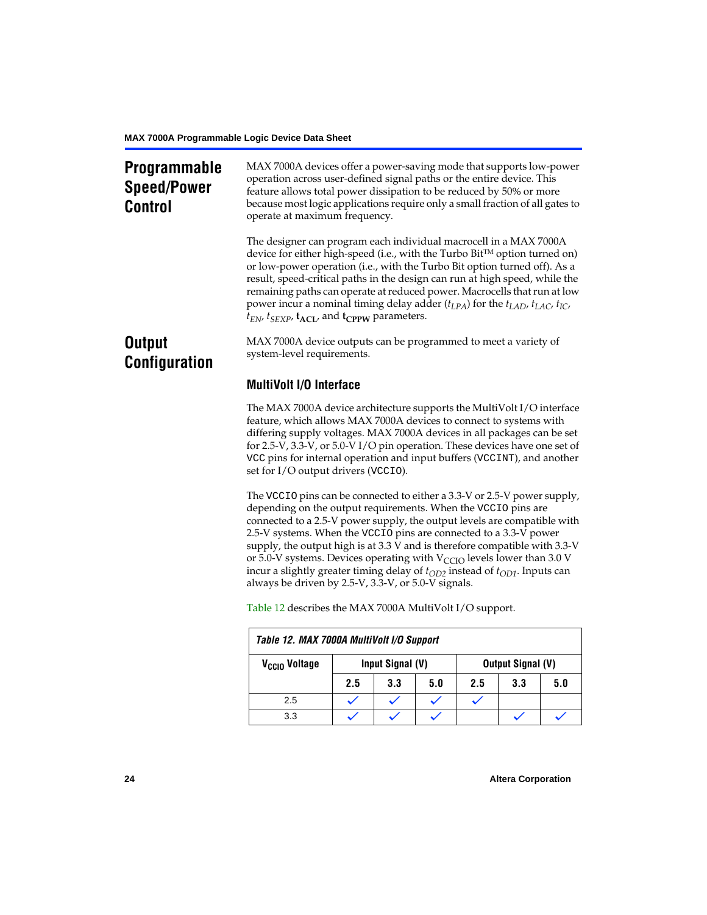## Programmable Speed/Power Control

MAX 7000A devices offer a power-saving mode that supports low-power operation across user-defined signal paths or the entire device. This feature allows total power dissipation to be reduced by 50% or more because most logic applications require only a small fraction of all gates to operate at maximum frequency.

The designer can program each individual macrocell in a MAX 7000A device for either high-speed (i.e., with the Turbo Bit™ option turned on) or low-power operation (i.e., with the Turbo Bit option turned off). As a result, speed-critical paths in the design can run at high speed, while the remaining paths can operate at reduced power. Macrocells that run at low power incur a nominal timing delay adder ($t_{LPA}$) for the $t_{LAD}$, $t_{LAC}$, $t_{IC}$, $t_{EN}$, $t_{SEXP}$, $\mathbf{t_{ACL}}$, and $\mathbf{t_{CPPW}}$ parameters.

## Output Configuration

MAX 7000A device outputs can be programmed to meet a variety of system-level requirements.

### MultiVolt I/O Interface

The MAX 7000A device architecture supports the MultiVolt I/O interface feature, which allows MAX 7000A devices to connect to systems with differing supply voltages. MAX 7000A devices in all packages can be set for 2.5-V, 3.3-V, or 5.0-V I/O pin operation. These devices have one set of VCC pins for internal operation and input buffers (VCCINT), and another set for I/O output drivers (VCCIO).

The VCCIO pins can be connected to either a 3.3-V or 2.5-V power supply, depending on the output requirements. When the VCCIO pins are connected to a 2.5-V power supply, the output levels are compatible with 2.5-V systems. When the VCCIO pins are connected to a 3.3-V power supply, the output high is at 3.3 V and is therefore compatible with 3.3-V or 5.0-V systems. Devices operating with $V_{CCIO}$ levels lower than 3.0 V incur a slightly greater timing delay of $t_{OD2}$ instead of $t_{OD1}$. Inputs can always be driven by 2.5-V, 3.3-V, or 5.0-V signals.

Table 12 describes the MAX 7000A MultiVolt I/O support.

*Table 12. MAX 7000A MultiVolt I/O Support*

| $V_{CCIO}$ Voltage | Input Signal (V) | | | Output Signal (V) | | |
|---|---|---|---|---|---|---|
| | 2.5 | 3.3 | 5.0 | 2.5 | 3.3 | 5.0 |
| 2.5 | ✓ | ✓ | ✓ | ✓ | | |
| 3.3 | ✓ | ✓ | ✓ | | ✓ | ✓ |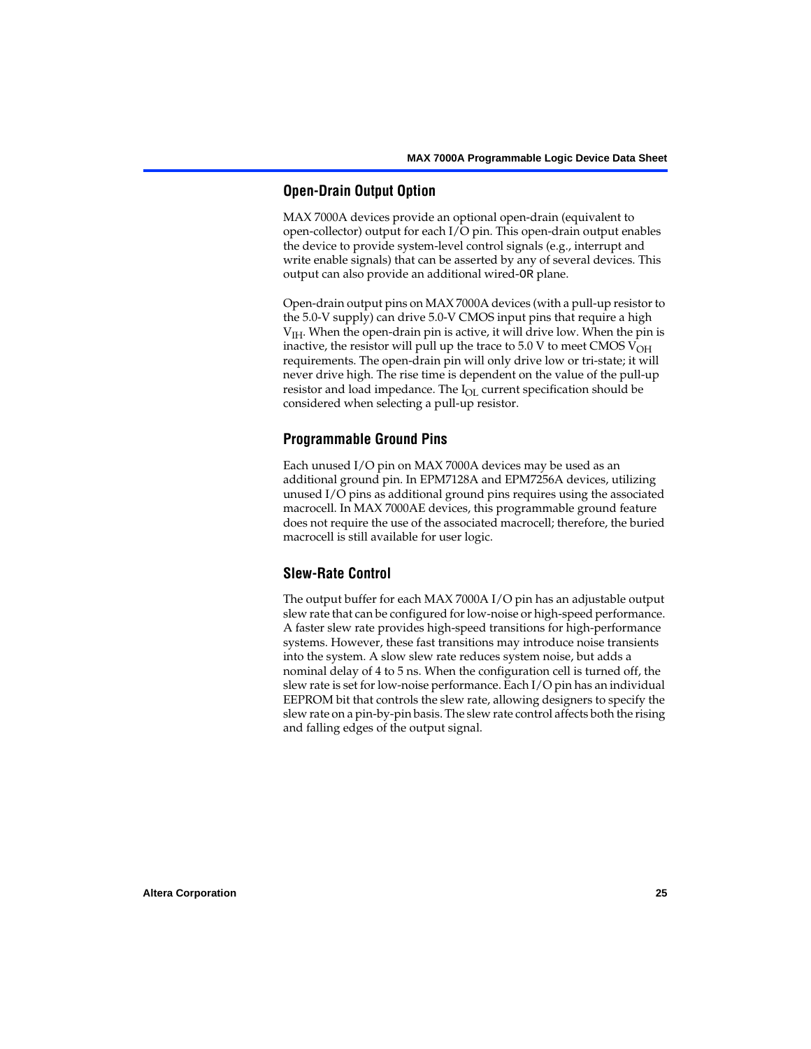## Open-Drain Output Option

MAX 7000A devices provide an optional open-drain (equivalent to open-collector) output for each I/O pin. This open-drain output enables the device to provide system-level control signals (e.g., interrupt and write enable signals) that can be asserted by any of several devices. This output can also provide an additional wired-OR plane.

Open-drain output pins on MAX 7000A devices (with a pull-up resistor to the 5.0-V supply) can drive 5.0-V CMOS input pins that require a high $V_{IH}$. When the open-drain pin is active, it will drive low. When the pin is inactive, the resistor will pull up the trace to 5.0 V to meet CMOS $V_{OH}$ requirements. The open-drain pin will only drive low or tri-state; it will never drive high. The rise time is dependent on the value of the pull-up resistor and load impedance. The $I_{OL}$ current specification should be considered when selecting a pull-up resistor.

## Programmable Ground Pins

Each unused I/O pin on MAX 7000A devices may be used as an additional ground pin. In EPM7128A and EPM7256A devices, utilizing unused I/O pins as additional ground pins requires using the associated macrocell. In MAX 7000AE devices, this programmable ground feature does not require the use of the associated macrocell; therefore, the buried macrocell is still available for user logic.

## Slew-Rate Control

The output buffer for each MAX 7000A I/O pin has an adjustable output slew rate that can be configured for low-noise or high-speed performance. A faster slew rate provides high-speed transitions for high-performance systems. However, these fast transitions may introduce noise transients into the system. A slow slew rate reduces system noise, but adds a nominal delay of 4 to 5 ns. When the configuration cell is turned off, the slew rate is set for low-noise performance. Each I/O pin has an individual EEPROM bit that controls the slew rate, allowing designers to specify the slew rate on a pin-by-pin basis. The slew rate control affects both the rising and falling edges of the output signal.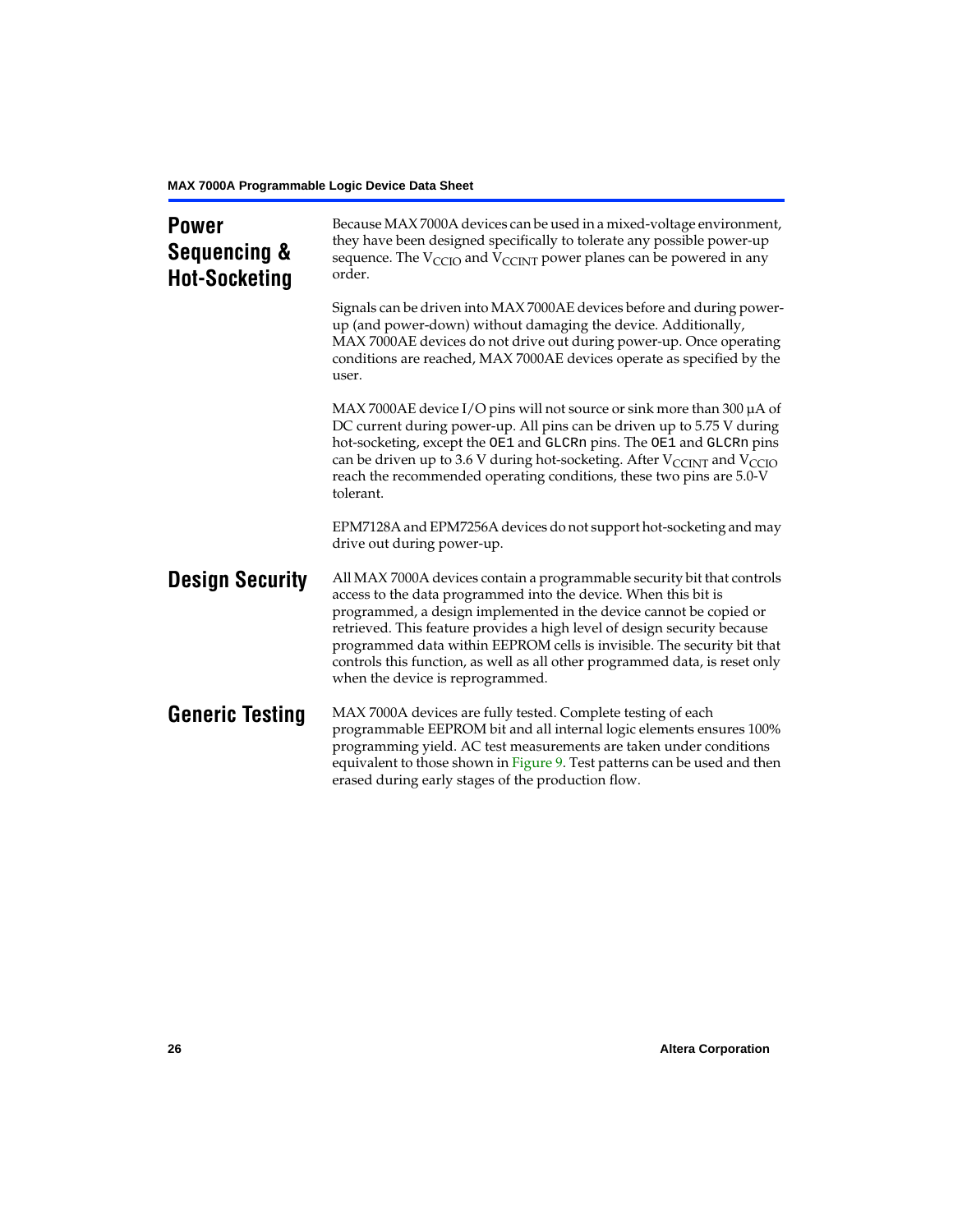## Power Sequencing & Hot-Socketing

Because MAX 7000A devices can be used in a mixed-voltage environment, they have been designed specifically to tolerate any possible power-up sequence. The $V_{CCIO}$ and $V_{CCINT}$ power planes can be powered in any order.

Signals can be driven into MAX 7000AE devices before and during power-up (and power-down) without damaging the device. Additionally, MAX 7000AE devices do not drive out during power-up. Once operating conditions are reached, MAX 7000AE devices operate as specified by the user.

MAX 7000AE device I/O pins will not source or sink more than 300 µA of DC current during power-up. All pins can be driven up to 5.75 V during hot-socketing, except the `OE1` and `GLCRn` pins. The `OE1` and `GLCRn` pins can be driven up to 3.6 V during hot-socketing. After $V_{CCINT}$ and $V_{CCIO}$ reach the recommended operating conditions, these two pins are 5.0-V tolerant.

EPM7128A and EPM7256A devices do not support hot-socketing and may drive out during power-up.

## Design Security

All MAX 7000A devices contain a programmable security bit that controls access to the data programmed into the device. When this bit is programmed, a design implemented in the device cannot be copied or retrieved. This feature provides a high level of design security because programmed data within EEPROM cells is invisible. The security bit that controls this function, as well as all other programmed data, is reset only when the device is reprogrammed.

## Generic Testing

MAX 7000A devices are fully tested. Complete testing of each programmable EEPROM bit and all internal logic elements ensures 100% programming yield. AC test measurements are taken under conditions equivalent to those shown in Figure 9. Test patterns can be used and then erased during early stages of the production flow.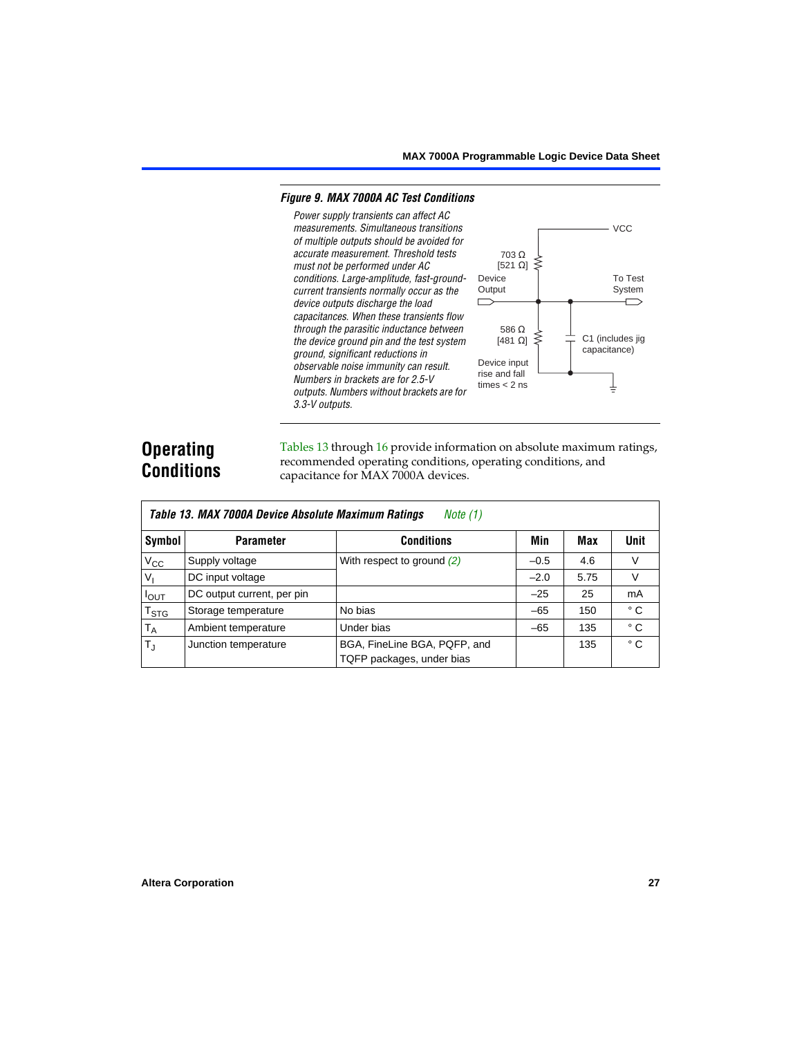**Figure 9. MAX 7000A AC Test Conditions**

*Power supply transients can affect AC measurements. Simultaneous transitions of multiple outputs should be avoided for accurate measurement. Threshold tests must not be performed under AC conditions. Large-amplitude, fast-ground-current transients normally occur as the device outputs discharge the load capacitances. When these transients flow through the parasitic inductance between the device ground pin and the test system ground, significant reductions in observable noise immunity can result. Numbers in brackets are for 2.5-V outputs. Numbers without brackets are for 3.3-V outputs.*

VCC

703 Ω
[521 Ω]

Device Output

To Test System

586 Ω
[481 Ω]

C1 (includes jig capacitance)

Device input rise and fall times < 2 ns

## Operating Conditions

Tables 13 through 16 provide information on absolute maximum ratings, recommended operating conditions, operating conditions, and capacitance for MAX 7000A devices.

**Table 13. MAX 7000A Device Absolute Maximum Ratings** *Note (1)*

| Symbol | Parameter | Conditions | Min | Max | Unit |
|---|---|---|---|---|---|
| $V_{CC}$ | Supply voltage | With respect to ground *(2)* | –0.5 | 4.6 | V |
| $V_I$ | DC input voltage | | –2.0 | 5.75 | V |
| $I_{OUT}$ | DC output current, per pin | | –25 | 25 | mA |
| $T_{STG}$ | Storage temperature | No bias | –65 | 150 | ° C |
| $T_A$ | Ambient temperature | Under bias | –65 | 135 | ° C |
| $T_J$ | Junction temperature | BGA, FineLine BGA, PQFP, and TQFP packages, under bias | | 135 | ° C |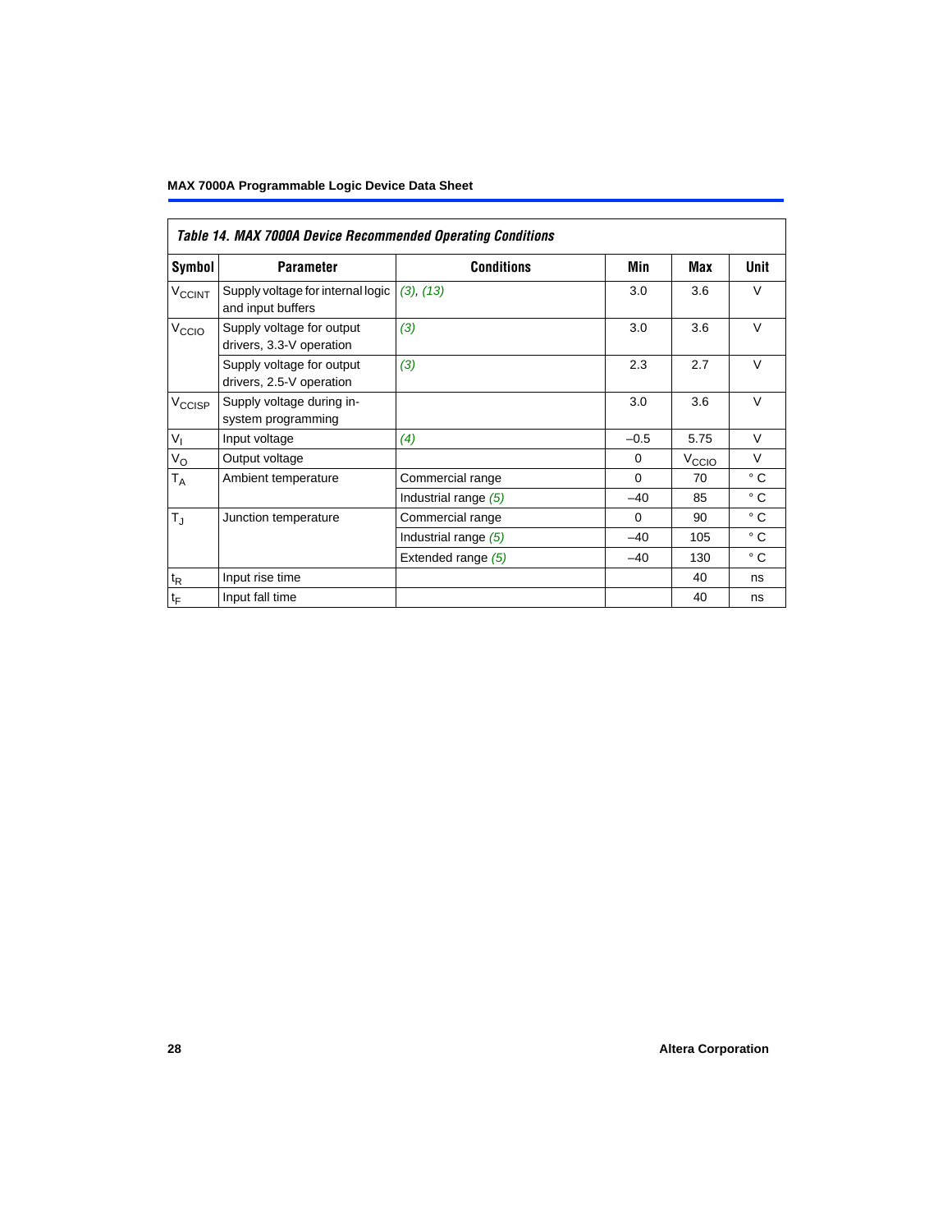*Table 14. MAX 7000A Device Recommended Operating Conditions*

| Symbol | Parameter | Conditions | Min | Max | Unit |
|---|---|---|---|---|---|
| $V_{CCINT}$ | Supply voltage for internal logic and input buffers | *(3), (13)* | 3.0 | 3.6 | V |
| $V_{CCIO}$ | Supply voltage for output drivers, 3.3-V operation | *(3)* | 3.0 | 3.6 | V |
| | Supply voltage for output drivers, 2.5-V operation | *(3)* | 2.3 | 2.7 | V |
| $V_{CCISP}$ | Supply voltage during in-system programming | | 3.0 | 3.6 | V |
| $V_I$ | Input voltage | *(4)* | –0.5 | 5.75 | V |
| $V_O$ | Output voltage | | 0 | $V_{CCIO}$ | V |
| $T_A$ | Ambient temperature | Commercial range | 0 | 70 | ° C |
| | | Industrial range *(5)* | –40 | 85 | ° C |
| $T_J$ | Junction temperature | Commercial range | 0 | 90 | ° C |
| | | Industrial range *(5)* | –40 | 105 | ° C |
| | | Extended range *(5)* | –40 | 130 | ° C |
| $t_R$ | Input rise time | | | 40 | ns |
| $t_F$ | Input fall time | | | 40 | ns |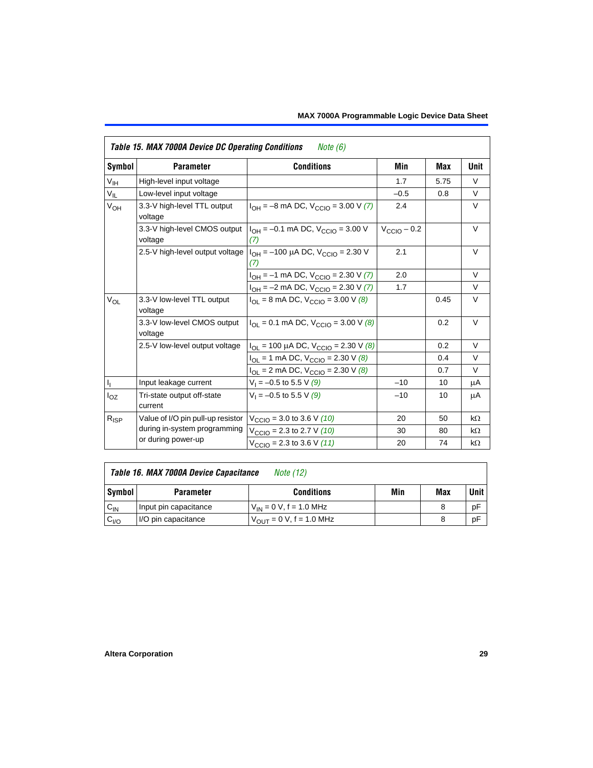**Table 15. MAX 7000A Device DC Operating Conditions** *Note (6)*

| Symbol | Parameter | Conditions | Min | Max | Unit |
|---|---|---|---|---|---|
| $V_{IH}$ | High-level input voltage | | 1.7 | 5.75 | V |
| $V_{IL}$ | Low-level input voltage | | –0.5 | 0.8 | V |
| $V_{OH}$ | 3.3-V high-level TTL output voltage | $I_{OH}$ = –8 mA DC, $V_{CCIO}$ = 3.00 V *(7)* | 2.4 | | V |
| | 3.3-V high-level CMOS output voltage | $I_{OH}$ = –0.1 mA DC, $V_{CCIO}$ = 3.00 V *(7)* | $V_{CCIO}$ – 0.2 | | V |
| | 2.5-V high-level output voltage | $I_{OH}$ = –100 µA DC, $V_{CCIO}$ = 2.30 V *(7)* | 2.1 | | V |
| | | $I_{OH}$ = –1 mA DC, $V_{CCIO}$ = 2.30 V *(7)* | 2.0 | | V |
| | | $I_{OH}$ = –2 mA DC, $V_{CCIO}$ = 2.30 V *(7)* | 1.7 | | V |
| $V_{OL}$ | 3.3-V low-level TTL output voltage | $I_{OL}$ = 8 mA DC, $V_{CCIO}$ = 3.00 V *(8)* | | 0.45 | V |
| | 3.3-V low-level CMOS output voltage | $I_{OL}$ = 0.1 mA DC, $V_{CCIO}$ = 3.00 V *(8)* | | 0.2 | V |
| | 2.5-V low-level output voltage | $I_{OL}$ = 100 µA DC, $V_{CCIO}$ = 2.30 V *(8)* | | 0.2 | V |
| | | $I_{OL}$ = 1 mA DC, $V_{CCIO}$ = 2.30 V *(8)* | | 0.4 | V |
| | | $I_{OL}$ = 2 mA DC, $V_{CCIO}$ = 2.30 V *(8)* | | 0.7 | V |
| $I_I$ | Input leakage current | $V_I$ = –0.5 to 5.5 V *(9)* | –10 | 10 | µA |
| $I_{OZ}$ | Tri-state output off-state current | $V_I$ = –0.5 to 5.5 V *(9)* | –10 | 10 | µA |
| $R_{ISP}$ | Value of I/O pin pull-up resistor during in-system programming or during power-up | $V_{CCIO}$ = 3.0 to 3.6 V *(10)* | 20 | 50 | kΩ |
| | | $V_{CCIO}$ = 2.3 to 2.7 V *(10)* | 30 | 80 | kΩ |
| | | $V_{CCIO}$ = 2.3 to 3.6 V *(11)* | 20 | 74 | kΩ |

**Table 16. MAX 7000A Device Capacitance** *Note (12)*

| Symbol | Parameter | Conditions | Min | Max | Unit |
|---|---|---|---|---|---|
| $C_{IN}$ | Input pin capacitance | $V_{IN}$ = 0 V, f = 1.0 MHz | | 8 | pF |
| $C_{I/O}$ | I/O pin capacitance | $V_{OUT}$ = 0 V, f = 1.0 MHz | | 8 | pF |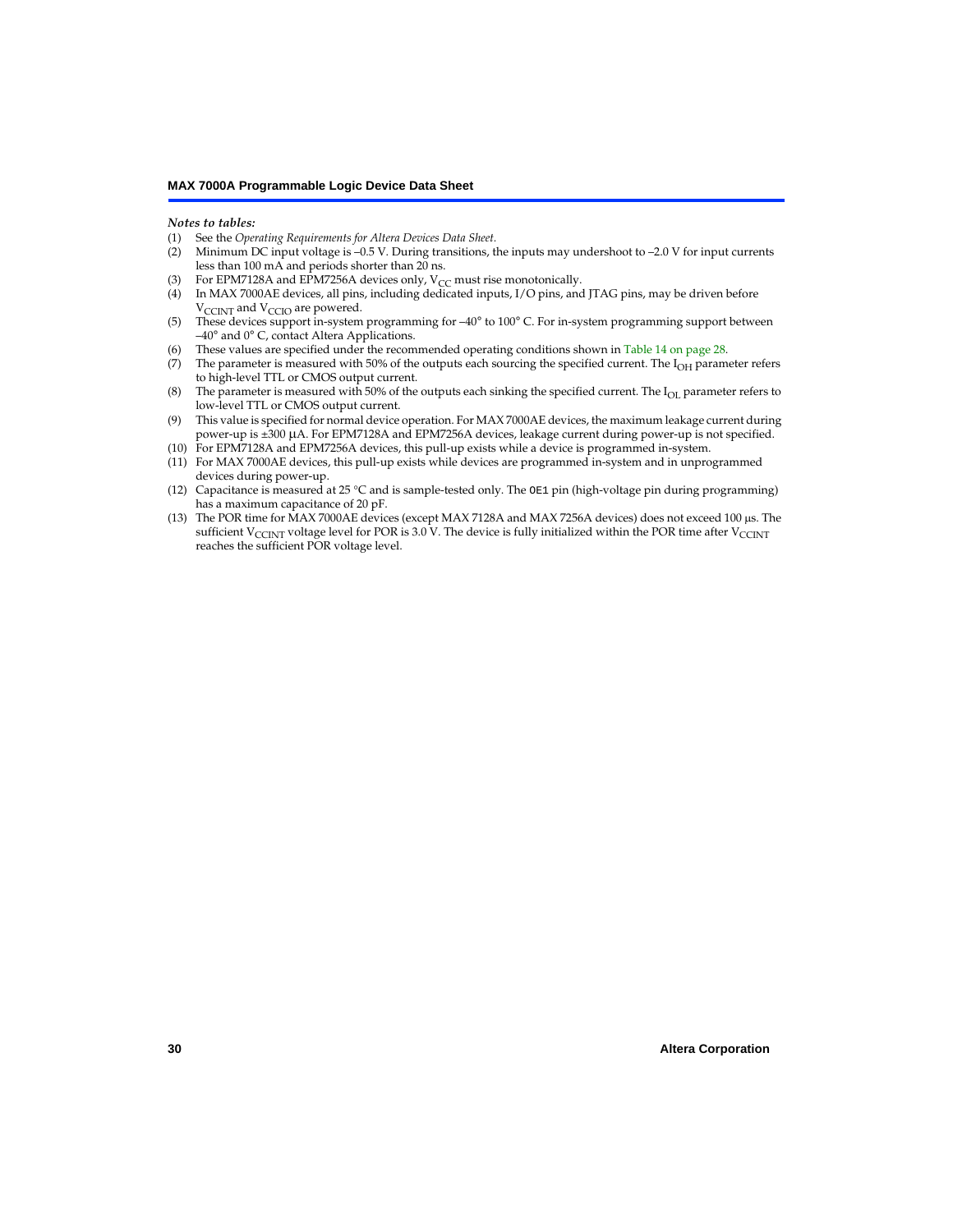*Notes to tables:*

(1) See the *Operating Requirements for Altera Devices Data Sheet*.
(2) Minimum DC input voltage is –0.5 V. During transitions, the inputs may undershoot to –2.0 V for input currents less than 100 mA and periods shorter than 20 ns.
(3) For EPM7128A and EPM7256A devices only, $V_{CC}$ must rise monotonically.
(4) In MAX 7000AE devices, all pins, including dedicated inputs, I/O pins, and JTAG pins, may be driven before $V_{CCINT}$ and $V_{CCIO}$ are powered.
(5) These devices support in-system programming for –40° to 100° C. For in-system programming support between –40° and 0° C, contact Altera Applications.
(6) These values are specified under the recommended operating conditions shown in Table 14 on page 28.
(7) The parameter is measured with 50% of the outputs each sourcing the specified current. The $I_{OH}$ parameter refers to high-level TTL or CMOS output current.
(8) The parameter is measured with 50% of the outputs each sinking the specified current. The $I_{OL}$ parameter refers to low-level TTL or CMOS output current.
(9) This value is specified for normal device operation. For MAX 7000AE devices, the maximum leakage current during power-up is ±300 μA. For EPM7128A and EPM7256A devices, leakage current during power-up is not specified.
(10) For EPM7128A and EPM7256A devices, this pull-up exists while a device is programmed in-system.
(11) For MAX 7000AE devices, this pull-up exists while devices are programmed in-system and in unprogrammed devices during power-up.
(12) Capacitance is measured at 25 °C and is sample-tested only. The `OE1` pin (high-voltage pin during programming) has a maximum capacitance of 20 pF.
(13) The POR time for MAX 7000AE devices (except MAX 7128A and MAX 7256A devices) does not exceed 100 μs. The sufficient $V_{CCINT}$ voltage level for POR is 3.0 V. The device is fully initialized within the POR time after $V_{CCINT}$ reaches the sufficient POR voltage level.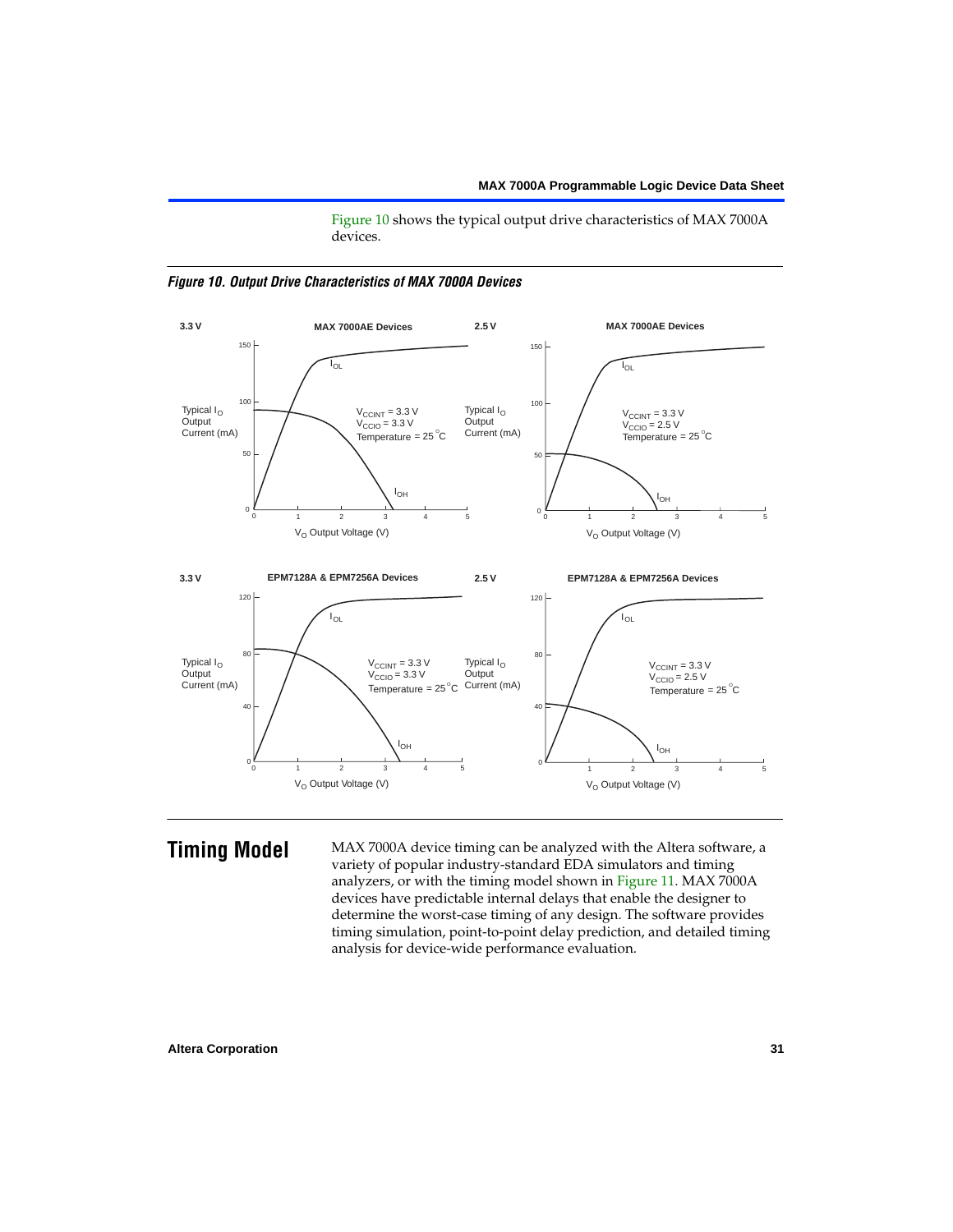Figure 10 shows the typical output drive characteristics of MAX 7000A devices.

*Figure 10. Output Drive Characteristics of MAX 7000A Devices*

## Timing Model

MAX 7000A device timing can be analyzed with the Altera software, a variety of popular industry-standard EDA simulators and timing analyzers, or with the timing model shown in Figure 11. MAX 7000A devices have predictable internal delays that enable the designer to determine the worst-case timing of any design. The software provides timing simulation, point-to-point delay prediction, and detailed timing analysis for device-wide performance evaluation.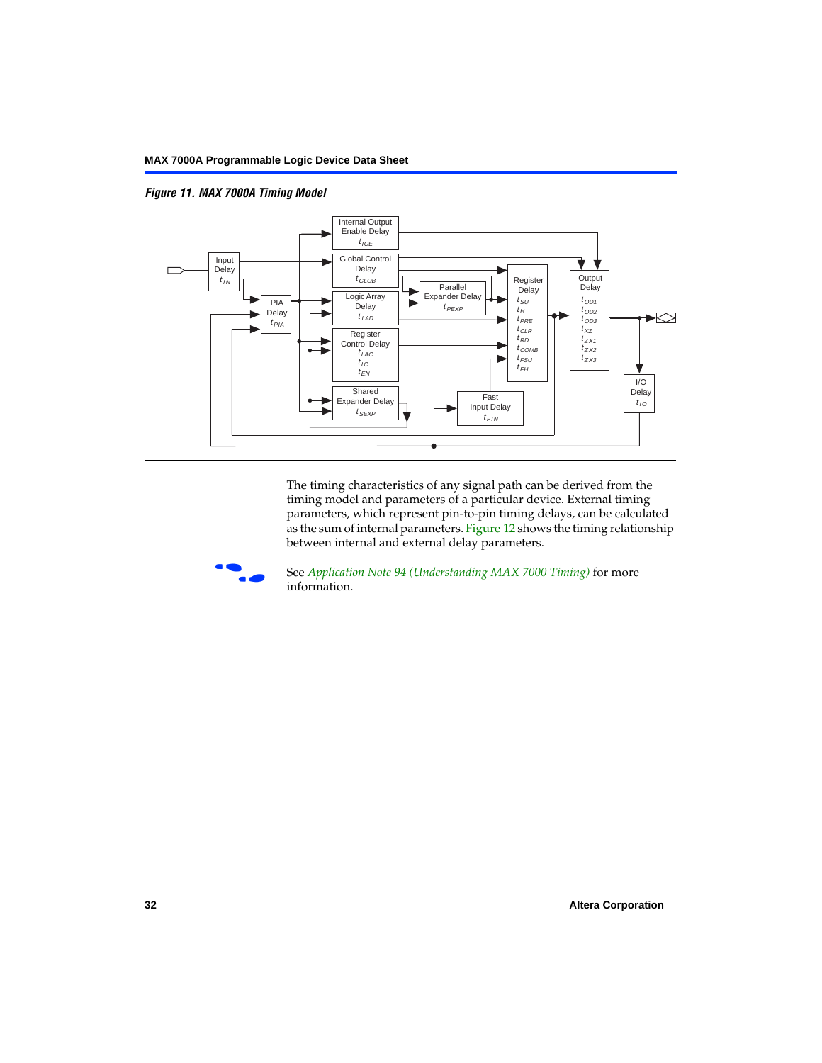*Figure 11. MAX 7000A Timing Model*

Input Delay $t_{IN}$

PIA Delay $t_{PIA}$

Internal Output Enable Delay $t_{IOE}$

Global Control Delay $t_{GLOB}$

Logic Array Delay $t_{LAD}$

Register Control Delay $t_{LAC}$ $t_{IC}$ $t_{EN}$

Shared Expander Delay $t_{SEXP}$

Parallel Expander Delay $t_{PEXP}$

Fast Input Delay $t_{FIN}$

Register Delay $t_{SU}$ $t_H$ $t_{PRE}$ $t_{CLR}$ $t_{RD}$ $t_{COMB}$ $t_{FSU}$ $t_{FH}$

Output Delay $t_{OD1}$ $t_{OD2}$ $t_{OD3}$ $t_{XZ}$ $t_{ZX1}$ $t_{ZX2}$ $t_{ZX3}$

I/O Delay $t_{IO}$

The timing characteristics of any signal path can be derived from the timing model and parameters of a particular device. External timing parameters, which represent pin-to-pin timing delays, can be calculated as the sum of internal parameters. Figure 12 shows the timing relationship between internal and external delay parameters.

See *Application Note 94 (Understanding MAX 7000 Timing)* for more information.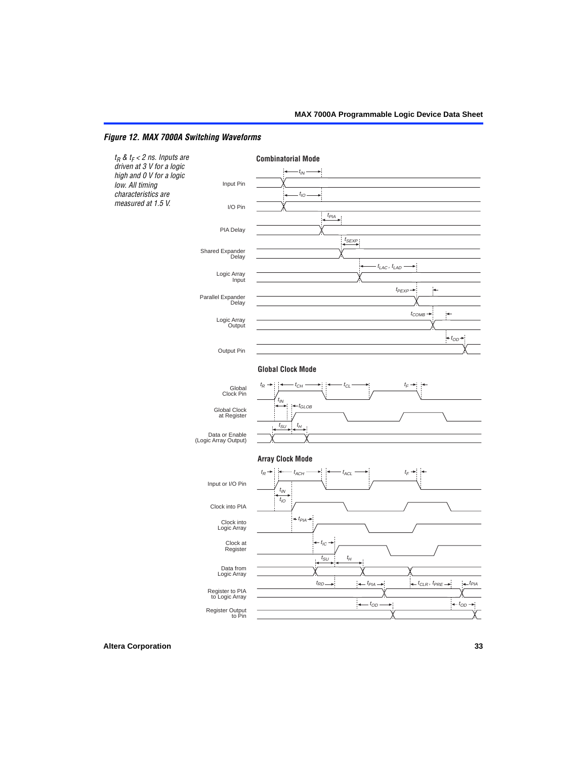*Figure 12. MAX 7000A Switching Waveforms*

*$t_R$ & $t_F$ < 2 ns. Inputs are driven at 3 V for a logic high and 0 V for a logic low. All timing characteristics are measured at 1.5 V.*

**Combinatorial Mode**

Input Pin — $t_{IN}$
I/O Pin — $t_{IO}$
PIA Delay — $t_{PIA}$
Shared Expander Delay — $t_{SEXP}$
Logic Array Input — $t_{LAC}$, $t_{LAD}$
Parallel Expander Delay — $t_{PEXP}$
Logic Array Output — $t_{COMB}$
Output Pin — $t_{OD}$

**Global Clock Mode**

Global Clock Pin — $t_R$, $t_{CH}$, $t_{CL}$, $t_F$
Global Clock at Register — $t_{IN}$, $t_{GLOB}$
Data or Enable (Logic Array Output) — $t_{SU}$, $t_H$

**Array Clock Mode**

Input or I/O Pin — $t_R$, $t_{ACH}$, $t_{ACL}$, $t_F$
Clock into PIA — $t_{IN}$, $t_{IO}$
Clock into Logic Array — $t_{PIA}$
Clock at Register — $t_{IC}$
Data from Logic Array — $t_{SU}$, $t_H$
Register to PIA to Logic Array — $t_{RD}$, $t_{PIA}$, $t_{CLR}$, $t_{PRE}$, $t_{PIA}$
Register Output to Pin — $t_{OD}$, $t_{OD}$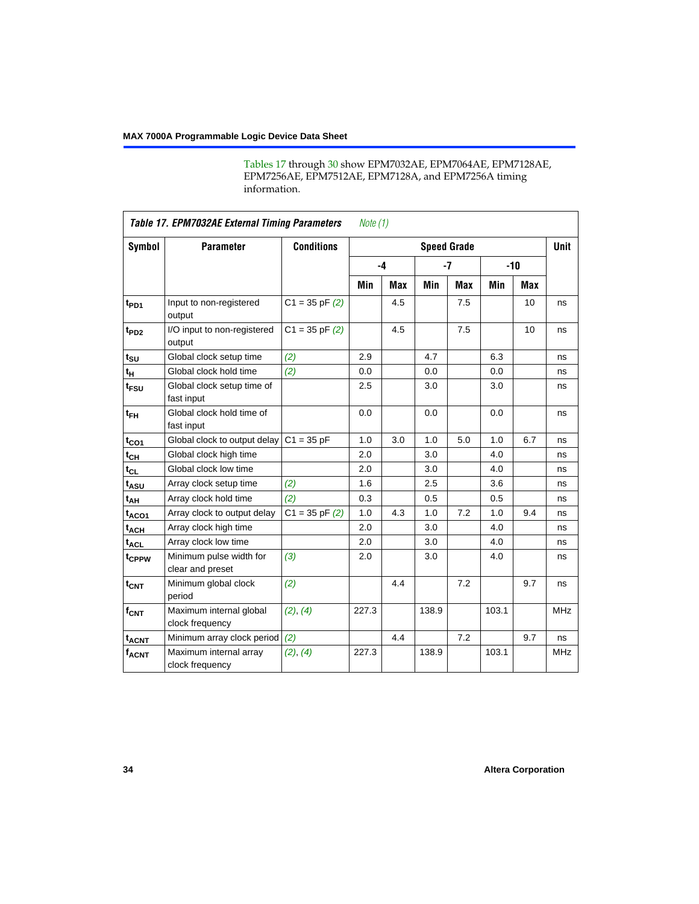Tables 17 through 30 show EPM7032AE, EPM7064AE, EPM7128AE, EPM7256AE, EPM7512AE, EPM7128A, and EPM7256A timing information.

**Table 17. EPM7032AE External Timing Parameters** *Note (1)*

| Symbol | Parameter | Conditions | Speed Grade | | | | | | Unit |
|---|---|---|---|---|---|---|---|---|---|
| | | | -4 | | -7 | | -10 | | |
| | | | Min | Max | Min | Max | Min | Max | |
| $t_{PD1}$ | Input to non-registered output | C1 = 35 pF *(2)* | | 4.5 | | 7.5 | | 10 | ns |
| $t_{PD2}$ | I/O input to non-registered output | C1 = 35 pF *(2)* | | 4.5 | | 7.5 | | 10 | ns |
| $t_{SU}$ | Global clock setup time | *(2)* | 2.9 | | 4.7 | | 6.3 | | ns |
| $t_{H}$ | Global clock hold time | *(2)* | 0.0 | | 0.0 | | 0.0 | | ns |
| $t_{FSU}$ | Global clock setup time of fast input | | 2.5 | | 3.0 | | 3.0 | | ns |
| $t_{FH}$ | Global clock hold time of fast input | | 0.0 | | 0.0 | | 0.0 | | ns |
| $t_{CO1}$ | Global clock to output delay | C1 = 35 pF | 1.0 | 3.0 | 1.0 | 5.0 | 1.0 | 6.7 | ns |
| $t_{CH}$ | Global clock high time | | 2.0 | | 3.0 | | 4.0 | | ns |
| $t_{CL}$ | Global clock low time | | 2.0 | | 3.0 | | 4.0 | | ns |
| $t_{ASU}$ | Array clock setup time | *(2)* | 1.6 | | 2.5 | | 3.6 | | ns |
| $t_{AH}$ | Array clock hold time | *(2)* | 0.3 | | 0.5 | | 0.5 | | ns |
| $t_{ACO1}$ | Array clock to output delay | C1 = 35 pF *(2)* | 1.0 | 4.3 | 1.0 | 7.2 | 1.0 | 9.4 | ns |
| $t_{ACH}$ | Array clock high time | | 2.0 | | 3.0 | | 4.0 | | ns |
| $t_{ACL}$ | Array clock low time | | 2.0 | | 3.0 | | 4.0 | | ns |
| $t_{CPPW}$ | Minimum pulse width for clear and preset | *(3)* | 2.0 | | 3.0 | | 4.0 | | ns |
| $t_{CNT}$ | Minimum global clock period | *(2)* | | 4.4 | | 7.2 | | 9.7 | ns |
| $f_{CNT}$ | Maximum internal global clock frequency | *(2)*, *(4)* | 227.3 | | 138.9 | | 103.1 | | MHz |
| $t_{ACNT}$ | Minimum array clock period | *(2)* | | 4.4 | | 7.2 | | 9.7 | ns |
| $f_{ACNT}$ | Maximum internal array clock frequency | *(2)*, *(4)* | 227.3 | | 138.9 | | 103.1 | | MHz |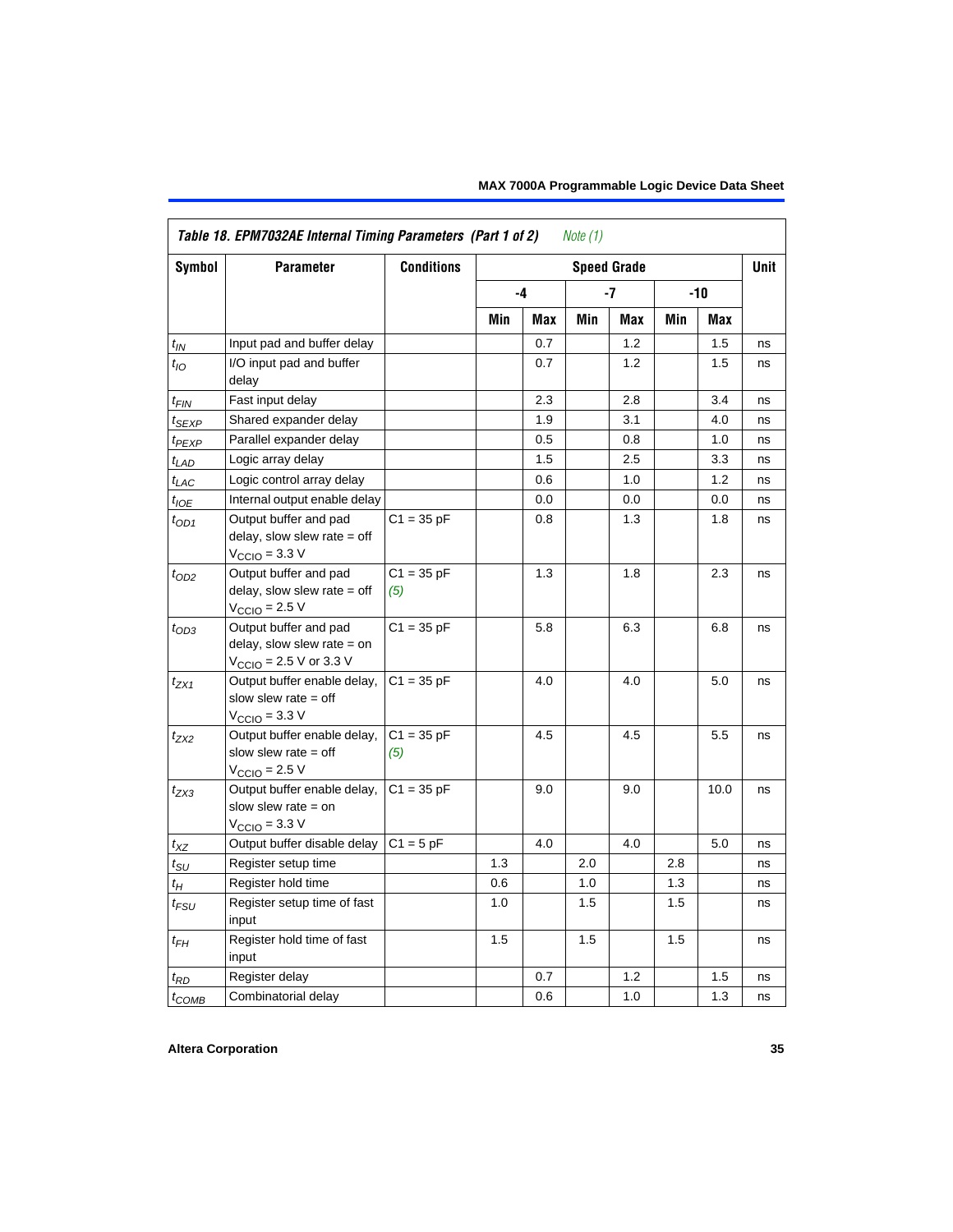**Table 18. EPM7032AE Internal Timing Parameters (Part 1 of 2)** *Note (1)*

| Symbol | Parameter | Conditions | Speed Grade | | | | | | Unit |
|---|---|---|---|---|---|---|---|---|---|
| | | | -4 | | -7 | | -10 | | |
| | | | Min | Max | Min | Max | Min | Max | |
| $t_{IN}$ | Input pad and buffer delay | | | 0.7 | | 1.2 | | 1.5 | ns |
| $t_{IO}$ | I/O input pad and buffer delay | | | 0.7 | | 1.2 | | 1.5 | ns |
| $t_{FIN}$ | Fast input delay | | | 2.3 | | 2.8 | | 3.4 | ns |
| $t_{SEXP}$ | Shared expander delay | | | 1.9 | | 3.1 | | 4.0 | ns |
| $t_{PEXP}$ | Parallel expander delay | | | 0.5 | | 0.8 | | 1.0 | ns |
| $t_{LAD}$ | Logic array delay | | | 1.5 | | 2.5 | | 3.3 | ns |
| $t_{LAC}$ | Logic control array delay | | | 0.6 | | 1.0 | | 1.2 | ns |
| $t_{IOE}$ | Internal output enable delay | | | 0.0 | | 0.0 | | 0.0 | ns |
| $t_{OD1}$ | Output buffer and pad delay, slow slew rate = off $V_{CCIO}$ = 3.3 V | C1 = 35 pF | | 0.8 | | 1.3 | | 1.8 | ns |
| $t_{OD2}$ | Output buffer and pad delay, slow slew rate = off $V_{CCIO}$ = 2.5 V | C1 = 35 pF *(5)* | | 1.3 | | 1.8 | | 2.3 | ns |
| $t_{OD3}$ | Output buffer and pad delay, slow slew rate = on $V_{CCIO}$ = 2.5 V or 3.3 V | C1 = 35 pF | | 5.8 | | 6.3 | | 6.8 | ns |
| $t_{ZX1}$ | Output buffer enable delay, slow slew rate = off $V_{CCIO}$ = 3.3 V | C1 = 35 pF | | 4.0 | | 4.0 | | 5.0 | ns |
| $t_{ZX2}$ | Output buffer enable delay, slow slew rate = off $V_{CCIO}$ = 2.5 V | C1 = 35 pF *(5)* | | 4.5 | | 4.5 | | 5.5 | ns |
| $t_{ZX3}$ | Output buffer enable delay, slow slew rate = on $V_{CCIO}$ = 3.3 V | C1 = 35 pF | | 9.0 | | 9.0 | | 10.0 | ns |
| $t_{XZ}$ | Output buffer disable delay | C1 = 5 pF | | 4.0 | | 4.0 | | 5.0 | ns |
| $t_{SU}$ | Register setup time | | 1.3 | | 2.0 | | 2.8 | | ns |
| $t_{H}$ | Register hold time | | 0.6 | | 1.0 | | 1.3 | | ns |
| $t_{FSU}$ | Register setup time of fast input | | 1.0 | | 1.5 | | 1.5 | | ns |
| $t_{FH}$ | Register hold time of fast input | | 1.5 | | 1.5 | | 1.5 | | ns |
| $t_{RD}$ | Register delay | | | 0.7 | | 1.2 | | 1.5 | ns |
| $t_{COMB}$ | Combinatorial delay | | | 0.6 | | 1.0 | | 1.3 | ns |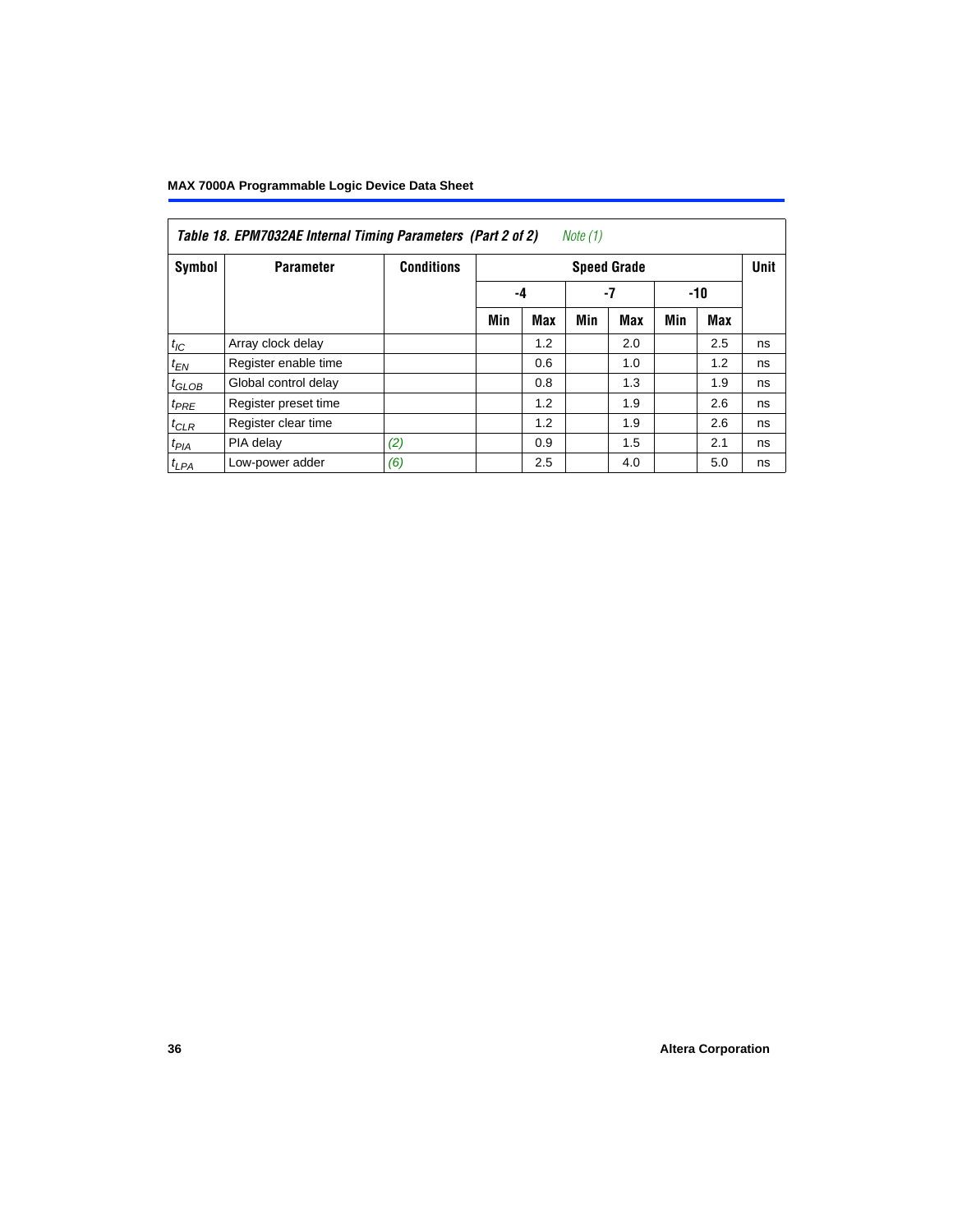*Table 18. EPM7032AE Internal Timing Parameters (Part 2 of 2) Note (1)*

| Symbol | Parameter | Conditions | Speed Grade | | | | | | Unit |
|---|---|---|---|---|---|---|---|---|---|
| | | | -4 | | -7 | | -10 | | |
| | | | Min | Max | Min | Max | Min | Max | |
| $t_{IC}$ | Array clock delay | | | 1.2 | | 2.0 | | 2.5 | ns |
| $t_{EN}$ | Register enable time | | | 0.6 | | 1.0 | | 1.2 | ns |
| $t_{GLOB}$ | Global control delay | | | 0.8 | | 1.3 | | 1.9 | ns |
| $t_{PRE}$ | Register preset time | | | 1.2 | | 1.9 | | 2.6 | ns |
| $t_{CLR}$ | Register clear time | | | 1.2 | | 1.9 | | 2.6 | ns |
| $t_{PIA}$ | PIA delay | (2) | | 0.9 | | 1.5 | | 2.1 | ns |
| $t_{LPA}$ | Low-power adder | (6) | | 2.5 | | 4.0 | | 5.0 | ns |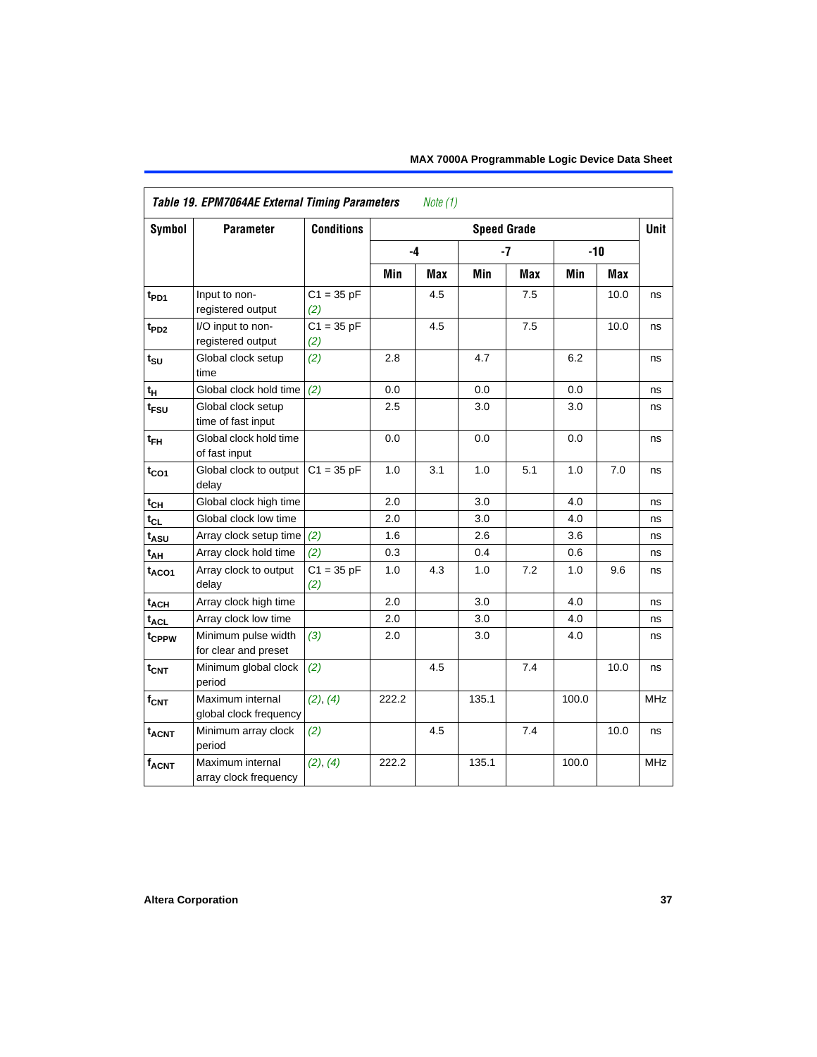**Table 19. EPM7064AE External Timing Parameters** *Note (1)*

| Symbol | Parameter | Conditions | Speed Grade | | | | | | Unit |
|---|---|---|---|---|---|---|---|---|---|
| | | | -4 | | -7 | | -10 | | |
| | | | Min | Max | Min | Max | Min | Max | |
| $t_{PD1}$ | Input to non-registered output | C1 = 35 pF *(2)* | | 4.5 | | 7.5 | | 10.0 | ns |
| $t_{PD2}$ | I/O input to non-registered output | C1 = 35 pF *(2)* | | 4.5 | | 7.5 | | 10.0 | ns |
| $t_{SU}$ | Global clock setup time | *(2)* | 2.8 | | 4.7 | | 6.2 | | ns |
| $t_{H}$ | Global clock hold time | *(2)* | 0.0 | | 0.0 | | 0.0 | | ns |
| $t_{FSU}$ | Global clock setup time of fast input | | 2.5 | | 3.0 | | 3.0 | | ns |
| $t_{FH}$ | Global clock hold time of fast input | | 0.0 | | 0.0 | | 0.0 | | ns |
| $t_{CO1}$ | Global clock to output delay | C1 = 35 pF | 1.0 | 3.1 | 1.0 | 5.1 | 1.0 | 7.0 | ns |
| $t_{CH}$ | Global clock high time | | 2.0 | | 3.0 | | 4.0 | | ns |
| $t_{CL}$ | Global clock low time | | 2.0 | | 3.0 | | 4.0 | | ns |
| $t_{ASU}$ | Array clock setup time | *(2)* | 1.6 | | 2.6 | | 3.6 | | ns |
| $t_{AH}$ | Array clock hold time | *(2)* | 0.3 | | 0.4 | | 0.6 | | ns |
| $t_{ACO1}$ | Array clock to output delay | C1 = 35 pF *(2)* | 1.0 | 4.3 | 1.0 | 7.2 | 1.0 | 9.6 | ns |
| $t_{ACH}$ | Array clock high time | | 2.0 | | 3.0 | | 4.0 | | ns |
| $t_{ACL}$ | Array clock low time | | 2.0 | | 3.0 | | 4.0 | | ns |
| $t_{CPPW}$ | Minimum pulse width for clear and preset | *(3)* | 2.0 | | 3.0 | | 4.0 | | ns |
| $t_{CNT}$ | Minimum global clock period | *(2)* | | 4.5 | | 7.4 | | 10.0 | ns |
| $f_{CNT}$ | Maximum internal global clock frequency | *(2)*, *(4)* | 222.2 | | 135.1 | | 100.0 | | MHz |
| $t_{ACNT}$ | Minimum array clock period | *(2)* | | 4.5 | | 7.4 | | 10.0 | ns |
| $f_{ACNT}$ | Maximum internal array clock frequency | *(2)*, *(4)* | 222.2 | | 135.1 | | 100.0 | | MHz |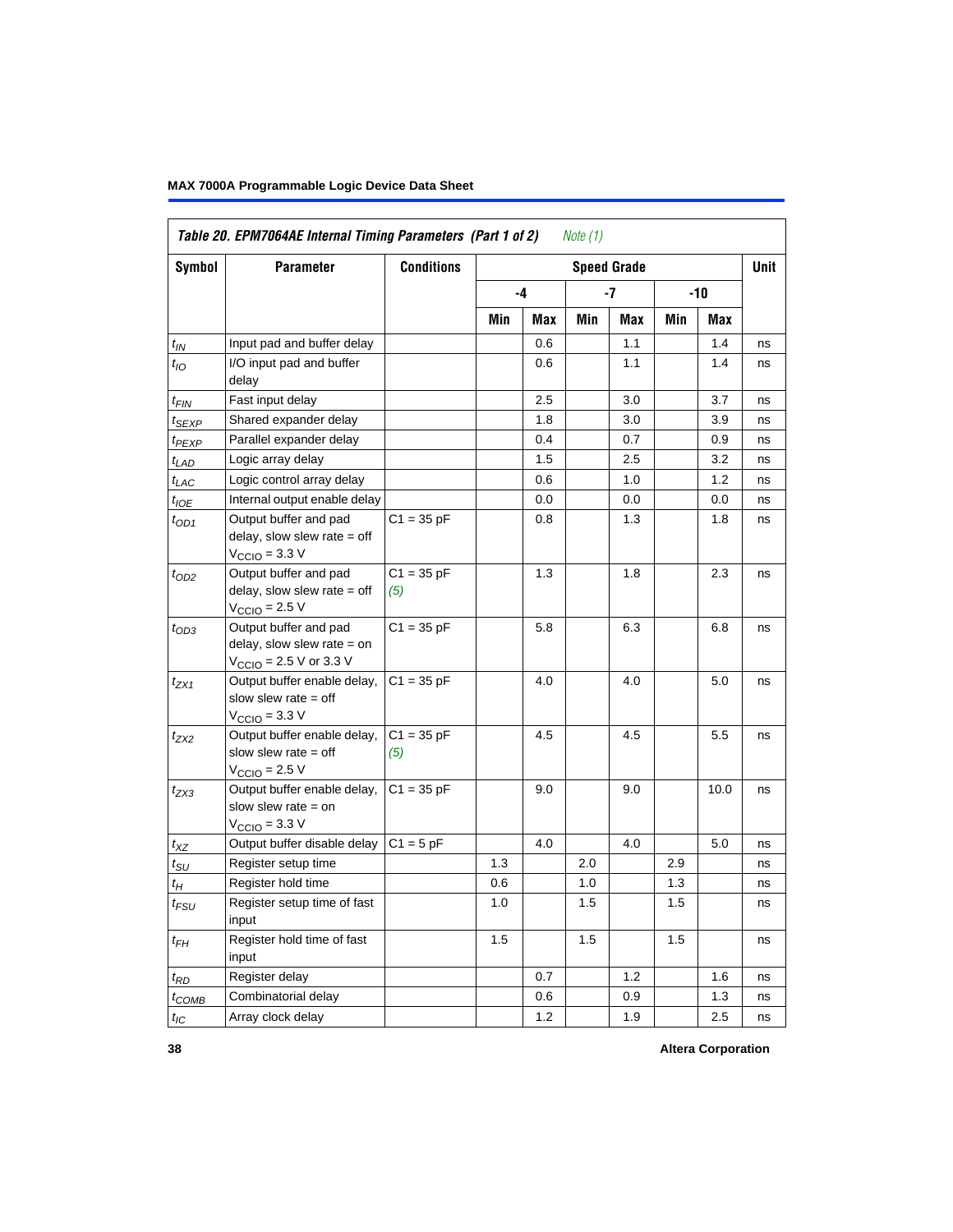**Table 20. EPM7064AE Internal Timing Parameters (Part 1 of 2)** *Note (1)*

| Symbol | Parameter | Conditions | Speed Grade | | | | | | Unit |
|---|---|---|---|---|---|---|---|---|---|
| | | | -4 | | -7 | | -10 | | |
| | | | Min | Max | Min | Max | Min | Max | |
| $t_{IN}$ | Input pad and buffer delay | | | 0.6 | | 1.1 | | 1.4 | ns |
| $t_{IO}$ | I/O input pad and buffer delay | | | 0.6 | | 1.1 | | 1.4 | ns |
| $t_{FIN}$ | Fast input delay | | | 2.5 | | 3.0 | | 3.7 | ns |
| $t_{SEXP}$ | Shared expander delay | | | 1.8 | | 3.0 | | 3.9 | ns |
| $t_{PEXP}$ | Parallel expander delay | | | 0.4 | | 0.7 | | 0.9 | ns |
| $t_{LAD}$ | Logic array delay | | | 1.5 | | 2.5 | | 3.2 | ns |
| $t_{LAC}$ | Logic control array delay | | | 0.6 | | 1.0 | | 1.2 | ns |
| $t_{IOE}$ | Internal output enable delay | | | 0.0 | | 0.0 | | 0.0 | ns |
| $t_{OD1}$ | Output buffer and pad delay, slow slew rate = off $V_{CCIO}$ = 3.3 V | C1 = 35 pF | | 0.8 | | 1.3 | | 1.8 | ns |
| $t_{OD2}$ | Output buffer and pad delay, slow slew rate = off $V_{CCIO}$ = 2.5 V | C1 = 35 pF *(5)* | | 1.3 | | 1.8 | | 2.3 | ns |
| $t_{OD3}$ | Output buffer and pad delay, slow slew rate = on $V_{CCIO}$ = 2.5 V or 3.3 V | C1 = 35 pF | | 5.8 | | 6.3 | | 6.8 | ns |
| $t_{ZX1}$ | Output buffer enable delay, slow slew rate = off $V_{CCIO}$ = 3.3 V | C1 = 35 pF | | 4.0 | | 4.0 | | 5.0 | ns |
| $t_{ZX2}$ | Output buffer enable delay, slow slew rate = off $V_{CCIO}$ = 2.5 V | C1 = 35 pF *(5)* | | 4.5 | | 4.5 | | 5.5 | ns |
| $t_{ZX3}$ | Output buffer enable delay, slow slew rate = on $V_{CCIO}$ = 3.3 V | C1 = 35 pF | | 9.0 | | 9.0 | | 10.0 | ns |
| $t_{XZ}$ | Output buffer disable delay | C1 = 5 pF | | 4.0 | | 4.0 | | 5.0 | ns |
| $t_{SU}$ | Register setup time | | 1.3 | | 2.0 | | 2.9 | | ns |
| $t_{H}$ | Register hold time | | 0.6 | | 1.0 | | 1.3 | | ns |
| $t_{FSU}$ | Register setup time of fast input | | 1.0 | | 1.5 | | 1.5 | | ns |
| $t_{FH}$ | Register hold time of fast input | | 1.5 | | 1.5 | | 1.5 | | ns |
| $t_{RD}$ | Register delay | | | 0.7 | | 1.2 | | 1.6 | ns |
| $t_{COMB}$ | Combinatorial delay | | | 0.6 | | 0.9 | | 1.3 | ns |
| $t_{IC}$ | Array clock delay | | | 1.2 | | 1.9 | | 2.5 | ns |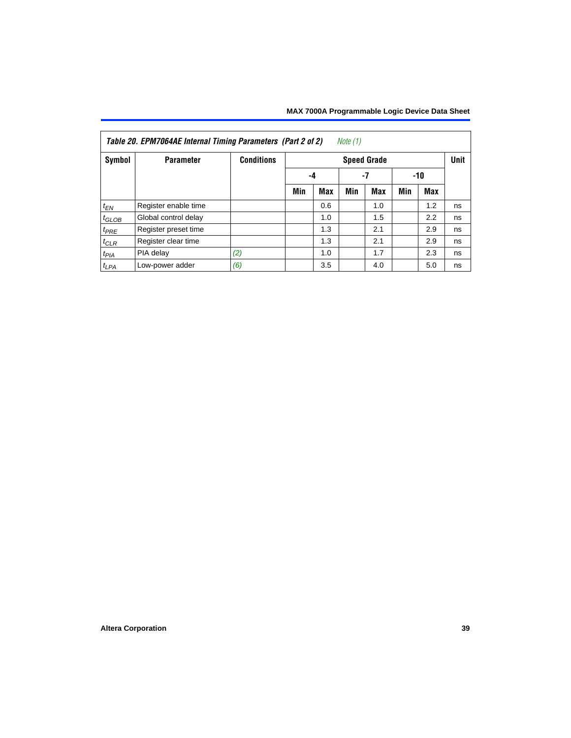**Table 20. EPM7064AE Internal Timing Parameters (Part 2 of 2)** *Note (1)*

| Symbol | Parameter | Conditions | Speed Grade | | | | | | Unit |
|---|---|---|---|---|---|---|---|---|---|
| | | | -4 | | -7 | | -10 | | |
| | | | Min | Max | Min | Max | Min | Max | |
| $t_{EN}$ | Register enable time | | | 0.6 | | 1.0 | | 1.2 | ns |
| $t_{GLOB}$ | Global control delay | | | 1.0 | | 1.5 | | 2.2 | ns |
| $t_{PRE}$ | Register preset time | | | 1.3 | | 2.1 | | 2.9 | ns |
| $t_{CLR}$ | Register clear time | | | 1.3 | | 2.1 | | 2.9 | ns |
| $t_{PIA}$ | PIA delay | *(2)* | | 1.0 | | 1.7 | | 2.3 | ns |
| $t_{LPA}$ | Low-power adder | *(6)* | | 3.5 | | 4.0 | | 5.0 | ns |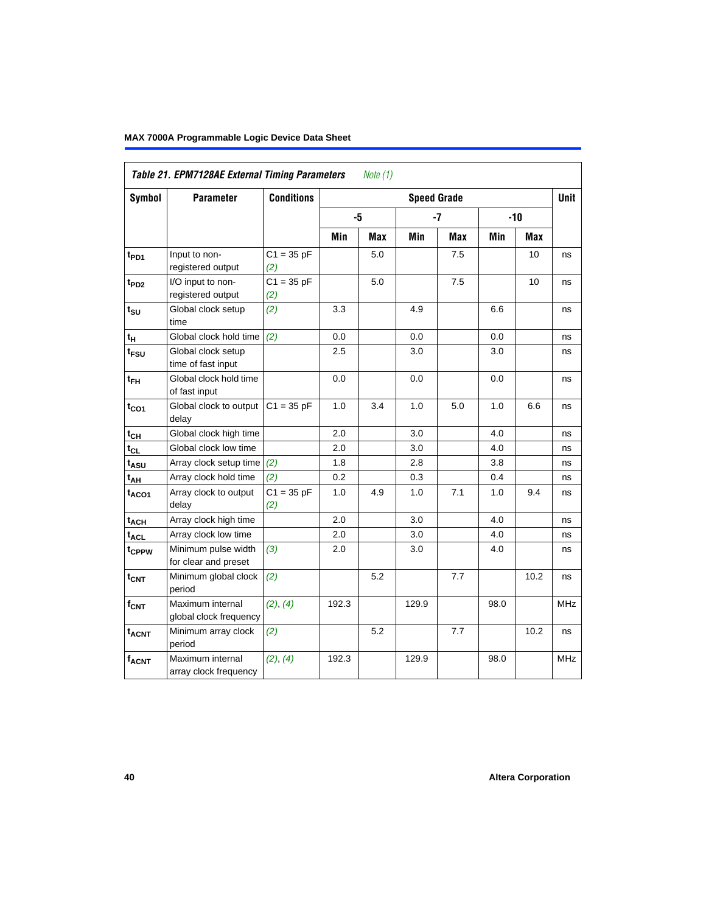**Table 21. EPM7128AE External Timing Parameters** *Note (1)*

| Symbol | Parameter | Conditions | Speed Grade | | | | | | Unit |
|---|---|---|---|---|---|---|---|---|---|
| | | | -5 | | -7 | | -10 | | |
| | | | Min | Max | Min | Max | Min | Max | |
| $t_{PD1}$ | Input to non-registered output | C1 = 35 pF *(2)* | | 5.0 | | 7.5 | | 10 | ns |
| $t_{PD2}$ | I/O input to non-registered output | C1 = 35 pF *(2)* | | 5.0 | | 7.5 | | 10 | ns |
| $t_{SU}$ | Global clock setup time | *(2)* | 3.3 | | 4.9 | | 6.6 | | ns |
| $t_{H}$ | Global clock hold time | *(2)* | 0.0 | | 0.0 | | 0.0 | | ns |
| $t_{FSU}$ | Global clock setup time of fast input | | 2.5 | | 3.0 | | 3.0 | | ns |
| $t_{FH}$ | Global clock hold time of fast input | | 0.0 | | 0.0 | | 0.0 | | ns |
| $t_{CO1}$ | Global clock to output delay | C1 = 35 pF | 1.0 | 3.4 | 1.0 | 5.0 | 1.0 | 6.6 | ns |
| $t_{CH}$ | Global clock high time | | 2.0 | | 3.0 | | 4.0 | | ns |
| $t_{CL}$ | Global clock low time | | 2.0 | | 3.0 | | 4.0 | | ns |
| $t_{ASU}$ | Array clock setup time | *(2)* | 1.8 | | 2.8 | | 3.8 | | ns |
| $t_{AH}$ | Array clock hold time | *(2)* | 0.2 | | 0.3 | | 0.4 | | ns |
| $t_{ACO1}$ | Array clock to output delay | C1 = 35 pF *(2)* | 1.0 | 4.9 | 1.0 | 7.1 | 1.0 | 9.4 | ns |
| $t_{ACH}$ | Array clock high time | | 2.0 | | 3.0 | | 4.0 | | ns |
| $t_{ACL}$ | Array clock low time | | 2.0 | | 3.0 | | 4.0 | | ns |
| $t_{CPPW}$ | Minimum pulse width for clear and preset | *(3)* | 2.0 | | 3.0 | | 4.0 | | ns |
| $t_{CNT}$ | Minimum global clock period | *(2)* | | 5.2 | | 7.7 | | 10.2 | ns |
| $f_{CNT}$ | Maximum internal global clock frequency | *(2)*, *(4)* | 192.3 | | 129.9 | | 98.0 | | MHz |
| $t_{ACNT}$ | Minimum array clock period | *(2)* | | 5.2 | | 7.7 | | 10.2 | ns |
| $f_{ACNT}$ | Maximum internal array clock frequency | *(2)*, *(4)* | 192.3 | | 129.9 | | 98.0 | | MHz |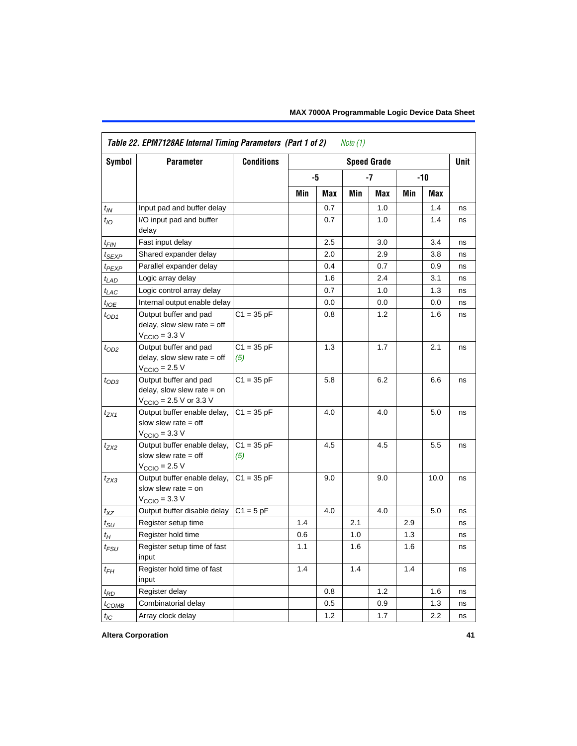**Table 22. EPM7128AE Internal Timing Parameters (Part 1 of 2)** *Note (1)*

| Symbol | Parameter | Conditions | Speed Grade | | | | | | Unit |
|---|---|---|---|---|---|---|---|---|---|
| | | | -5 | | -7 | | -10 | | |
| | | | Min | Max | Min | Max | Min | Max | |
| $t_{IN}$ | Input pad and buffer delay | | | 0.7 | | 1.0 | | 1.4 | ns |
| $t_{IO}$ | I/O input pad and buffer delay | | | 0.7 | | 1.0 | | 1.4 | ns |
| $t_{FIN}$ | Fast input delay | | | 2.5 | | 3.0 | | 3.4 | ns |
| $t_{SEXP}$ | Shared expander delay | | | 2.0 | | 2.9 | | 3.8 | ns |
| $t_{PEXP}$ | Parallel expander delay | | | 0.4 | | 0.7 | | 0.9 | ns |
| $t_{LAD}$ | Logic array delay | | | 1.6 | | 2.4 | | 3.1 | ns |
| $t_{LAC}$ | Logic control array delay | | | 0.7 | | 1.0 | | 1.3 | ns |
| $t_{IOE}$ | Internal output enable delay | | | 0.0 | | 0.0 | | 0.0 | ns |
| $t_{OD1}$ | Output buffer and pad delay, slow slew rate = off $V_{CCIO}$ = 3.3 V | C1 = 35 pF | | 0.8 | | 1.2 | | 1.6 | ns |
| $t_{OD2}$ | Output buffer and pad delay, slow slew rate = off $V_{CCIO}$ = 2.5 V | C1 = 35 pF *(5)* | | 1.3 | | 1.7 | | 2.1 | ns |
| $t_{OD3}$ | Output buffer and pad delay, slow slew rate = on $V_{CCIO}$ = 2.5 V or 3.3 V | C1 = 35 pF | | 5.8 | | 6.2 | | 6.6 | ns |
| $t_{ZX1}$ | Output buffer enable delay, slow slew rate = off $V_{CCIO}$ = 3.3 V | C1 = 35 pF | | 4.0 | | 4.0 | | 5.0 | ns |
| $t_{ZX2}$ | Output buffer enable delay, slow slew rate = off $V_{CCIO}$ = 2.5 V | C1 = 35 pF *(5)* | | 4.5 | | 4.5 | | 5.5 | ns |
| $t_{ZX3}$ | Output buffer enable delay, slow slew rate = on $V_{CCIO}$ = 3.3 V | C1 = 35 pF | | 9.0 | | 9.0 | | 10.0 | ns |
| $t_{XZ}$ | Output buffer disable delay | C1 = 5 pF | | 4.0 | | 4.0 | | 5.0 | ns |
| $t_{SU}$ | Register setup time | | 1.4 | | 2.1 | | 2.9 | | ns |
| $t_{H}$ | Register hold time | | 0.6 | | 1.0 | | 1.3 | | ns |
| $t_{FSU}$ | Register setup time of fast input | | 1.1 | | 1.6 | | 1.6 | | ns |
| $t_{FH}$ | Register hold time of fast input | | 1.4 | | 1.4 | | 1.4 | | ns |
| $t_{RD}$ | Register delay | | | 0.8 | | 1.2 | | 1.6 | ns |
| $t_{COMB}$ | Combinatorial delay | | | 0.5 | | 0.9 | | 1.3 | ns |
| $t_{IC}$ | Array clock delay | | | 1.2 | | 1.7 | | 2.2 | ns |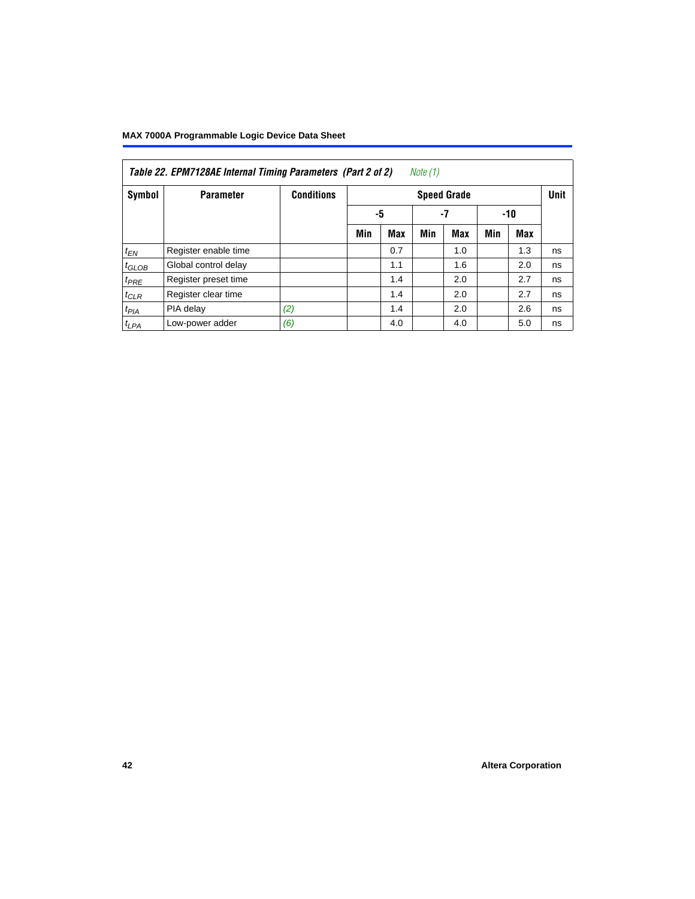| *Table 22. EPM7128AE Internal Timing Parameters (Part 2 of 2)* *Note (1)* | | | | | | | | | |
|---|---|---|---|---|---|---|---|---|---|
| **Symbol** | **Parameter** | **Conditions** | **Speed Grade** | | | | | | **Unit** |
| | | | **-5** | | **-7** | | **-10** | | |
| | | | **Min** | **Max** | **Min** | **Max** | **Min** | **Max** | |
| $t_{EN}$ | Register enable time | | | 0.7 | | 1.0 | | 1.3 | ns |
| $t_{GLOB}$ | Global control delay | | | 1.1 | | 1.6 | | 2.0 | ns |
| $t_{PRE}$ | Register preset time | | | 1.4 | | 2.0 | | 2.7 | ns |
| $t_{CLR}$ | Register clear time | | | 1.4 | | 2.0 | | 2.7 | ns |
| $t_{PIA}$ | PIA delay | *(2)* | | 1.4 | | 2.0 | | 2.6 | ns |
| $t_{LPA}$ | Low-power adder | *(6)* | | 4.0 | | 4.0 | | 5.0 | ns |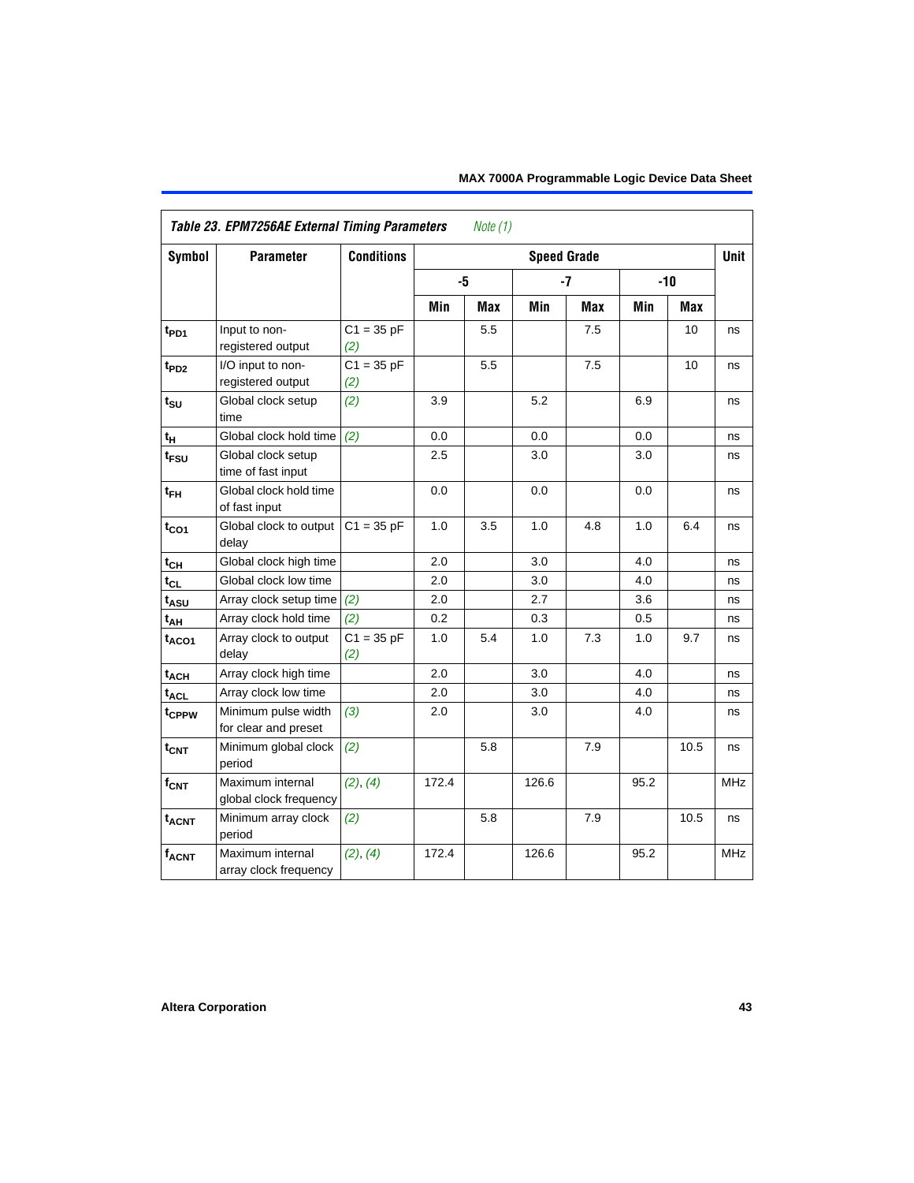**Table 23. EPM7256AE External Timing Parameters** *Note (1)*

| Symbol | Parameter | Conditions | Speed Grade | | | | | | Unit |
|---|---|---|---|---|---|---|---|---|---|
| | | | -5 | | -7 | | -10 | | |
| | | | Min | Max | Min | Max | Min | Max | |
| $t_{PD1}$ | Input to non-registered output | C1 = 35 pF *(2)* | | 5.5 | | 7.5 | | 10 | ns |
| $t_{PD2}$ | I/O input to non-registered output | C1 = 35 pF *(2)* | | 5.5 | | 7.5 | | 10 | ns |
| $t_{SU}$ | Global clock setup time | *(2)* | 3.9 | | 5.2 | | 6.9 | | ns |
| $t_{H}$ | Global clock hold time | *(2)* | 0.0 | | 0.0 | | 0.0 | | ns |
| $t_{FSU}$ | Global clock setup time of fast input | | 2.5 | | 3.0 | | 3.0 | | ns |
| $t_{FH}$ | Global clock hold time of fast input | | 0.0 | | 0.0 | | 0.0 | | ns |
| $t_{CO1}$ | Global clock to output delay | C1 = 35 pF | 1.0 | 3.5 | 1.0 | 4.8 | 1.0 | 6.4 | ns |
| $t_{CH}$ | Global clock high time | | 2.0 | | 3.0 | | 4.0 | | ns |
| $t_{CL}$ | Global clock low time | | 2.0 | | 3.0 | | 4.0 | | ns |
| $t_{ASU}$ | Array clock setup time | *(2)* | 2.0 | | 2.7 | | 3.6 | | ns |
| $t_{AH}$ | Array clock hold time | *(2)* | 0.2 | | 0.3 | | 0.5 | | ns |
| $t_{ACO1}$ | Array clock to output delay | C1 = 35 pF *(2)* | 1.0 | 5.4 | 1.0 | 7.3 | 1.0 | 9.7 | ns |
| $t_{ACH}$ | Array clock high time | | 2.0 | | 3.0 | | 4.0 | | ns |
| $t_{ACL}$ | Array clock low time | | 2.0 | | 3.0 | | 4.0 | | ns |
| $t_{CPPW}$ | Minimum pulse width for clear and preset | *(3)* | 2.0 | | 3.0 | | 4.0 | | ns |
| $t_{CNT}$ | Minimum global clock period | *(2)* | | 5.8 | | 7.9 | | 10.5 | ns |
| $f_{CNT}$ | Maximum internal global clock frequency | *(2)*, *(4)* | 172.4 | | 126.6 | | 95.2 | | MHz |
| $t_{ACNT}$ | Minimum array clock period | *(2)* | | 5.8 | | 7.9 | | 10.5 | ns |
| $f_{ACNT}$ | Maximum internal array clock frequency | *(2)*, *(4)* | 172.4 | | 126.6 | | 95.2 | | MHz |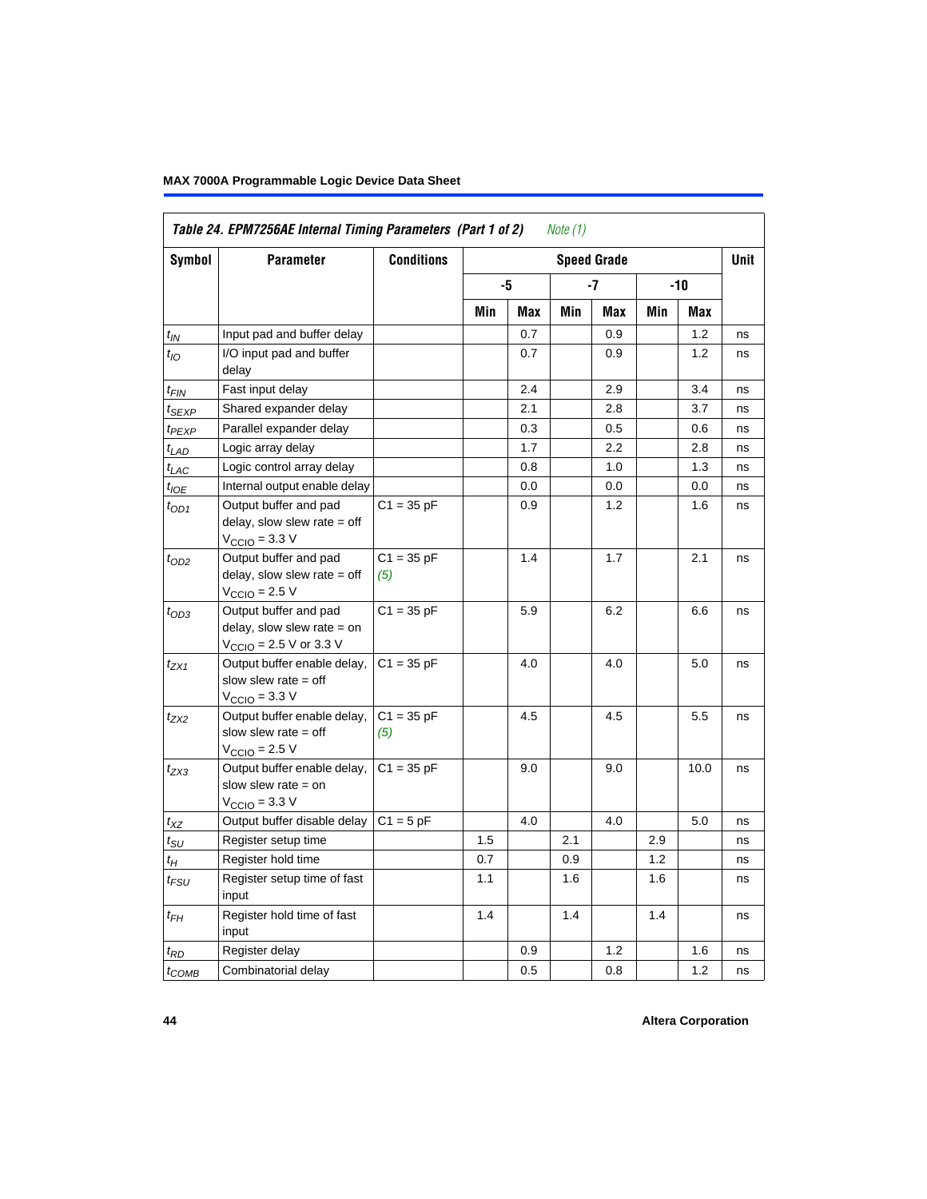**Table 24. EPM7256AE Internal Timing Parameters (Part 1 of 2)** *Note (1)*

| Symbol | Parameter | Conditions | Speed Grade | | | | | | Unit |
|---|---|---|---|---|---|---|---|---|---|
| | | | -5 | | -7 | | -10 | | |
| | | | Min | Max | Min | Max | Min | Max | |
| $t_{IN}$ | Input pad and buffer delay | | | 0.7 | | 0.9 | | 1.2 | ns |
| $t_{IO}$ | I/O input pad and buffer delay | | | 0.7 | | 0.9 | | 1.2 | ns |
| $t_{FIN}$ | Fast input delay | | | 2.4 | | 2.9 | | 3.4 | ns |
| $t_{SEXP}$ | Shared expander delay | | | 2.1 | | 2.8 | | 3.7 | ns |
| $t_{PEXP}$ | Parallel expander delay | | | 0.3 | | 0.5 | | 0.6 | ns |
| $t_{LAD}$ | Logic array delay | | | 1.7 | | 2.2 | | 2.8 | ns |
| $t_{LAC}$ | Logic control array delay | | | 0.8 | | 1.0 | | 1.3 | ns |
| $t_{IOE}$ | Internal output enable delay | | | 0.0 | | 0.0 | | 0.0 | ns |
| $t_{OD1}$ | Output buffer and pad delay, slow slew rate = off $V_{CCIO}$ = 3.3 V | C1 = 35 pF | | 0.9 | | 1.2 | | 1.6 | ns |
| $t_{OD2}$ | Output buffer and pad delay, slow slew rate = off $V_{CCIO}$ = 2.5 V | C1 = 35 pF *(5)* | | 1.4 | | 1.7 | | 2.1 | ns |
| $t_{OD3}$ | Output buffer and pad delay, slow slew rate = on $V_{CCIO}$ = 2.5 V or 3.3 V | C1 = 35 pF | | 5.9 | | 6.2 | | 6.6 | ns |
| $t_{ZX1}$ | Output buffer enable delay, slow slew rate = off $V_{CCIO}$ = 3.3 V | C1 = 35 pF | | 4.0 | | 4.0 | | 5.0 | ns |
| $t_{ZX2}$ | Output buffer enable delay, slow slew rate = off $V_{CCIO}$ = 2.5 V | C1 = 35 pF *(5)* | | 4.5 | | 4.5 | | 5.5 | ns |
| $t_{ZX3}$ | Output buffer enable delay, slow slew rate = on $V_{CCIO}$ = 3.3 V | C1 = 35 pF | | 9.0 | | 9.0 | | 10.0 | ns |
| $t_{XZ}$ | Output buffer disable delay | C1 = 5 pF | | 4.0 | | 4.0 | | 5.0 | ns |
| $t_{SU}$ | Register setup time | | 1.5 | | 2.1 | | 2.9 | | ns |
| $t_{H}$ | Register hold time | | 0.7 | | 0.9 | | 1.2 | | ns |
| $t_{FSU}$ | Register setup time of fast input | | 1.1 | | 1.6 | | 1.6 | | ns |
| $t_{FH}$ | Register hold time of fast input | | 1.4 | | 1.4 | | 1.4 | | ns |
| $t_{RD}$ | Register delay | | | 0.9 | | 1.2 | | 1.6 | ns |
| $t_{COMB}$ | Combinatorial delay | | | 0.5 | | 0.8 | | 1.2 | ns |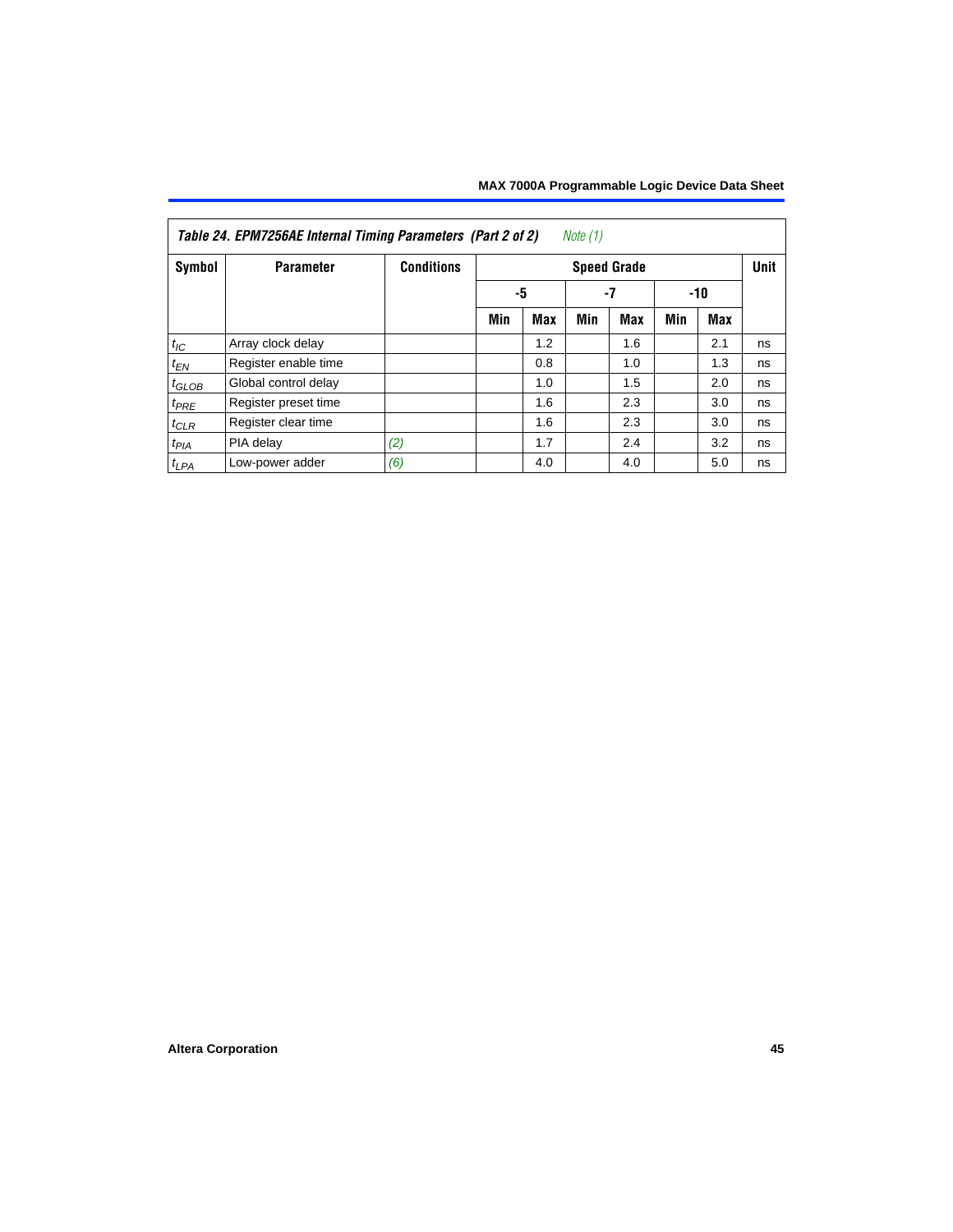**Table 24. EPM7256AE Internal Timing Parameters (Part 2 of 2)** *Note (1)*

| Symbol | Parameter | Conditions | Speed Grade | | | | | | Unit |
|---|---|---|---|---|---|---|---|---|---|
| | | | -5 | | -7 | | -10 | | |
| | | | Min | Max | Min | Max | Min | Max | |
| $t_{IC}$ | Array clock delay | | | 1.2 | | 1.6 | | 2.1 | ns |
| $t_{EN}$ | Register enable time | | | 0.8 | | 1.0 | | 1.3 | ns |
| $t_{GLOB}$ | Global control delay | | | 1.0 | | 1.5 | | 2.0 | ns |
| $t_{PRE}$ | Register preset time | | | 1.6 | | 2.3 | | 3.0 | ns |
| $t_{CLR}$ | Register clear time | | | 1.6 | | 2.3 | | 3.0 | ns |
| $t_{PIA}$ | PIA delay | *(2)* | | 1.7 | | 2.4 | | 3.2 | ns |
| $t_{LPA}$ | Low-power adder | *(6)* | | 4.0 | | 4.0 | | 5.0 | ns |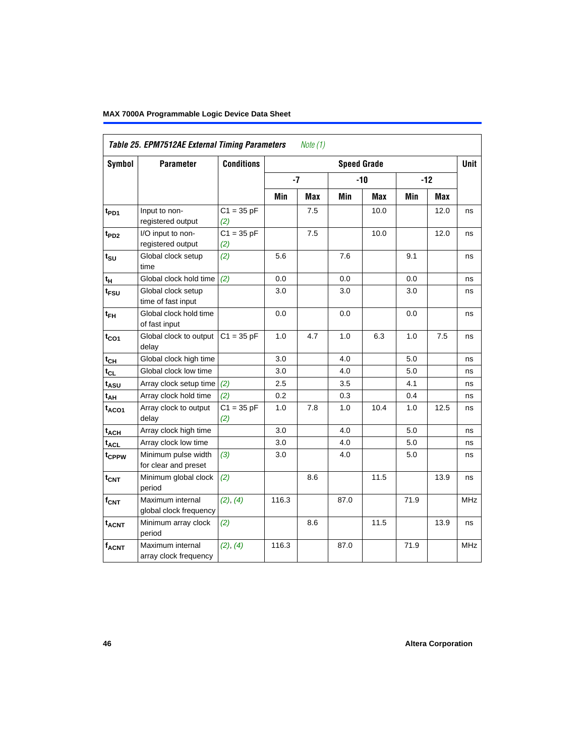**Table 25. EPM7512AE External Timing Parameters** *Note (1)*

| Symbol | Parameter | Conditions | Speed Grade | | | | | | Unit |
|---|---|---|---|---|---|---|---|---|---|
| | | | -7 | | -10 | | -12 | | |
| | | | Min | Max | Min | Max | Min | Max | |
| $t_{PD1}$ | Input to non-registered output | C1 = 35 pF (2) | | 7.5 | | 10.0 | | 12.0 | ns |
| $t_{PD2}$ | I/O input to non-registered output | C1 = 35 pF (2) | | 7.5 | | 10.0 | | 12.0 | ns |
| $t_{SU}$ | Global clock setup time | (2) | 5.6 | | 7.6 | | 9.1 | | ns |
| $t_{H}$ | Global clock hold time | (2) | 0.0 | | 0.0 | | 0.0 | | ns |
| $t_{FSU}$ | Global clock setup time of fast input | | 3.0 | | 3.0 | | 3.0 | | ns |
| $t_{FH}$ | Global clock hold time of fast input | | 0.0 | | 0.0 | | 0.0 | | ns |
| $t_{CO1}$ | Global clock to output delay | C1 = 35 pF | 1.0 | 4.7 | 1.0 | 6.3 | 1.0 | 7.5 | ns |
| $t_{CH}$ | Global clock high time | | 3.0 | | 4.0 | | 5.0 | | ns |
| $t_{CL}$ | Global clock low time | | 3.0 | | 4.0 | | 5.0 | | ns |
| $t_{ASU}$ | Array clock setup time | (2) | 2.5 | | 3.5 | | 4.1 | | ns |
| $t_{AH}$ | Array clock hold time | (2) | 0.2 | | 0.3 | | 0.4 | | ns |
| $t_{ACO1}$ | Array clock to output delay | C1 = 35 pF (2) | 1.0 | 7.8 | 1.0 | 10.4 | 1.0 | 12.5 | ns |
| $t_{ACH}$ | Array clock high time | | 3.0 | | 4.0 | | 5.0 | | ns |
| $t_{ACL}$ | Array clock low time | | 3.0 | | 4.0 | | 5.0 | | ns |
| $t_{CPPW}$ | Minimum pulse width for clear and preset | (3) | 3.0 | | 4.0 | | 5.0 | | ns |
| $t_{CNT}$ | Minimum global clock period | (2) | | 8.6 | | 11.5 | | 13.9 | ns |
| $f_{CNT}$ | Maximum internal global clock frequency | (2), (4) | 116.3 | | 87.0 | | 71.9 | | MHz |
| $t_{ACNT}$ | Minimum array clock period | (2) | | 8.6 | | 11.5 | | 13.9 | ns |
| $f_{ACNT}$ | Maximum internal array clock frequency | (2), (4) | 116.3 | | 87.0 | | 71.9 | | MHz |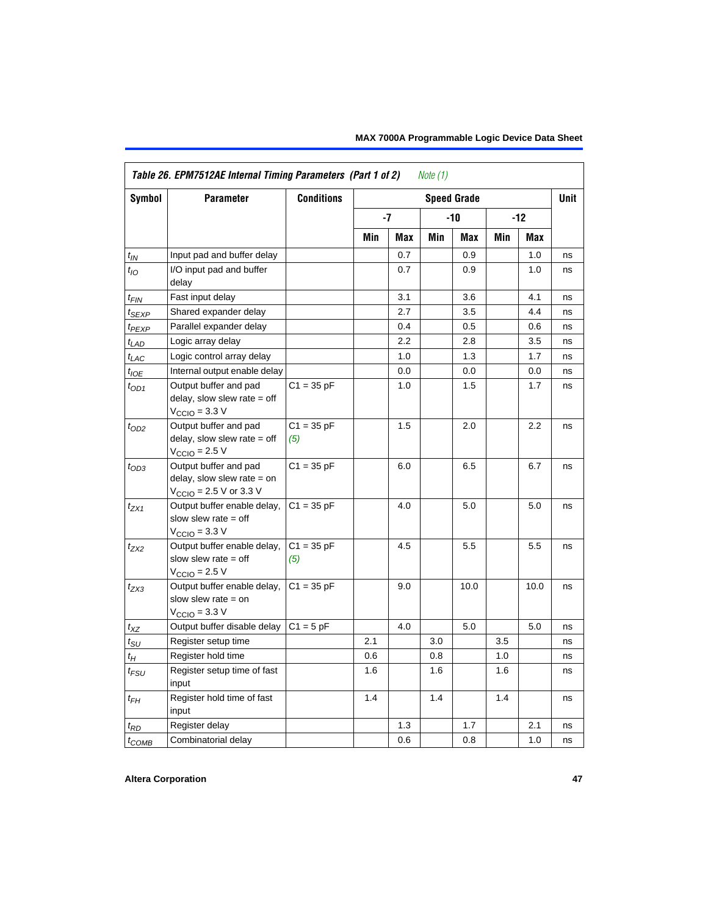| Table 26. EPM7512AE Internal Timing Parameters (Part 1 of 2) *Note (1)* | | | | | | | | | |
|---|---|---|---|---|---|---|---|---|---|
| Symbol | Parameter | Conditions | Speed Grade | | | | | | Unit |
| | | | -7 | | -10 | | -12 | | |
| | | | Min | Max | Min | Max | Min | Max | |
| $t_{IN}$ | Input pad and buffer delay | | | 0.7 | | 0.9 | | 1.0 | ns |
| $t_{IO}$ | I/O input pad and buffer delay | | | 0.7 | | 0.9 | | 1.0 | ns |
| $t_{FIN}$ | Fast input delay | | | 3.1 | | 3.6 | | 4.1 | ns |
| $t_{SEXP}$ | Shared expander delay | | | 2.7 | | 3.5 | | 4.4 | ns |
| $t_{PEXP}$ | Parallel expander delay | | | 0.4 | | 0.5 | | 0.6 | ns |
| $t_{LAD}$ | Logic array delay | | | 2.2 | | 2.8 | | 3.5 | ns |
| $t_{LAC}$ | Logic control array delay | | | 1.0 | | 1.3 | | 1.7 | ns |
| $t_{IOE}$ | Internal output enable delay | | | 0.0 | | 0.0 | | 0.0 | ns |
| $t_{OD1}$ | Output buffer and pad delay, slow slew rate = off $V_{CCIO}$ = 3.3 V | C1 = 35 pF | | 1.0 | | 1.5 | | 1.7 | ns |
| $t_{OD2}$ | Output buffer and pad delay, slow slew rate = off $V_{CCIO}$ = 2.5 V | C1 = 35 pF *(5)* | | 1.5 | | 2.0 | | 2.2 | ns |
| $t_{OD3}$ | Output buffer and pad delay, slow slew rate = on $V_{CCIO}$ = 2.5 V or 3.3 V | C1 = 35 pF | | 6.0 | | 6.5 | | 6.7 | ns |
| $t_{ZX1}$ | Output buffer enable delay, slow slew rate = off $V_{CCIO}$ = 3.3 V | C1 = 35 pF | | 4.0 | | 5.0 | | 5.0 | ns |
| $t_{ZX2}$ | Output buffer enable delay, slow slew rate = off $V_{CCIO}$ = 2.5 V | C1 = 35 pF *(5)* | | 4.5 | | 5.5 | | 5.5 | ns |
| $t_{ZX3}$ | Output buffer enable delay, slow slew rate = on $V_{CCIO}$ = 3.3 V | C1 = 35 pF | | 9.0 | | 10.0 | | 10.0 | ns |
| $t_{XZ}$ | Output buffer disable delay | C1 = 5 pF | | 4.0 | | 5.0 | | 5.0 | ns |
| $t_{SU}$ | Register setup time | | 2.1 | | 3.0 | | 3.5 | | ns |
| $t_{H}$ | Register hold time | | 0.6 | | 0.8 | | 1.0 | | ns |
| $t_{FSU}$ | Register setup time of fast input | | 1.6 | | 1.6 | | 1.6 | | ns |
| $t_{FH}$ | Register hold time of fast input | | 1.4 | | 1.4 | | 1.4 | | ns |
| $t_{RD}$ | Register delay | | | 1.3 | | 1.7 | | 2.1 | ns |
| $t_{COMB}$ | Combinatorial delay | | | 0.6 | | 0.8 | | 1.0 | ns |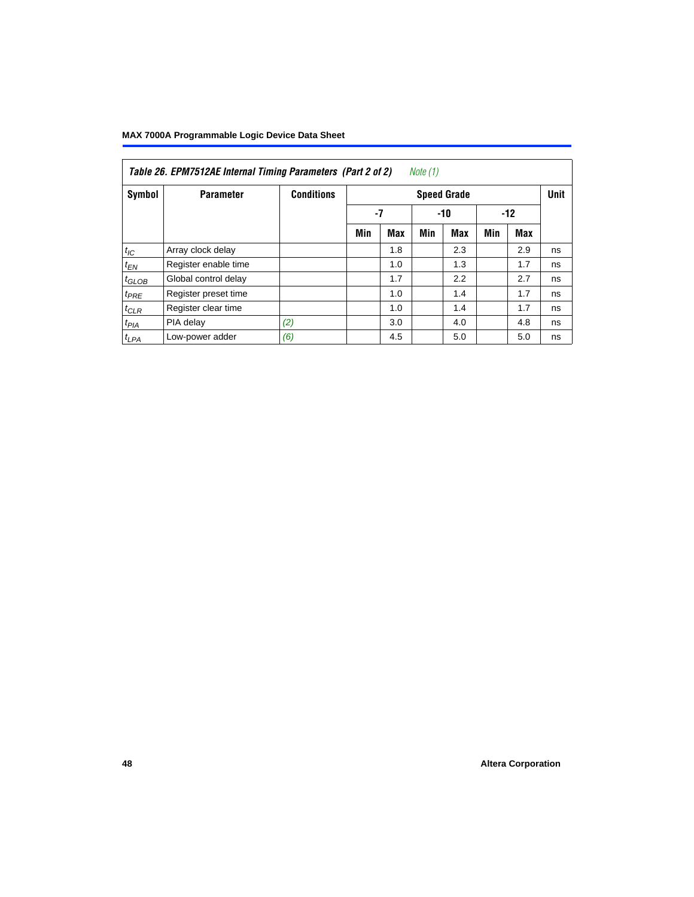*Table 26. EPM7512AE Internal Timing Parameters (Part 2 of 2) Note (1)*

| Symbol | Parameter | Conditions | Speed Grade | | | | | | Unit |
|---|---|---|---|---|---|---|---|---|---|
| | | | -7 | | -10 | | -12 | | |
| | | | Min | Max | Min | Max | Min | Max | |
| $t_{IC}$ | Array clock delay | | | 1.8 | | 2.3 | | 2.9 | ns |
| $t_{EN}$ | Register enable time | | | 1.0 | | 1.3 | | 1.7 | ns |
| $t_{GLOB}$ | Global control delay | | | 1.7 | | 2.2 | | 2.7 | ns |
| $t_{PRE}$ | Register preset time | | | 1.0 | | 1.4 | | 1.7 | ns |
| $t_{CLR}$ | Register clear time | | | 1.0 | | 1.4 | | 1.7 | ns |
| $t_{PIA}$ | PIA delay | (2) | | 3.0 | | 4.0 | | 4.8 | ns |
| $t_{LPA}$ | Low-power adder | (6) | | 4.5 | | 5.0 | | 5.0 | ns |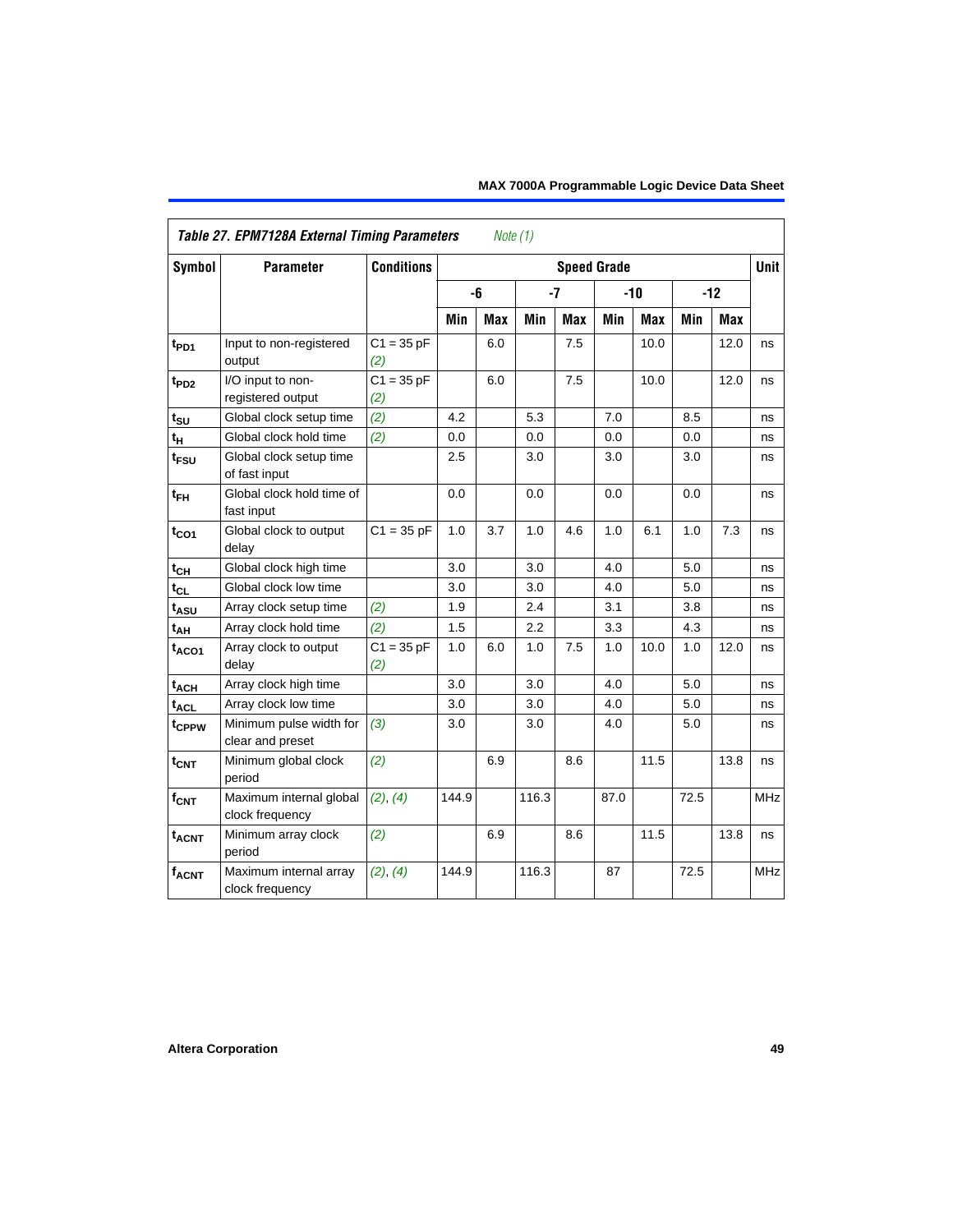| *Table 27. EPM7128A External Timing Parameters* *Note (1)* | | | | | | | | | | | |
|---|---|---|---|---|---|---|---|---|---|---|---|
| **Symbol** | **Parameter** | **Conditions** | **Speed Grade** | | | | | | | | **Unit** |
| | | | **-6** | | **-7** | | **-10** | | **-12** | | |
| | | | **Min** | **Max** | **Min** | **Max** | **Min** | **Max** | **Min** | **Max** | |
| $t_{PD1}$ | Input to non-registered output | C1 = 35 pF *(2)* | | 6.0 | | 7.5 | | 10.0 | | 12.0 | ns |
| $t_{PD2}$ | I/O input to non-registered output | C1 = 35 pF *(2)* | | 6.0 | | 7.5 | | 10.0 | | 12.0 | ns |
| $t_{SU}$ | Global clock setup time | *(2)* | 4.2 | | 5.3 | | 7.0 | | 8.5 | | ns |
| $t_{H}$ | Global clock hold time | *(2)* | 0.0 | | 0.0 | | 0.0 | | 0.0 | | ns |
| $t_{FSU}$ | Global clock setup time of fast input | | 2.5 | | 3.0 | | 3.0 | | 3.0 | | ns |
| $t_{FH}$ | Global clock hold time of fast input | | 0.0 | | 0.0 | | 0.0 | | 0.0 | | ns |
| $t_{CO1}$ | Global clock to output delay | C1 = 35 pF | 1.0 | 3.7 | 1.0 | 4.6 | 1.0 | 6.1 | 1.0 | 7.3 | ns |
| $t_{CH}$ | Global clock high time | | 3.0 | | 3.0 | | 4.0 | | 5.0 | | ns |
| $t_{CL}$ | Global clock low time | | 3.0 | | 3.0 | | 4.0 | | 5.0 | | ns |
| $t_{ASU}$ | Array clock setup time | *(2)* | 1.9 | | 2.4 | | 3.1 | | 3.8 | | ns |
| $t_{AH}$ | Array clock hold time | *(2)* | 1.5 | | 2.2 | | 3.3 | | 4.3 | | ns |
| $t_{ACO1}$ | Array clock to output delay | C1 = 35 pF *(2)* | 1.0 | 6.0 | 1.0 | 7.5 | 1.0 | 10.0 | 1.0 | 12.0 | ns |
| $t_{ACH}$ | Array clock high time | | 3.0 | | 3.0 | | 4.0 | | 5.0 | | ns |
| $t_{ACL}$ | Array clock low time | | 3.0 | | 3.0 | | 4.0 | | 5.0 | | ns |
| $t_{CPPW}$ | Minimum pulse width for clear and preset | *(3)* | 3.0 | | 3.0 | | 4.0 | | 5.0 | | ns |
| $t_{CNT}$ | Minimum global clock period | *(2)* | | 6.9 | | 8.6 | | 11.5 | | 13.8 | ns |
| $f_{CNT}$ | Maximum internal global clock frequency | *(2)*, *(4)* | 144.9 | | 116.3 | | 87.0 | | 72.5 | | MHz |
| $t_{ACNT}$ | Minimum array clock period | *(2)* | | 6.9 | | 8.6 | | 11.5 | | 13.8 | ns |
| $f_{ACNT}$ | Maximum internal array clock frequency | *(2)*, *(4)* | 144.9 | | 116.3 | | 87 | | 72.5 | | MHz |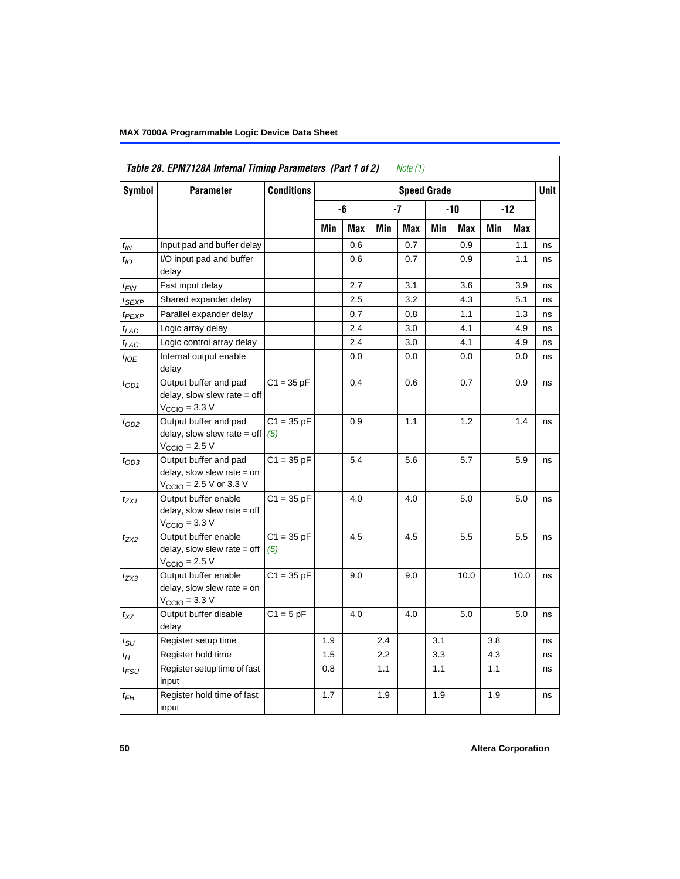**Table 28. EPM7128A Internal Timing Parameters (Part 1 of 2)** *Note (1)*

| Symbol | Parameter | Conditions | Speed Grade | | | | | | | | Unit |
|---|---|---|---|---|---|---|---|---|---|---|---|
| | | | -6 | | -7 | | -10 | | -12 | | |
| | | | Min | Max | Min | Max | Min | Max | Min | Max | |
| $t_{IN}$ | Input pad and buffer delay | | | 0.6 | | 0.7 | | 0.9 | | 1.1 | ns |
| $t_{IO}$ | I/O input pad and buffer delay | | | 0.6 | | 0.7 | | 0.9 | | 1.1 | ns |
| $t_{FIN}$ | Fast input delay | | | 2.7 | | 3.1 | | 3.6 | | 3.9 | ns |
| $t_{SEXP}$ | Shared expander delay | | | 2.5 | | 3.2 | | 4.3 | | 5.1 | ns |
| $t_{PEXP}$ | Parallel expander delay | | | 0.7 | | 0.8 | | 1.1 | | 1.3 | ns |
| $t_{LAD}$ | Logic array delay | | | 2.4 | | 3.0 | | 4.1 | | 4.9 | ns |
| $t_{LAC}$ | Logic control array delay | | | 2.4 | | 3.0 | | 4.1 | | 4.9 | ns |
| $t_{IOE}$ | Internal output enable delay | | | 0.0 | | 0.0 | | 0.0 | | 0.0 | ns |
| $t_{OD1}$ | Output buffer and pad delay, slow slew rate = off $V_{CCIO}$ = 3.3 V | C1 = 35 pF | | 0.4 | | 0.6 | | 0.7 | | 0.9 | ns |
| $t_{OD2}$ | Output buffer and pad delay, slow slew rate = off $V_{CCIO}$ = 2.5 V | C1 = 35 pF *(5)* | | 0.9 | | 1.1 | | 1.2 | | 1.4 | ns |
| $t_{OD3}$ | Output buffer and pad delay, slow slew rate = on $V_{CCIO}$ = 2.5 V or 3.3 V | C1 = 35 pF | | 5.4 | | 5.6 | | 5.7 | | 5.9 | ns |
| $t_{ZX1}$ | Output buffer enable delay, slow slew rate = off $V_{CCIO}$ = 3.3 V | C1 = 35 pF | | 4.0 | | 4.0 | | 5.0 | | 5.0 | ns |
| $t_{ZX2}$ | Output buffer enable delay, slow slew rate = off $V_{CCIO}$ = 2.5 V | C1 = 35 pF *(5)* | | 4.5 | | 4.5 | | 5.5 | | 5.5 | ns |
| $t_{ZX3}$ | Output buffer enable delay, slow slew rate = on $V_{CCIO}$ = 3.3 V | C1 = 35 pF | | 9.0 | | 9.0 | | 10.0 | | 10.0 | ns |
| $t_{XZ}$ | Output buffer disable delay | C1 = 5 pF | | 4.0 | | 4.0 | | 5.0 | | 5.0 | ns |
| $t_{SU}$ | Register setup time | | 1.9 | | 2.4 | | 3.1 | | 3.8 | | ns |
| $t_{H}$ | Register hold time | | 1.5 | | 2.2 | | 3.3 | | 4.3 | | ns |
| $t_{FSU}$ | Register setup time of fast input | | 0.8 | | 1.1 | | 1.1 | | 1.1 | | ns |
| $t_{FH}$ | Register hold time of fast input | | 1.7 | | 1.9 | | 1.9 | | 1.9 | | ns |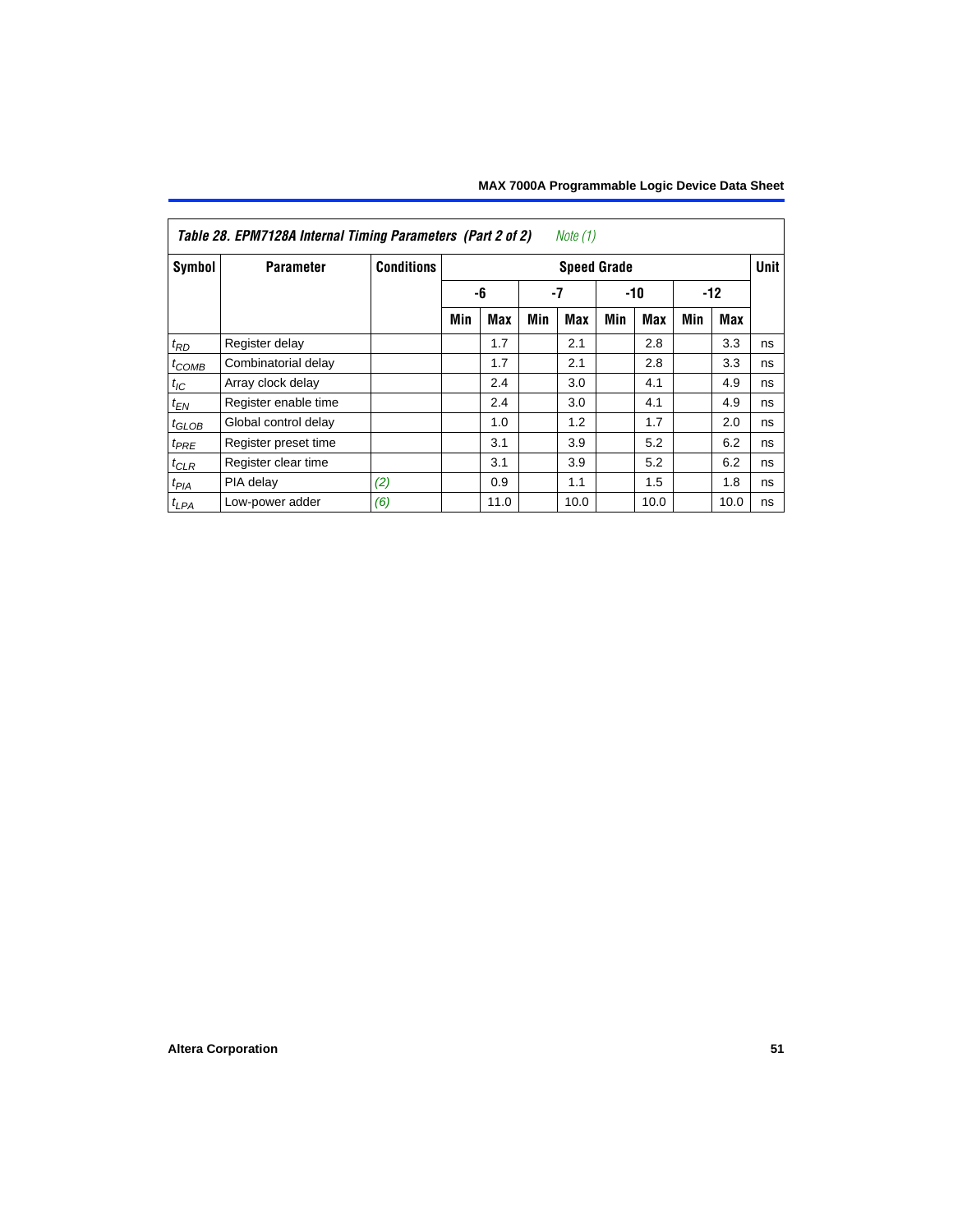**Table 28. EPM7128A Internal Timing Parameters (Part 2 of 2)** *Note (1)*

| Symbol | Parameter | Conditions | Speed Grade | | | | | | | | Unit |
|---|---|---|---|---|---|---|---|---|---|---|---|
| | | | -6 | | -7 | | -10 | | -12 | | |
| | | | Min | Max | Min | Max | Min | Max | Min | Max | |
| $t_{RD}$ | Register delay | | | 1.7 | | 2.1 | | 2.8 | | 3.3 | ns |
| $t_{COMB}$ | Combinatorial delay | | | 1.7 | | 2.1 | | 2.8 | | 3.3 | ns |
| $t_{IC}$ | Array clock delay | | | 2.4 | | 3.0 | | 4.1 | | 4.9 | ns |
| $t_{EN}$ | Register enable time | | | 2.4 | | 3.0 | | 4.1 | | 4.9 | ns |
| $t_{GLOB}$ | Global control delay | | | 1.0 | | 1.2 | | 1.7 | | 2.0 | ns |
| $t_{PRE}$ | Register preset time | | | 3.1 | | 3.9 | | 5.2 | | 6.2 | ns |
| $t_{CLR}$ | Register clear time | | | 3.1 | | 3.9 | | 5.2 | | 6.2 | ns |
| $t_{PIA}$ | PIA delay | *(2)* | | 0.9 | | 1.1 | | 1.5 | | 1.8 | ns |
| $t_{LPA}$ | Low-power adder | *(6)* | | 11.0 | | 10.0 | | 10.0 | | 10.0 | ns |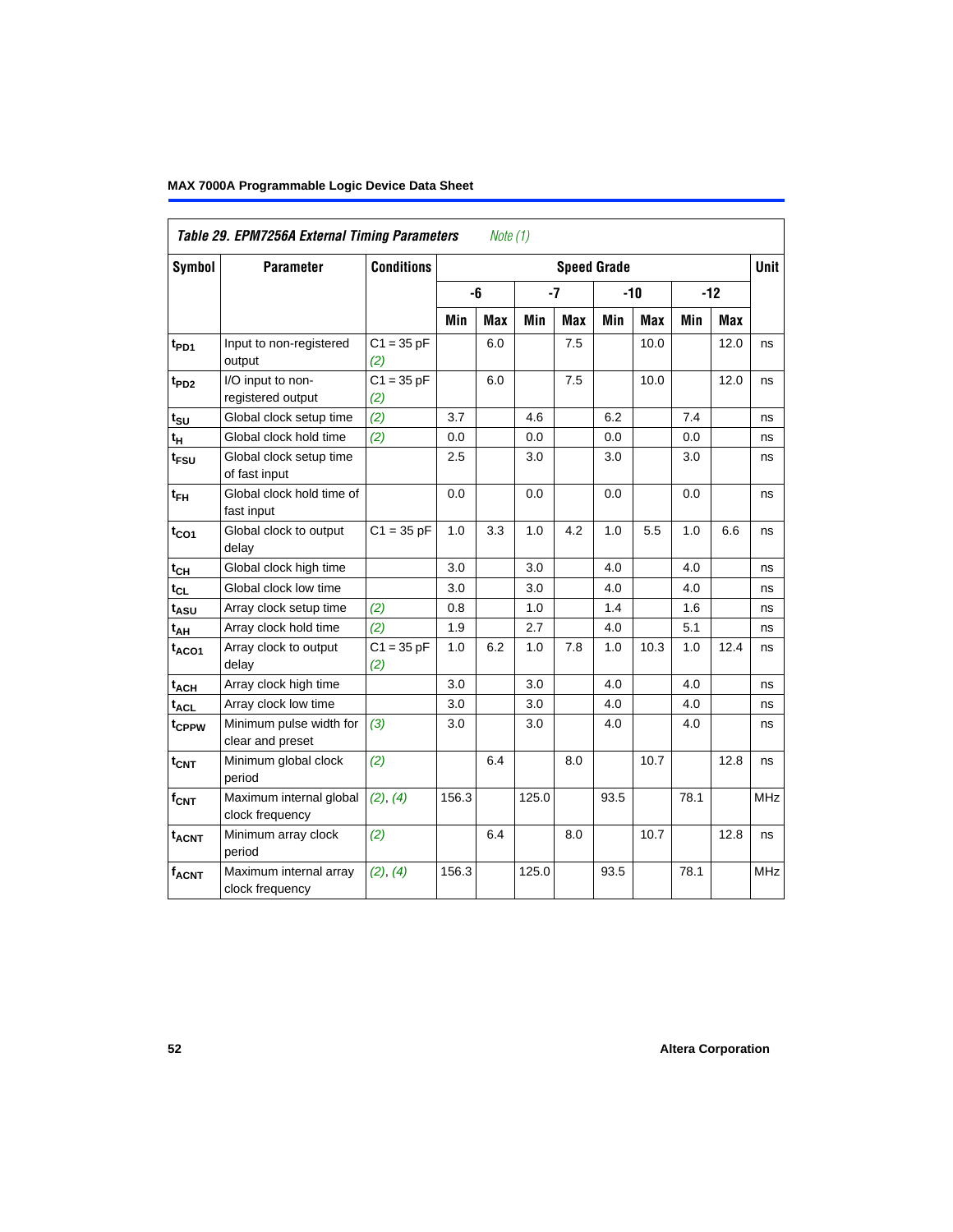| Table 29. EPM7256A External Timing Parameters *Note (1)* | | | | | | | | | | | |
|---|---|---|---|---|---|---|---|---|---|---|---|
| Symbol | Parameter | Conditions | Speed Grade | | | | | | | | Unit |
| | | | -6 | | -7 | | -10 | | -12 | | |
| | | | Min | Max | Min | Max | Min | Max | Min | Max | |
| $t_{PD1}$ | Input to non-registered output | C1 = 35 pF *(2)* | | 6.0 | | 7.5 | | 10.0 | | 12.0 | ns |
| $t_{PD2}$ | I/O input to non-registered output | C1 = 35 pF *(2)* | | 6.0 | | 7.5 | | 10.0 | | 12.0 | ns |
| $t_{SU}$ | Global clock setup time | *(2)* | 3.7 | | 4.6 | | 6.2 | | 7.4 | | ns |
| $t_{H}$ | Global clock hold time | *(2)* | 0.0 | | 0.0 | | 0.0 | | 0.0 | | ns |
| $t_{FSU}$ | Global clock setup time of fast input | | 2.5 | | 3.0 | | 3.0 | | 3.0 | | ns |
| $t_{FH}$ | Global clock hold time of fast input | | 0.0 | | 0.0 | | 0.0 | | 0.0 | | ns |
| $t_{CO1}$ | Global clock to output delay | C1 = 35 pF | 1.0 | 3.3 | 1.0 | 4.2 | 1.0 | 5.5 | 1.0 | 6.6 | ns |
| $t_{CH}$ | Global clock high time | | 3.0 | | 3.0 | | 4.0 | | 4.0 | | ns |
| $t_{CL}$ | Global clock low time | | 3.0 | | 3.0 | | 4.0 | | 4.0 | | ns |
| $t_{ASU}$ | Array clock setup time | *(2)* | 0.8 | | 1.0 | | 1.4 | | 1.6 | | ns |
| $t_{AH}$ | Array clock hold time | *(2)* | 1.9 | | 2.7 | | 4.0 | | 5.1 | | ns |
| $t_{ACO1}$ | Array clock to output delay | C1 = 35 pF *(2)* | 1.0 | 6.2 | 1.0 | 7.8 | 1.0 | 10.3 | 1.0 | 12.4 | ns |
| $t_{ACH}$ | Array clock high time | | 3.0 | | 3.0 | | 4.0 | | 4.0 | | ns |
| $t_{ACL}$ | Array clock low time | | 3.0 | | 3.0 | | 4.0 | | 4.0 | | ns |
| $t_{CPPW}$ | Minimum pulse width for clear and preset | *(3)* | 3.0 | | 3.0 | | 4.0 | | 4.0 | | ns |
| $t_{CNT}$ | Minimum global clock period | *(2)* | | 6.4 | | 8.0 | | 10.7 | | 12.8 | ns |
| $f_{CNT}$ | Maximum internal global clock frequency | *(2)*, *(4)* | 156.3 | | 125.0 | | 93.5 | | 78.1 | | MHz |
| $t_{ACNT}$ | Minimum array clock period | *(2)* | | 6.4 | | 8.0 | | 10.7 | | 12.8 | ns |
| $f_{ACNT}$ | Maximum internal array clock frequency | *(2)*, *(4)* | 156.3 | | 125.0 | | 93.5 | | 78.1 | | MHz |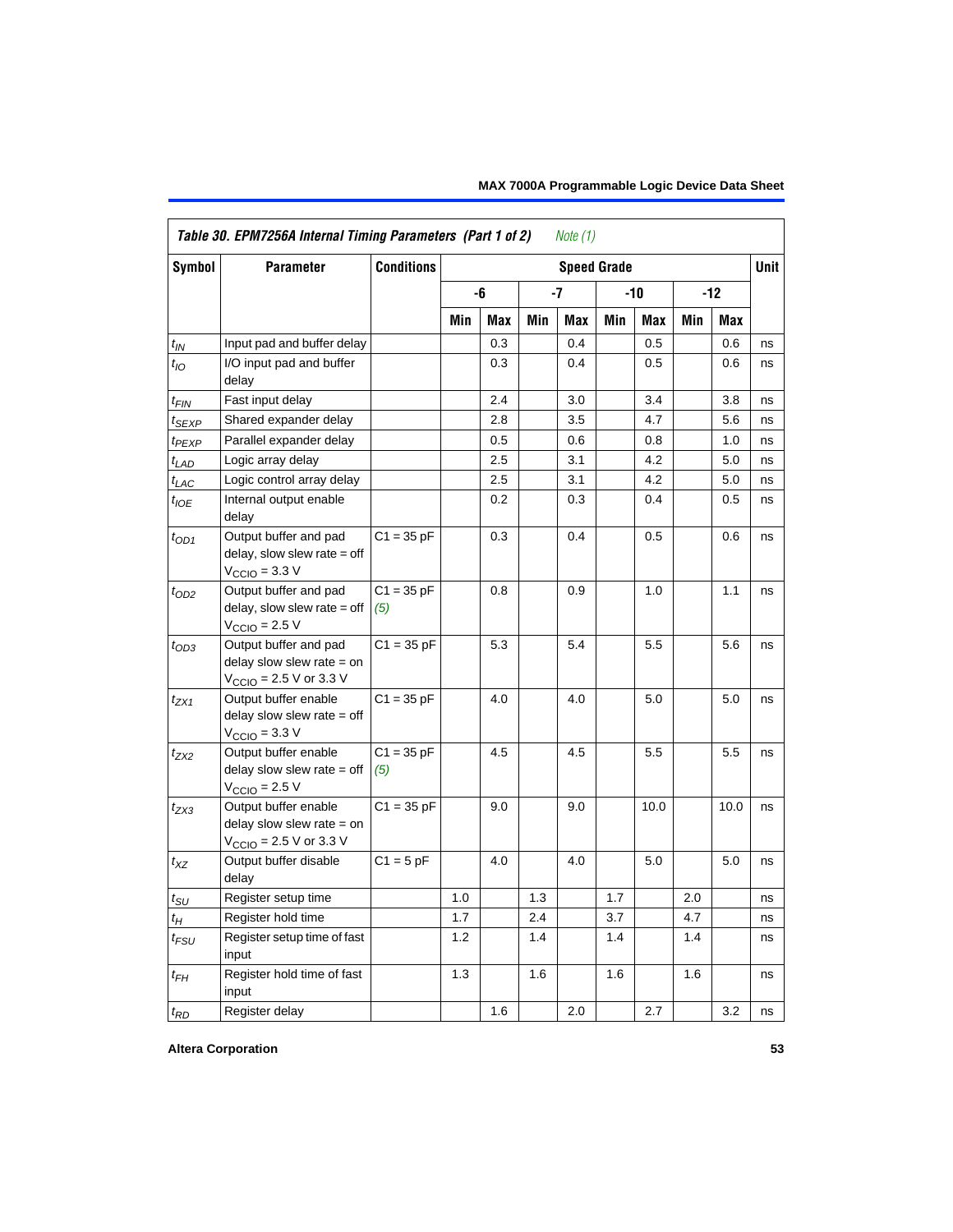**Table 30. EPM7256A Internal Timing Parameters (Part 1 of 2)** *Note (1)*

| Symbol | Parameter | Conditions | Speed Grade | | | | | | | | Unit |
|---|---|---|---|---|---|---|---|---|---|---|---|
| | | | -6 | | -7 | | -10 | | -12 | | |
| | | | Min | Max | Min | Max | Min | Max | Min | Max | |
| $t_{IN}$ | Input pad and buffer delay | | | 0.3 | | 0.4 | | 0.5 | | 0.6 | ns |
| $t_{IO}$ | I/O input pad and buffer delay | | | 0.3 | | 0.4 | | 0.5 | | 0.6 | ns |
| $t_{FIN}$ | Fast input delay | | | 2.4 | | 3.0 | | 3.4 | | 3.8 | ns |
| $t_{SEXP}$ | Shared expander delay | | | 2.8 | | 3.5 | | 4.7 | | 5.6 | ns |
| $t_{PEXP}$ | Parallel expander delay | | | 0.5 | | 0.6 | | 0.8 | | 1.0 | ns |
| $t_{LAD}$ | Logic array delay | | | 2.5 | | 3.1 | | 4.2 | | 5.0 | ns |
| $t_{LAC}$ | Logic control array delay | | | 2.5 | | 3.1 | | 4.2 | | 5.0 | ns |
| $t_{IOE}$ | Internal output enable delay | | | 0.2 | | 0.3 | | 0.4 | | 0.5 | ns |
| $t_{OD1}$ | Output buffer and pad delay, slow slew rate = off $V_{CCIO}$ = 3.3 V | C1 = 35 pF | | 0.3 | | 0.4 | | 0.5 | | 0.6 | ns |
| $t_{OD2}$ | Output buffer and pad delay, slow slew rate = off $V_{CCIO}$ = 2.5 V | C1 = 35 pF *(5)* | | 0.8 | | 0.9 | | 1.0 | | 1.1 | ns |
| $t_{OD3}$ | Output buffer and pad delay slow slew rate = on $V_{CCIO}$ = 2.5 V or 3.3 V | C1 = 35 pF | | 5.3 | | 5.4 | | 5.5 | | 5.6 | ns |
| $t_{ZX1}$ | Output buffer enable delay slow slew rate = off $V_{CCIO}$ = 3.3 V | C1 = 35 pF | | 4.0 | | 4.0 | | 5.0 | | 5.0 | ns |
| $t_{ZX2}$ | Output buffer enable delay slow slew rate = off $V_{CCIO}$ = 2.5 V | C1 = 35 pF *(5)* | | 4.5 | | 4.5 | | 5.5 | | 5.5 | ns |
| $t_{ZX3}$ | Output buffer enable delay slow slew rate = on $V_{CCIO}$ = 2.5 V or 3.3 V | C1 = 35 pF | | 9.0 | | 9.0 | | 10.0 | | 10.0 | ns |
| $t_{XZ}$ | Output buffer disable delay | C1 = 5 pF | | 4.0 | | 4.0 | | 5.0 | | 5.0 | ns |
| $t_{SU}$ | Register setup time | | 1.0 | | 1.3 | | 1.7 | | 2.0 | | ns |
| $t_{H}$ | Register hold time | | 1.7 | | 2.4 | | 3.7 | | 4.7 | | ns |
| $t_{FSU}$ | Register setup time of fast input | | 1.2 | | 1.4 | | 1.4 | | 1.4 | | ns |
| $t_{FH}$ | Register hold time of fast input | | 1.3 | | 1.6 | | 1.6 | | 1.6 | | ns |
| $t_{RD}$ | Register delay | | | 1.6 | | 2.0 | | 2.7 | | 3.2 | ns |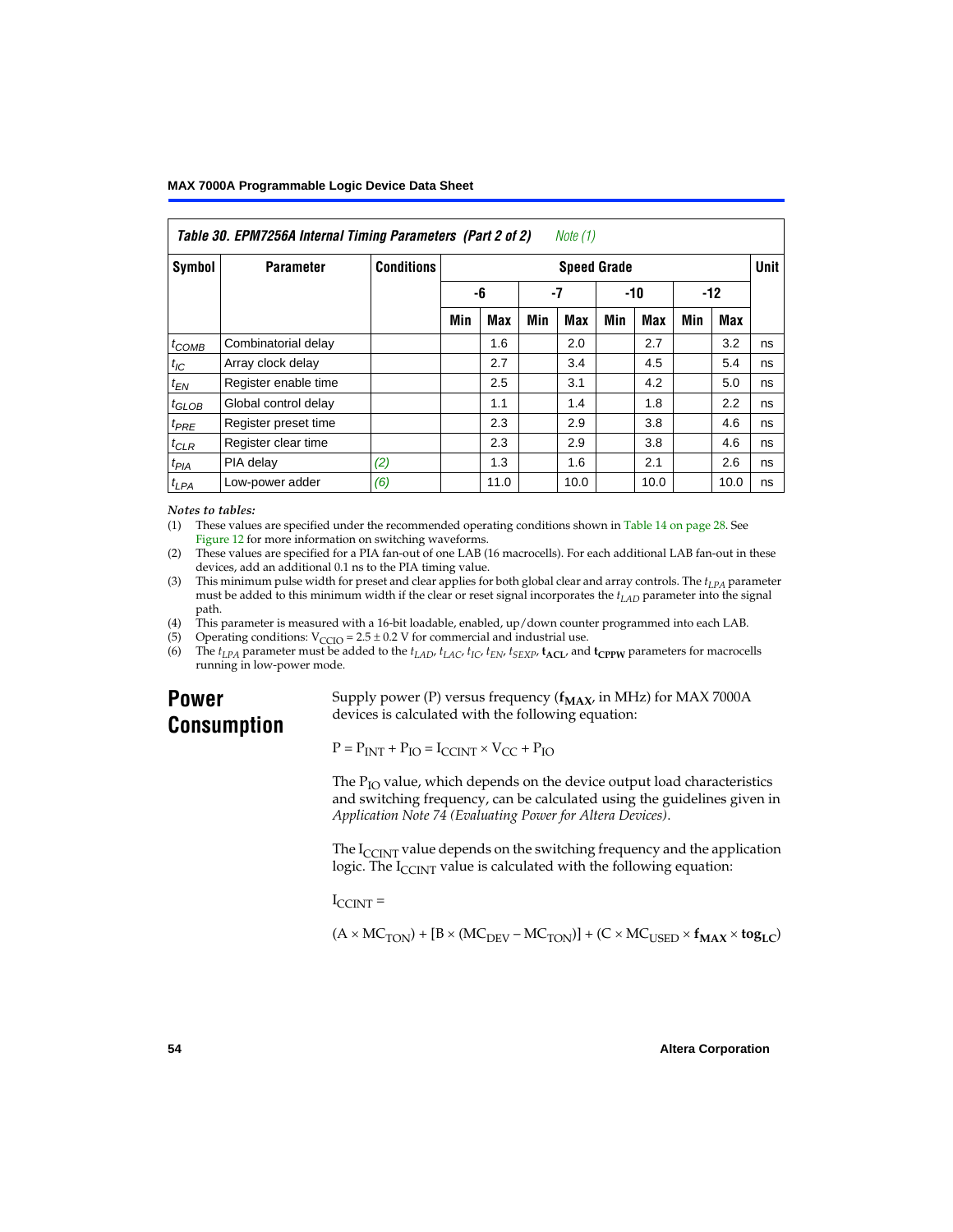**Table 30. EPM7256A Internal Timing Parameters (Part 2 of 2)** *Note (1)*

| Symbol | Parameter | Conditions | Speed Grade | | | | | | | | Unit |
|---|---|---|---|---|---|---|---|---|---|---|---|
| | | | -6 | | -7 | | -10 | | -12 | | |
| | | | Min | Max | Min | Max | Min | Max | Min | Max | |
| $t_{COMB}$ | Combinatorial delay | | | 1.6 | | 2.0 | | 2.7 | | 3.2 | ns |
| $t_{IC}$ | Array clock delay | | | 2.7 | | 3.4 | | 4.5 | | 5.4 | ns |
| $t_{EN}$ | Register enable time | | | 2.5 | | 3.1 | | 4.2 | | 5.0 | ns |
| $t_{GLOB}$ | Global control delay | | | 1.1 | | 1.4 | | 1.8 | | 2.2 | ns |
| $t_{PRE}$ | Register preset time | | | 2.3 | | 2.9 | | 3.8 | | 4.6 | ns |
| $t_{CLR}$ | Register clear time | | | 2.3 | | 2.9 | | 3.8 | | 4.6 | ns |
| $t_{PIA}$ | PIA delay | (2) | | 1.3 | | 1.6 | | 2.1 | | 2.6 | ns |
| $t_{LPA}$ | Low-power adder | (6) | | 11.0 | | 10.0 | | 10.0 | | 10.0 | ns |

*Notes to tables:*

(1) These values are specified under the recommended operating conditions shown in Table 14 on page 28. See Figure 12 for more information on switching waveforms.

(2) These values are specified for a PIA fan-out of one LAB (16 macrocells). For each additional LAB fan-out in these devices, add an additional 0.1 ns to the PIA timing value.

(3) This minimum pulse width for preset and clear applies for both global clear and array controls. The $t_{LPA}$ parameter must be added to this minimum width if the clear or reset signal incorporates the $t_{LAD}$ parameter into the signal path.

(4) This parameter is measured with a 16-bit loadable, enabled, up/down counter programmed into each LAB.

(5) Operating conditions: $V_{CCIO} = 2.5 \pm 0.2$ V for commercial and industrial use.

(6) The $t_{LPA}$ parameter must be added to the $t_{LAD}$, $t_{LAC}$, $t_{IC}$, $t_{EN}$, $t_{SEXP}$, $\mathbf{t_{ACL}}$, and $\mathbf{t_{CPPW}}$ parameters for macrocells running in low-power mode.

## Power Consumption

Supply power (P) versus frequency ($\mathbf{f_{MAX}}$, in MHz) for MAX 7000A devices is calculated with the following equation:

$$P = P_{INT} + P_{IO} = I_{CCINT} \times V_{CC} + P_{IO}$$

The $P_{IO}$ value, which depends on the device output load characteristics and switching frequency, can be calculated using the guidelines given in *Application Note 74 (Evaluating Power for Altera Devices)*.

The $I_{CCINT}$ value depends on the switching frequency and the application logic. The $I_{CCINT}$ value is calculated with the following equation:

$I_{CCINT} =$

$$(A \times MC_{TON}) + [B \times (MC_{DEV} - MC_{TON})] + (C \times MC_{USED} \times \mathbf{f_{MAX}} \times \mathbf{tog_{LC}})$$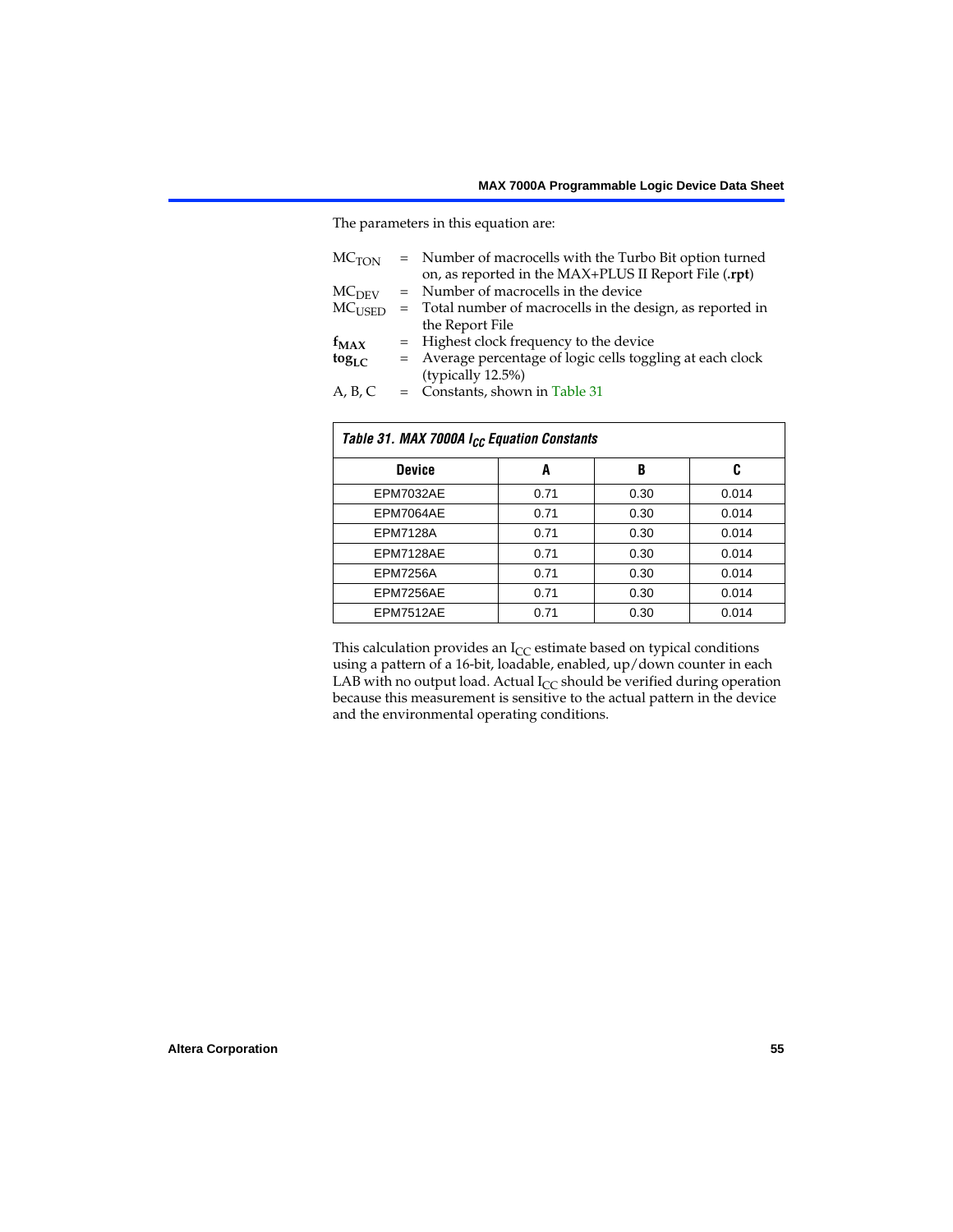The parameters in this equation are:

$MC_{TON}$ = Number of macrocells with the Turbo Bit option turned on, as reported in the MAX+PLUS II Report File (**.rpt**)
$MC_{DEV}$ = Number of macrocells in the device
$MC_{USED}$ = Total number of macrocells in the design, as reported in the Report File
$f_{MAX}$ = Highest clock frequency to the device
$tog_{LC}$ = Average percentage of logic cells toggling at each clock (typically 12.5%)
A, B, C = Constants, shown in Table 31

*Table 31. MAX 7000A $I_{CC}$ Equation Constants*

| Device | A | B | C |
|---|---|---|---|
| EPM7032AE | 0.71 | 0.30 | 0.014 |
| EPM7064AE | 0.71 | 0.30 | 0.014 |
| EPM7128A | 0.71 | 0.30 | 0.014 |
| EPM7128AE | 0.71 | 0.30 | 0.014 |
| EPM7256A | 0.71 | 0.30 | 0.014 |
| EPM7256AE | 0.71 | 0.30 | 0.014 |
| EPM7512AE | 0.71 | 0.30 | 0.014 |

This calculation provides an $I_{CC}$ estimate based on typical conditions using a pattern of a 16-bit, loadable, enabled, up/down counter in each LAB with no output load. Actual $I_{CC}$ should be verified during operation because this measurement is sensitive to the actual pattern in the device and the environmental operating conditions.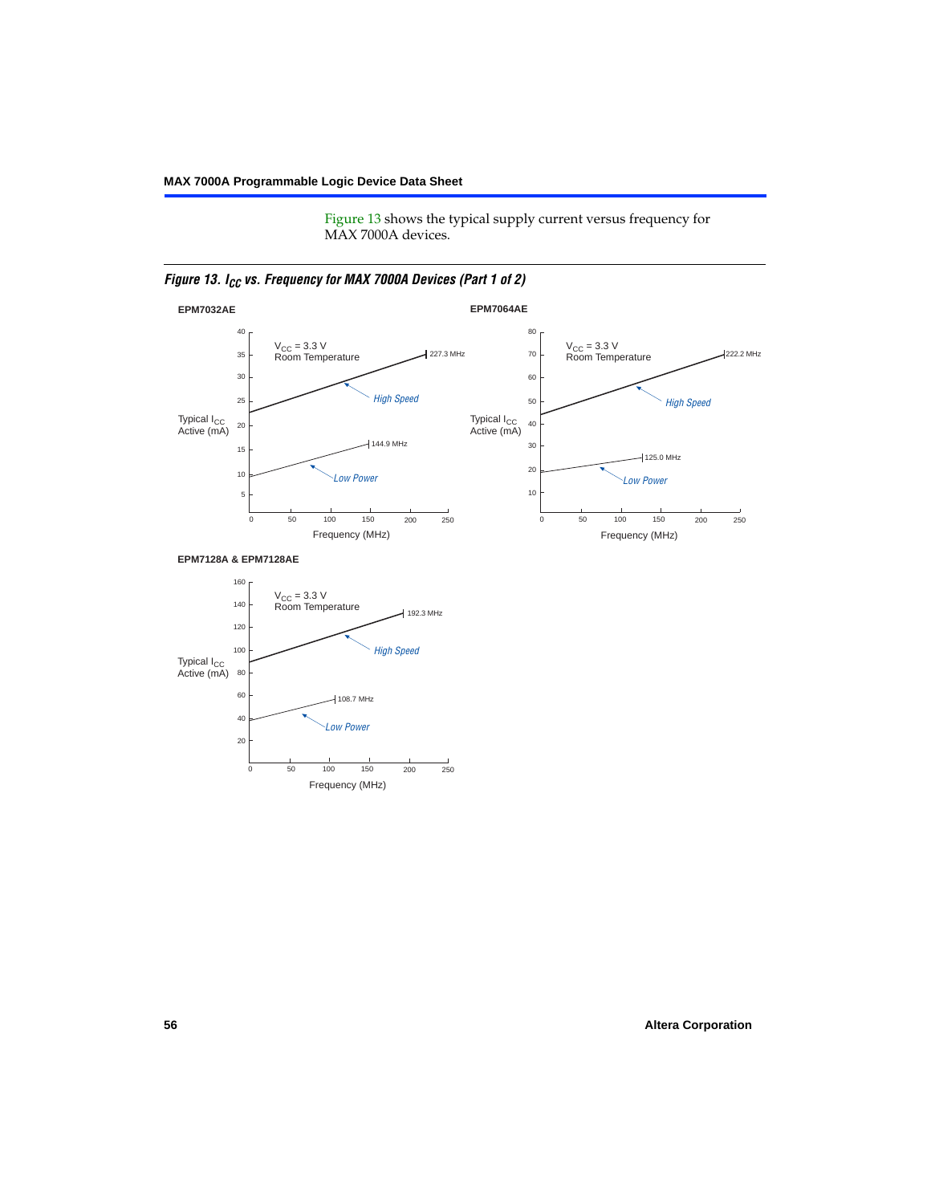Figure 13 shows the typical supply current versus frequency for MAX 7000A devices.

*Figure 13. $I_{CC}$ vs. Frequency for MAX 7000A Devices (Part 1 of 2)*

**EPM7032AE**

$V_{CC}$ = 3.3 V
Room Temperature

High Speed: 227.3 MHz
Low Power: 144.9 MHz

Typical $I_{CC}$ Active (mA): 5, 10, 15, 20, 25, 30, 35, 40

Frequency (MHz): 0, 50, 100, 150, 200, 250

**EPM7064AE**

$V_{CC}$ = 3.3 V
Room Temperature

High Speed: 222.2 MHz
Low Power: 125.0 MHz

Typical $I_{CC}$ Active (mA): 10, 20, 30, 40, 50, 60, 70, 80

Frequency (MHz): 0, 50, 100, 150, 200, 250

**EPM7128A & EPM7128AE**

$V_{CC}$ = 3.3 V
Room Temperature

High Speed: 192.3 MHz
Low Power: 108.7 MHz

Typical $I_{CC}$ Active (mA): 20, 40, 60, 80, 100, 120, 140, 160

Frequency (MHz): 0, 50, 100, 150, 200, 250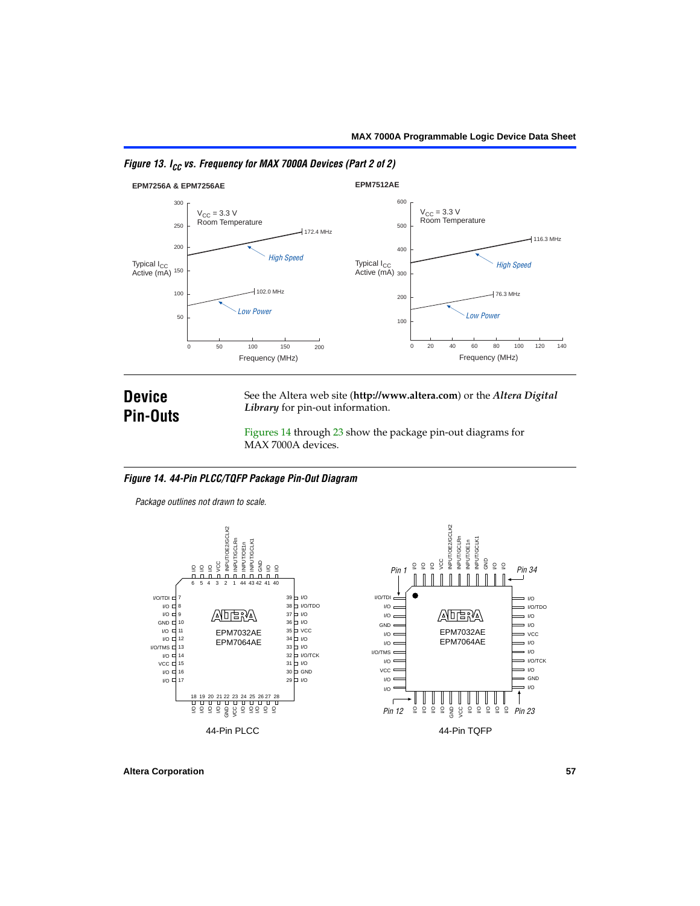*Figure 13. $I_{CC}$ vs. Frequency for MAX 7000A Devices (Part 2 of 2)*

## Device Pin-Outs

See the Altera web site (**http://www.altera.com**) or the ***Altera Digital Library*** for pin-out information.

Figures 14 through 23 show the package pin-out diagrams for MAX 7000A devices.

*Figure 14. 44-Pin PLCC/TQFP Package Pin-Out Diagram*

*Package outlines not drawn to scale.*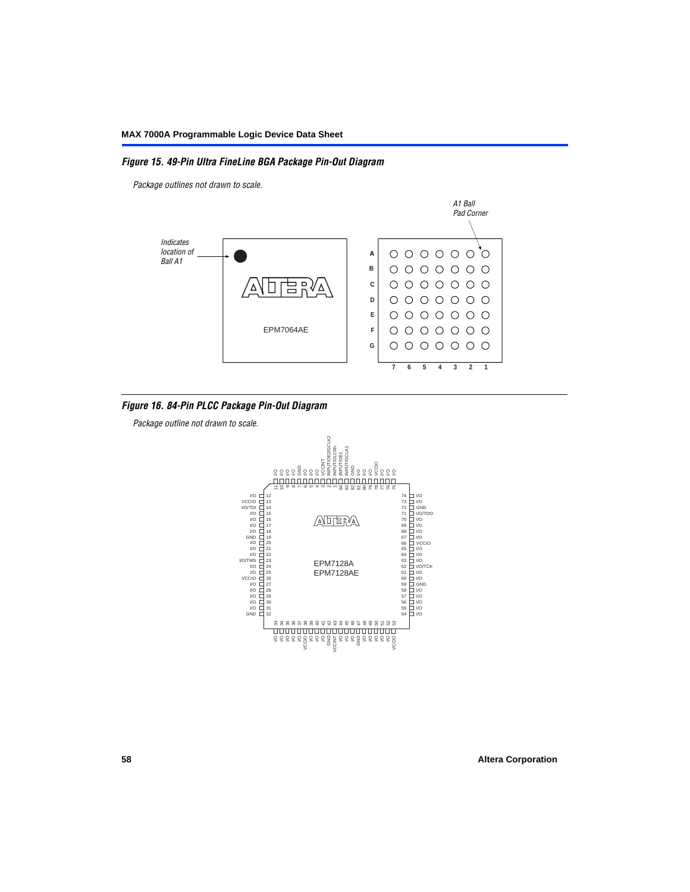## Figure 15. 49-Pin Ultra FineLine BGA Package Pin-Out Diagram

*Package outlines not drawn to scale.*

*Indicates location of Ball A1*

*A1 Ball Pad Corner*

EPM7064AE

## Figure 16. 84-Pin PLCC Package Pin-Out Diagram

*Package outline not drawn to scale.*

EPM7128A
EPM7128AE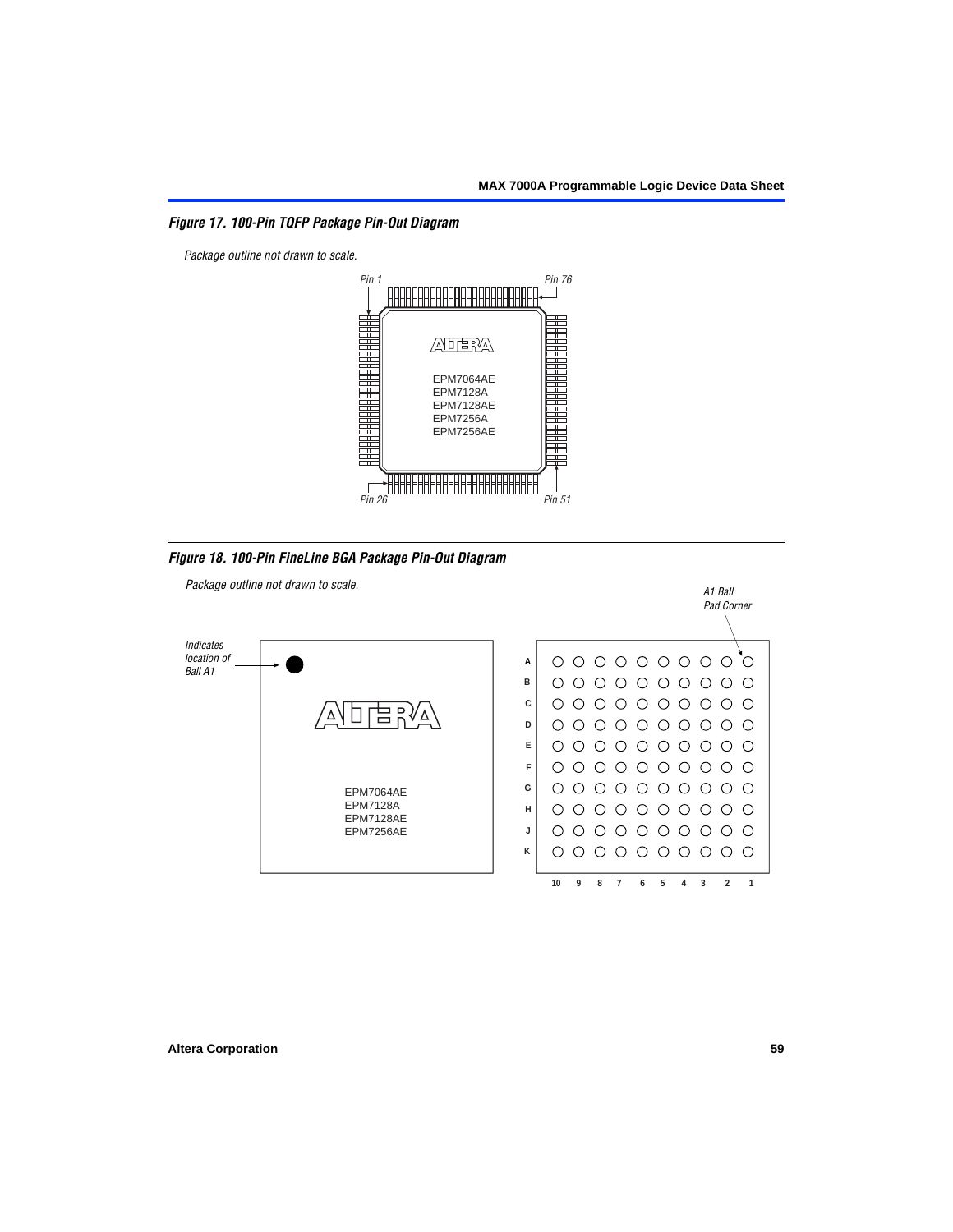*Figure 17. 100-Pin TQFP Package Pin-Out Diagram*

*Package outline not drawn to scale.*

Pin 1 Pin 76

EPM7064AE
EPM7128A
EPM7128AE
EPM7256A
EPM7256AE

Pin 26 Pin 51

*Figure 18. 100-Pin FineLine BGA Package Pin-Out Diagram*

*Package outline not drawn to scale.*

*Indicates location of Ball A1*

EPM7064AE
EPM7128A
EPM7128AE
EPM7256AE

*A1 Ball Pad Corner*

A B C D E F G H J K

10 9 8 7 6 5 4 3 2 1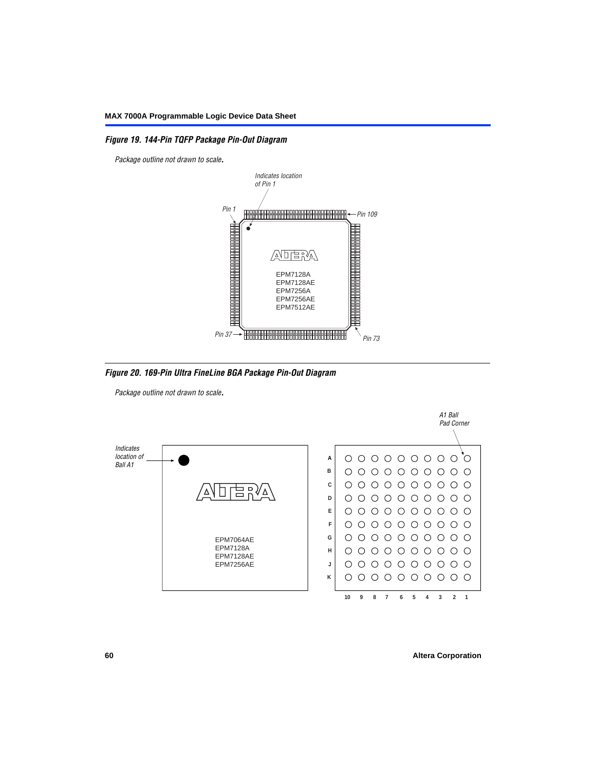*Figure 19. 144-Pin TQFP Package Pin-Out Diagram*

*Package outline not drawn to scale.*

*Indicates location of Pin 1*

*Pin 1*

*Pin 109*

EPM7128A
EPM7128AE
EPM7256A
EPM7256AE
EPM7512AE

*Pin 37*

*Pin 73*

*Figure 20. 169-Pin Ultra FineLine BGA Package Pin-Out Diagram*

*Package outline not drawn to scale.*

*A1 Ball Pad Corner*

*Indicates location of Ball A1*

EPM7064AE
EPM7128A
EPM7128AE
EPM7256AE

A B C D E F G H J K

10 9 8 7 6 5 4 3 2 1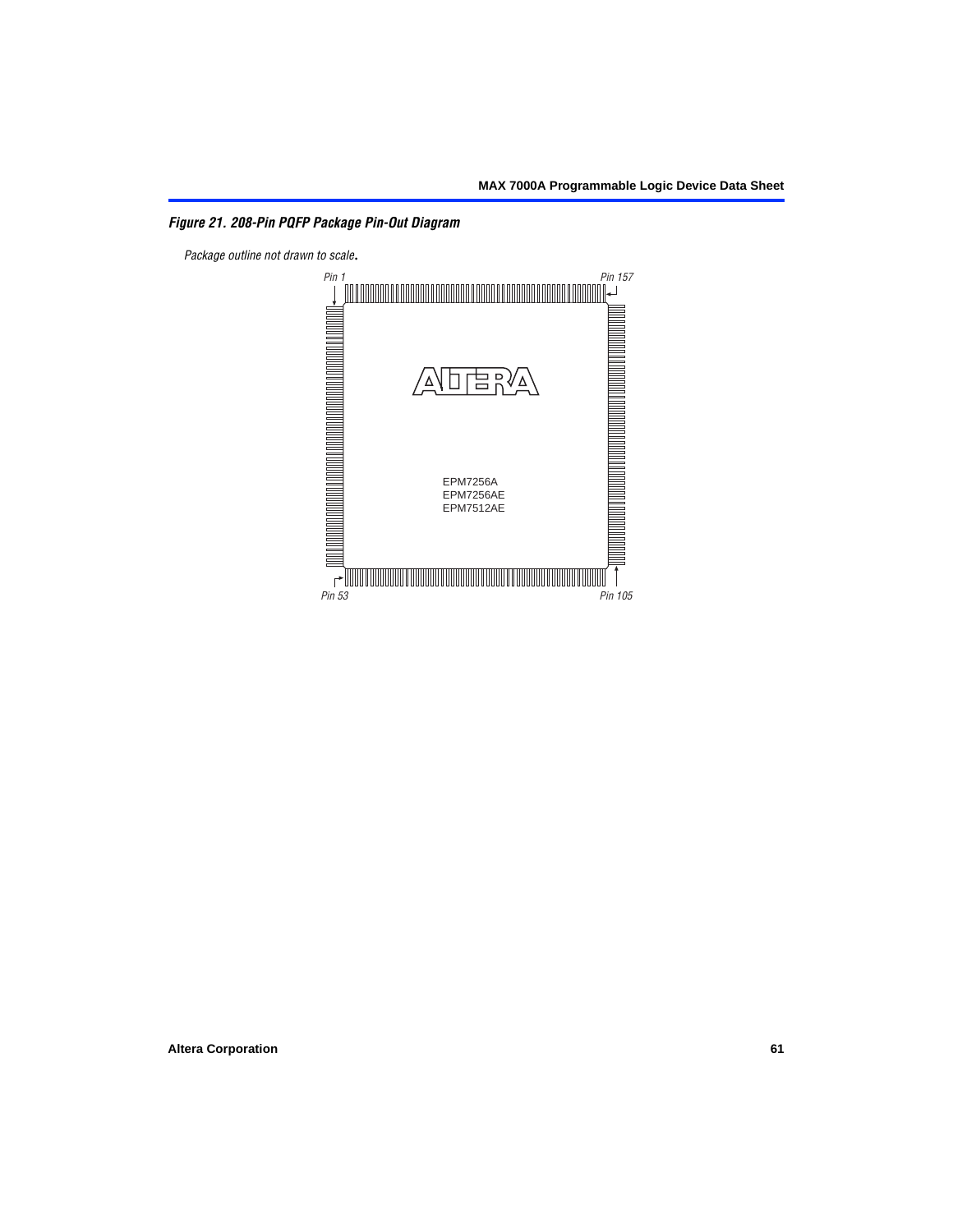*Figure 21. 208-Pin PQFP Package Pin-Out Diagram*

*Package outline not drawn to scale.*

Pin 1

Pin 157

EPM7256A
EPM7256AE
EPM7512AE

Pin 53

Pin 105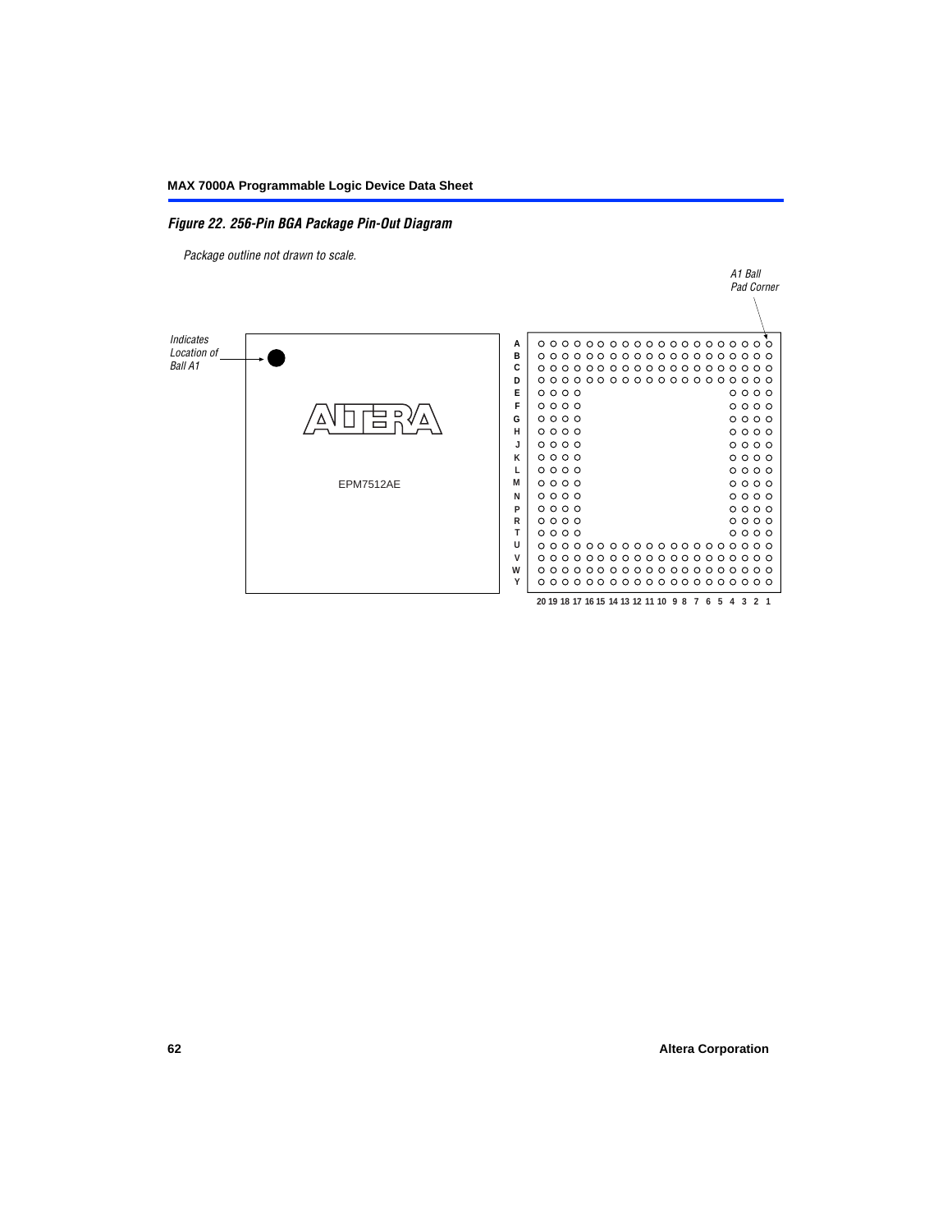*Figure 22. 256-Pin BGA Package Pin-Out Diagram*

*Package outline not drawn to scale.*

*A1 Ball Pad Corner*

*Indicates Location of Ball A1*

EPM7512AE

A B C D E F G H J K L M N P R T U V W Y

20 19 18 17 16 15 14 13 12 11 10 9 8 7 6 5 4 3 2 1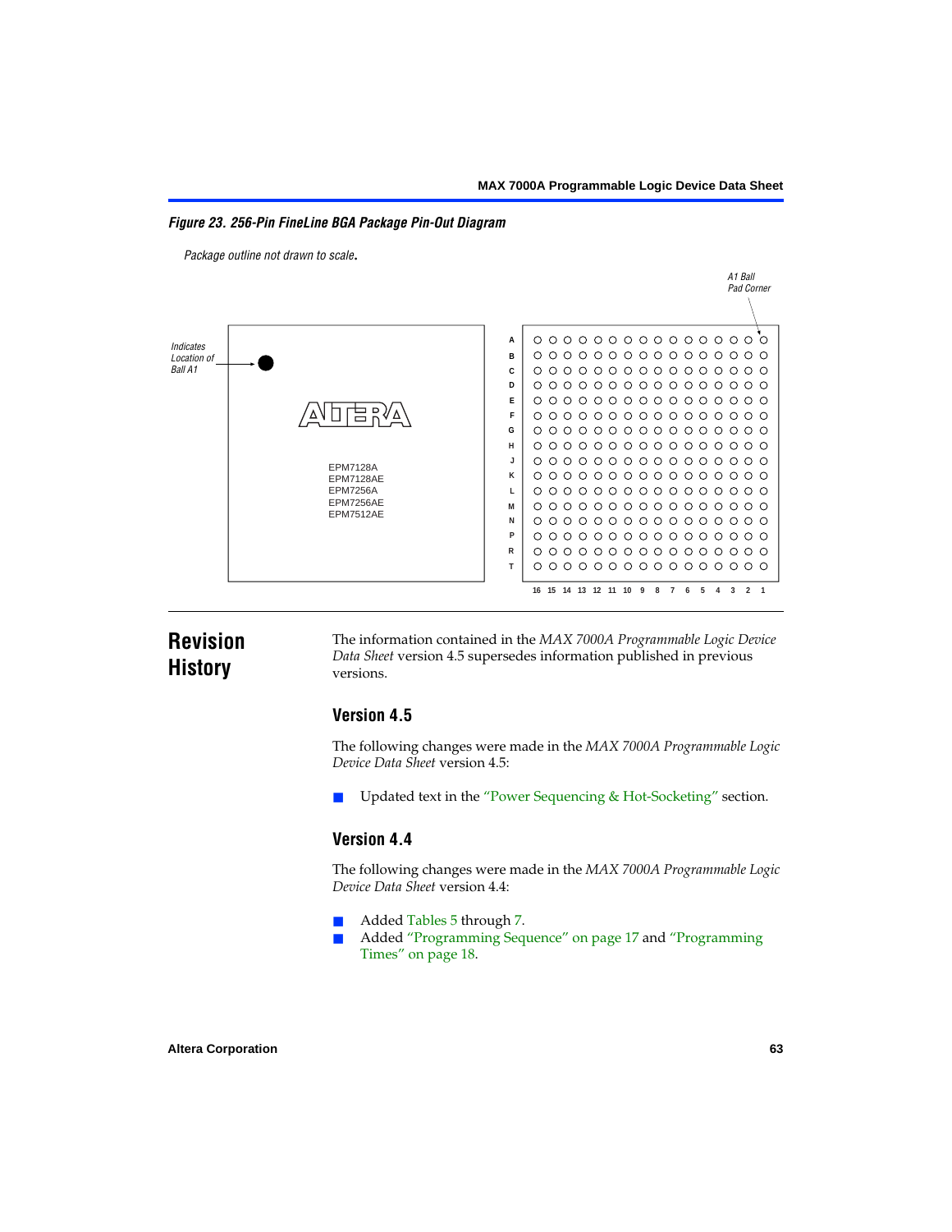**Figure 23. 256-Pin FineLine BGA Package Pin-Out Diagram**

*Package outline not drawn to scale.*

*Indicates Location of Ball A1*

EPM7128A
EPM7128AE
EPM7256A
EPM7256AE
EPM7512AE

*A1 Ball Pad Corner*

# Revision History

The information contained in the *MAX 7000A Programmable Logic Device Data Sheet* version 4.5 supersedes information published in previous versions.

## Version 4.5

The following changes were made in the *MAX 7000A Programmable Logic Device Data Sheet* version 4.5:

- Updated text in the "Power Sequencing & Hot-Socketing" section.

## Version 4.4

The following changes were made in the *MAX 7000A Programmable Logic Device Data Sheet* version 4.4:

- Added Tables 5 through 7.
- Added "Programming Sequence" on page 17 and "Programming Times" on page 18.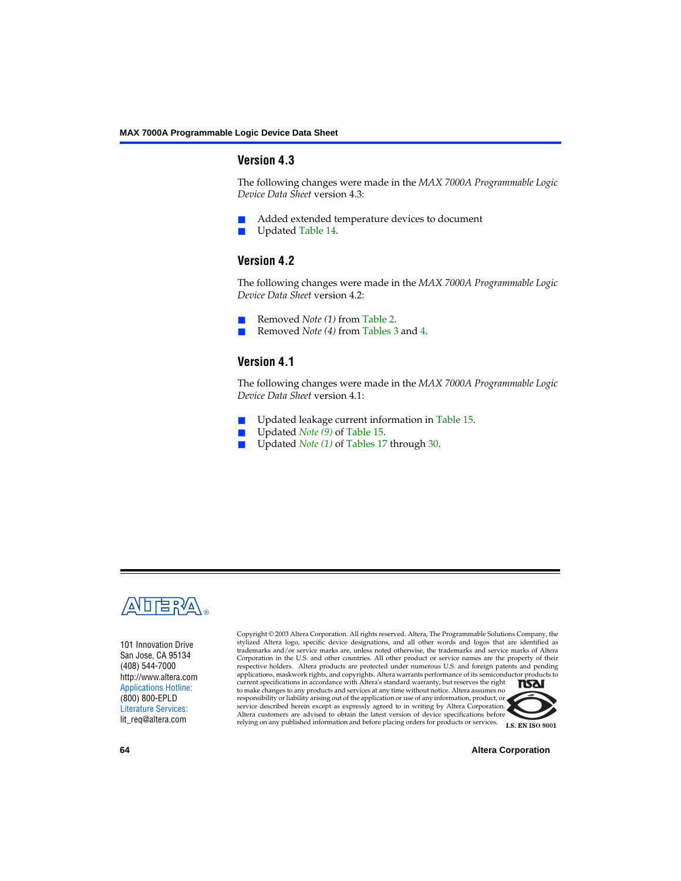### Version 4.3

The following changes were made in the *MAX 7000A Programmable Logic Device Data Sheet* version 4.3:

- Added extended temperature devices to document
- Updated Table 14.

### Version 4.2

The following changes were made in the *MAX 7000A Programmable Logic Device Data Sheet* version 4.2:

- Removed *Note (1)* from Table 2.
- Removed *Note (4)* from Tables 3 and 4.

### Version 4.1

The following changes were made in the *MAX 7000A Programmable Logic Device Data Sheet* version 4.1:

- Updated leakage current information in Table 15.
- Updated *Note (9)* of Table 15.
- Updated *Note (1)* of Tables 17 through 30.

ALTERA®

101 Innovation Drive
San Jose, CA 95134
(408) 544-7000
http://www.altera.com
Applications Hotline:
(800) 800-EPLD
Literature Services:
lit_req@altera.com

Copyright © 2003 Altera Corporation. All rights reserved. Altera, The Programmable Solutions Company, the stylized Altera logo, specific device designations, and all other words and logos that are identified as trademarks and/or service marks are, unless noted otherwise, the trademarks and service marks of Altera Corporation in the U.S. and other countries. All other product or service names are the property of their respective holders. Altera products are protected under numerous U.S. and foreign patents and pending applications, maskwork rights, and copyrights. Altera warrants performance of its semiconductor products to current specifications in accordance with Altera's standard warranty, but reserves the right to make changes to any products and services at any time without notice. Altera assumes no responsibility or liability arising out of the application or use of any information, product, or service described herein except as expressly agreed to in writing by Altera Corporation. Altera customers are advised to obtain the latest version of device specifications before relying on any published information and before placing orders for products or services.

NSAI
I.S. EN ISO 9001